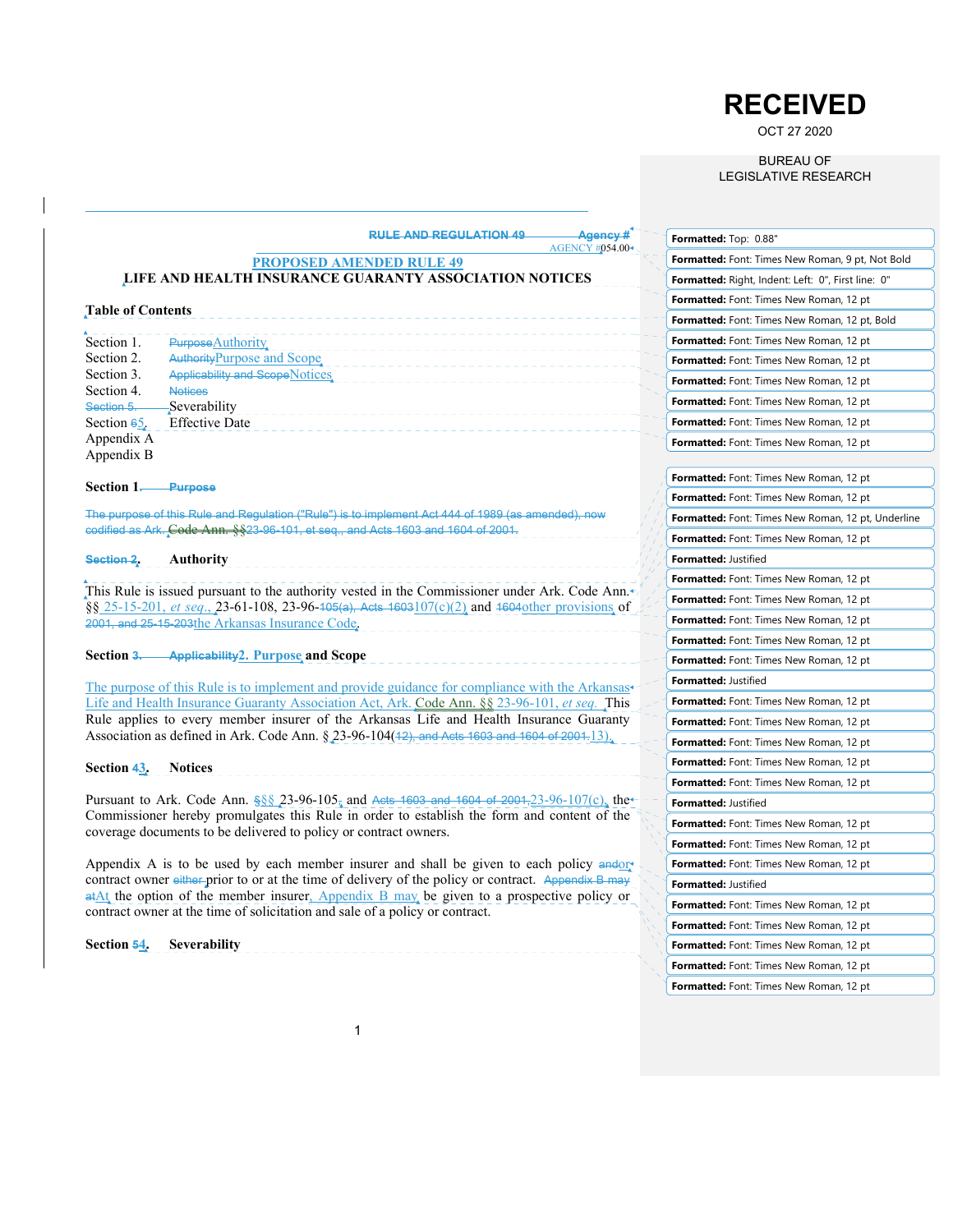**RECEIVED**

OCT 27 2020

BUREAU OF LEGISLATIVE RESEARCH

~~RULE AND REGULATION 49~~ ~~Agency #~~ AGENCY #054.00

**PROPOSED AMENDED RULE 49**

**LIFE AND HEALTH INSURANCE GUARANTY ASSOCIATION NOTICES**

**Table of Contents**

Section 1. ~~Purpose~~Authority
Section 2. ~~Authority~~Purpose and Scope
Section 3. ~~Applicability and Scope~~Notices
Section 4. ~~Notices~~
~~Section 5.~~ Severability
Section ~~6~~5. Effective Date
Appendix A
Appendix B

**Section 1.** ~~**Purpose**~~

~~The purpose of this Rule and Regulation ("Rule") is to implement Act 444 of 1989 (as amended), now codified as Ark. Code Ann. §§23-96-101, et seq., and Acts 1603 and 1604 of 2001.~~

~~**Section 2**~~**. Authority**

This Rule is issued pursuant to the authority vested in the Commissioner under Ark. Code Ann. §§ 25-15-201, *et seq.*, 23-61-108, 23-96-~~105(a), Acts 1603~~107(c)(2) and ~~1604~~other provisions of ~~2001, and 25-15-203~~the Arkansas Insurance Code.

**Section** ~~**3.**~~ ~~**Applicability**~~**2. Purpose and Scope**

The purpose of this Rule is to implement and provide guidance for compliance with the Arkansas Life and Health Insurance Guaranty Association Act, Ark. Code Ann. §§ 23-96-101, *et seq.* This Rule applies to every member insurer of the Arkansas Life and Health Insurance Guaranty Association as defined in Ark. Code Ann. § 23-96-104(~~12), and Acts 1603 and 1604 of 2001.~~13).

**Section** ~~**4**~~**3. Notices**

Pursuant to Ark. Code Ann. §§~~§~~ 23-96-105~~,~~ and ~~Acts 1603 and 1604 of 2001,~~23-96-107(c), the Commissioner hereby promulgates this Rule in order to establish the form and content of the coverage documents to be delivered to policy or contract owners.

Appendix A is to be used by each member insurer and shall be given to each policy ~~and~~or contract owner ~~either~~ prior to or at the time of delivery of the policy or contract. ~~Appendix B may at~~At the option of the member insurer, Appendix B may be given to a prospective policy or contract owner at the time of solicitation and sale of a policy or contract.

**Section** ~~**5**~~**4. Severability**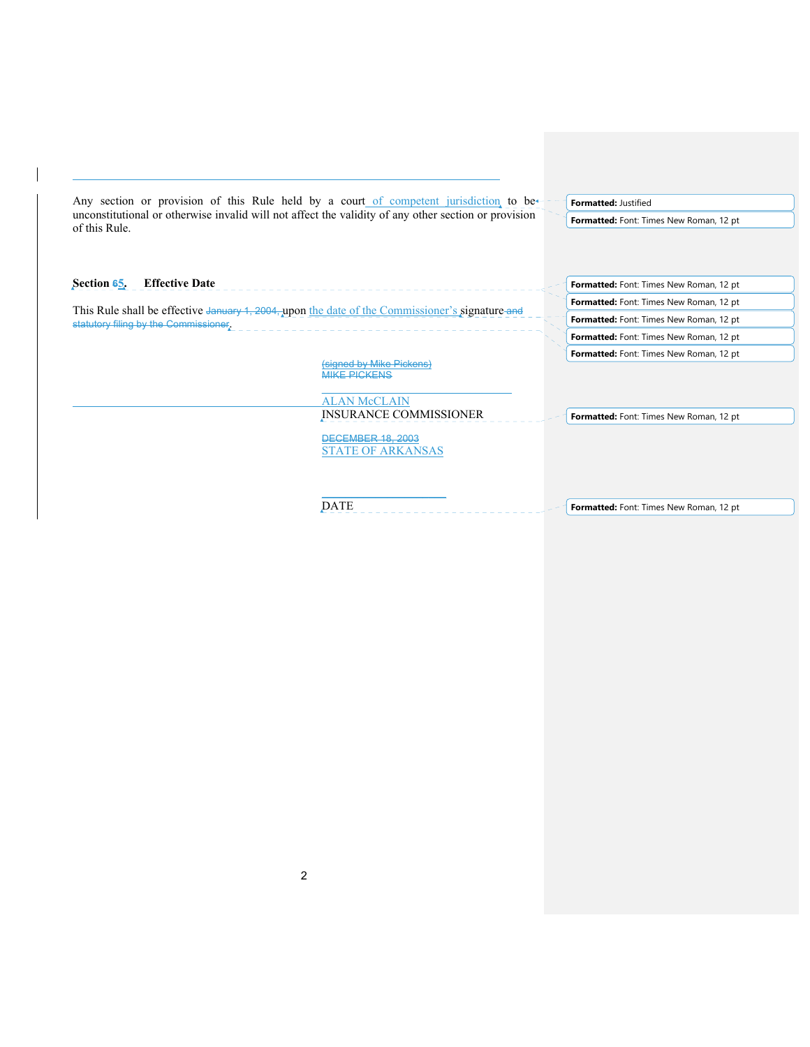Any section or provision of this Rule held by a court of competent jurisdiction to be unconstitutional or otherwise invalid will not affect the validity of any other section or provision of this Rule.

**Section ~~6~~5. Effective Date**

This Rule shall be effective ~~January 1, 2004,~~ upon the date of the Commissioner's signature ~~and statutory filing by the Commissioner~~.

~~(signed by Mike Pickens)~~
~~MIKE PICKENS~~

ALAN McCLAIN
INSURANCE COMMISSIONER

~~DECEMBER 18, 2003~~
STATE OF ARKANSAS

DATE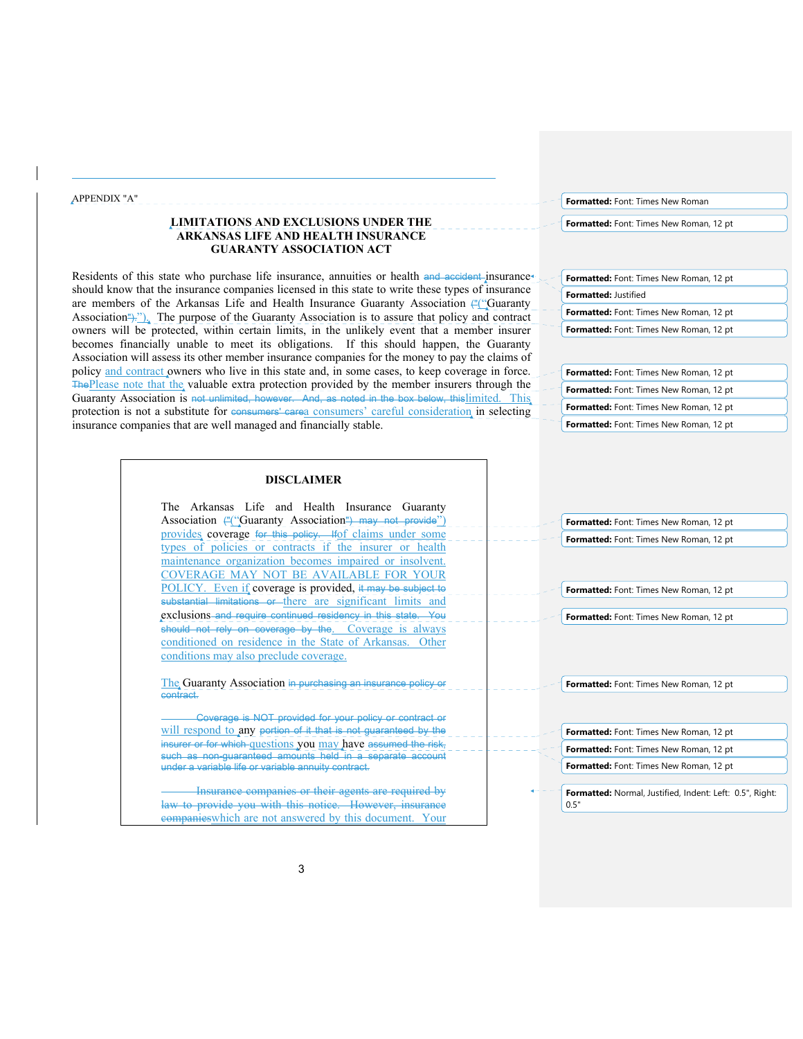APPENDIX "A"

**LIMITATIONS AND EXCLUSIONS UNDER THE ARKANSAS LIFE AND HEALTH INSURANCE GUARANTY ASSOCIATION ACT**

Residents of this state who purchase life insurance, annuities or health insurance should know that the insurance companies licensed in this state to write these types of insurance are members of the Arkansas Life and Health Insurance Guaranty Association ("Guaranty Association"). The purpose of the Guaranty Association is to assure that policy and contract owners will be protected, within certain limits, in the unlikely event that a member insurer becomes financially unable to meet its obligations. If this should happen, the Guaranty Association will assess its other member insurance companies for the money to pay the claims of policy and contract owners who live in this state and, in some cases, to keep coverage in force. Please note that the valuable extra protection provided by the member insurers through the Guaranty Association is limited. This protection is not a substitute for a consumers' careful consideration in selecting insurance companies that are well managed and financially stable.

**DISCLAIMER**

The Arkansas Life and Health Insurance Guaranty Association ("Guaranty Association") provides coverage of claims under some types of policies or contracts if the insurer or health maintenance organization becomes impaired or insolvent. COVERAGE MAY NOT BE AVAILABLE FOR YOUR POLICY. Even if coverage is provided, there are significant limits and exclusions. Coverage is always conditioned on residence in the State of Arkansas. Other conditions may also preclude coverage.

The Guaranty Association will respond to any questions you may have which are not answered by this document. Your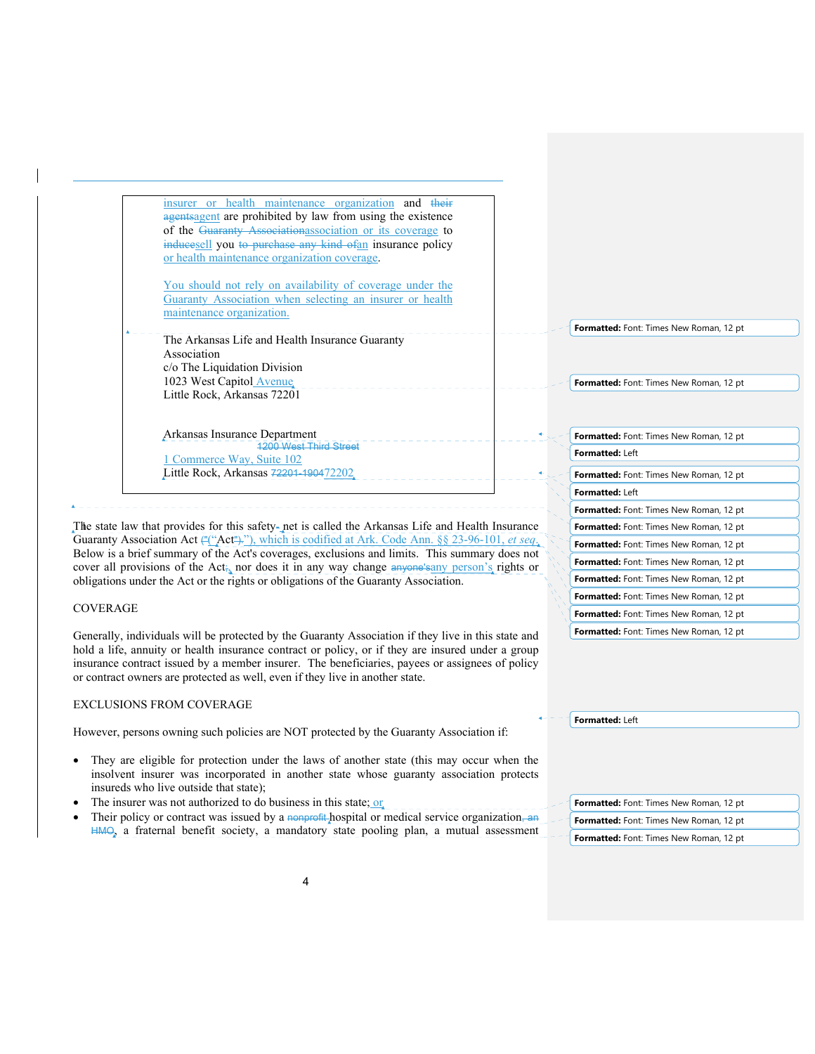insurer or health maintenance organization and ~~their~~ ~~agents~~agent are prohibited by law from using the existence of the ~~Guaranty Association~~association or its coverage to ~~induce~~sell you ~~to purchase any kind of~~an insurance policy or health maintenance organization coverage.

You should not rely on availability of coverage under the Guaranty Association when selecting an insurer or health maintenance organization.

The Arkansas Life and Health Insurance Guaranty Association
c/o The Liquidation Division
1023 West Capitol Avenue
Little Rock, Arkansas 72201

Arkansas Insurance Department
~~1200 West Third Street~~
1 Commerce Way, Suite 102
Little Rock, Arkansas ~~72201-1904~~72202

The state law that provides for this safety~~-~~ net is called the Arkansas Life and Health Insurance Guaranty Association Act ~~("Act").~~("Act"), which is codified at Ark. Code Ann. §§ 23-96-101, *et seq*. Below is a brief summary of the Act's coverages, exclusions and limits. This summary does not cover all provisions of the Act~~.~~, nor does it in any way change ~~anyone's~~any person's rights or obligations under the Act or the rights or obligations of the Guaranty Association.

COVERAGE

Generally, individuals will be protected by the Guaranty Association if they live in this state and hold a life, annuity or health insurance contract or policy, or if they are insured under a group insurance contract issued by a member insurer. The beneficiaries, payees or assignees of policy or contract owners are protected as well, even if they live in another state.

EXCLUSIONS FROM COVERAGE

However, persons owning such policies are NOT protected by the Guaranty Association if:

- They are eligible for protection under the laws of another state (this may occur when the insolvent insurer was incorporated in another state whose guaranty association protects insureds who live outside that state);
- The insurer was not authorized to do business in this state; or
- Their policy or contract was issued by a ~~nonprofit~~ hospital or medical service organization~~, an HMO~~, a fraternal benefit society, a mandatory state pooling plan, a mutual assessment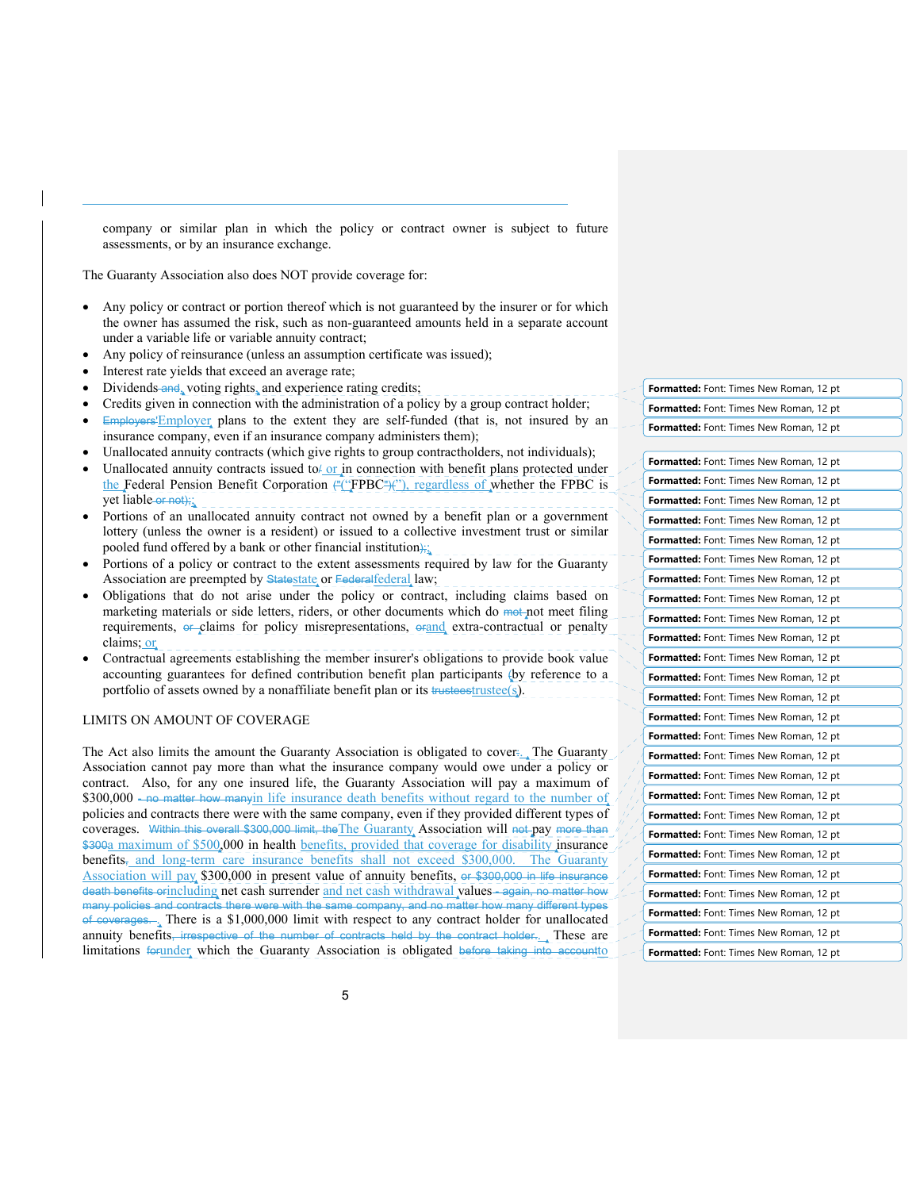company or similar plan in which the policy or contract owner is subject to future assessments, or by an insurance exchange.

The Guaranty Association also does NOT provide coverage for:

- Any policy or contract or portion thereof which is not guaranteed by the insurer or for which the owner has assumed the risk, such as non-guaranteed amounts held in a separate account under a variable life or variable annuity contract;
- Any policy of reinsurance (unless an assumption certificate was issued);
- Interest rate yields that exceed an average rate;
- Dividends ~~and~~, voting rights, and experience rating credits;
- Credits given in connection with the administration of a policy by a group contract holder;
- ~~Employers'~~Employer plans to the extent they are self-funded (that is, not insured by an insurance company, even if an insurance company administers them);
- Unallocated annuity contracts (which give rights to group contractholders, not individuals);
- Unallocated annuity contracts issued to~~/~~ or in connection with benefit plans protected under the Federal Pension Benefit Corporation ~~("~~("FPBC~~")~~"), regardless of whether the FPBC is yet liable ~~or not);~~;
- Portions of an unallocated annuity contract not owned by a benefit plan or a government lottery (unless the owner is a resident) or issued to a collective investment trust or similar pooled fund offered by a bank or other financial institution~~);~~;
- Portions of a policy or contract to the extent assessments required by law for the Guaranty Association are preempted by ~~State~~state or ~~Federal~~federal law;
- Obligations that do not arise under the policy or contract, including claims based on marketing materials or side letters, riders, or other documents which do ~~not~~not meet filing requirements, ~~or~~ claims for policy misrepresentations, ~~or~~and extra-contractual or penalty claims; or
- Contractual agreements establishing the member insurer's obligations to provide book value accounting guarantees for defined contribution benefit plan participants (by reference to a portfolio of assets owned by a nonaffiliate benefit plan or its ~~trustees~~trustee(s)).

LIMITS ON AMOUNT OF COVERAGE

The Act also limits the amount the Guaranty Association is obligated to cover~~:~~. The Guaranty Association cannot pay more than what the insurance company would owe under a policy or contract. Also, for any one insured life, the Guaranty Association will pay a maximum of $300,000 ~~– no matter how many~~in life insurance death benefits without regard to the number of policies and contracts there were with the same company, even if they provided different types of coverages. ~~Within this overall $300,000 limit, the~~The Guaranty Association will ~~not~~ pay ~~more than $300~~a maximum of $500,000 in health benefits, provided that coverage for disability insurance benefits~~,~~ and long-term care insurance benefits shall not exceed $300,000. The Guaranty Association will pay $300,000 in present value of annuity benefits, ~~or $300,000 in life insurance death benefits or~~including net cash surrender and net cash withdrawal values ~~– again, no matter how many policies and contracts there were with the same company, and no matter how many different types of coverages.~~. There is a $1,000,000 limit with respect to any contract holder for unallocated annuity benefits~~, irrespective of the number of contracts held by the contract holder.~~. These are limitations ~~for~~under which the Guaranty Association is obligated ~~before taking into account~~to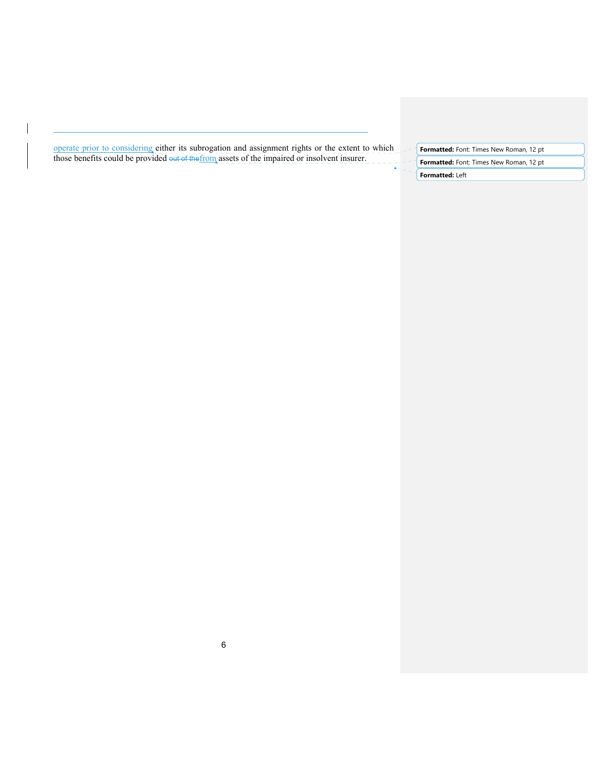operate prior to considering either its subrogation and assignment rights or the extent to which those benefits could be provided out of thefrom assets of the impaired or insolvent insurer.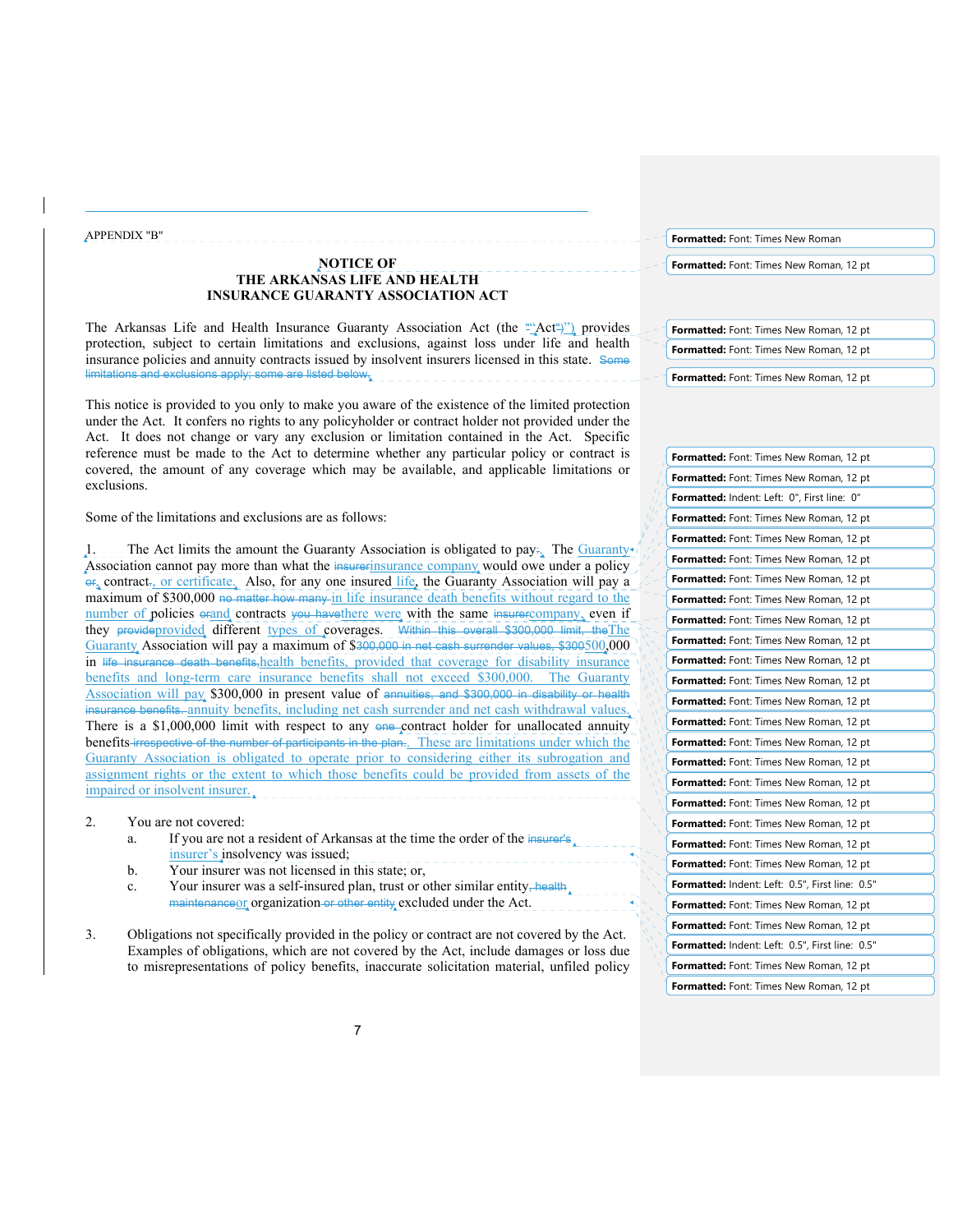APPENDIX "B"

## NOTICE OF THE ARKANSAS LIFE AND HEALTH INSURANCE GUARANTY ASSOCIATION ACT

The Arkansas Life and Health Insurance Guaranty Association Act (the "Act") provides protection, subject to certain limitations and exclusions, against loss under life and health insurance policies and annuity contracts issued by insolvent insurers licensed in this state. ~~Some limitations and exclusions apply; some are listed below.~~

This notice is provided to you only to make you aware of the existence of the limited protection under the Act. It confers no rights to any policyholder or contract holder not provided under the Act. It does not change or vary any exclusion or limitation contained in the Act. Specific reference must be made to the Act to determine whether any particular policy or contract is covered, the amount of any coverage which may be available, and applicable limitations or exclusions.

Some of the limitations and exclusions are as follows:

1. The Act limits the amount the Guaranty Association is obligated to pay~~:~~. The Guaranty Association cannot pay more than what the ~~insurer~~insurance company would owe under a policy ~~or~~, contract~~.~~, or certificate. Also, for any one insured life, the Guaranty Association will pay a maximum of $300,000 ~~no matter how many~~ in life insurance death benefits without regard to the number of policies ~~or~~and contracts ~~you have~~there were with the same ~~insurer~~company, even if they ~~provide~~provided different types of coverages. ~~Within this overall $300,000 limit, the~~The Guaranty Association will pay a maximum of $~~300,000 in net cash surrender values, $300~~500,000 in ~~life insurance death benefits,~~health benefits, provided that coverage for disability insurance benefits and long-term care insurance benefits shall not exceed $300,000. The Guaranty Association will pay $300,000 in present value of ~~annuities, and $300,000 in disability or health insurance benefits.~~ annuity benefits, including net cash surrender and net cash withdrawal values. There is a $1,000,000 limit with respect to any ~~one~~ contract holder for unallocated annuity benefits ~~irrespective of the number of participants in the plan.~~. These are limitations under which the Guaranty Association is obligated to operate prior to considering either its subrogation and assignment rights or the extent to which those benefits could be provided from assets of the impaired or insolvent insurer.

2. You are not covered:
   a. If you are not a resident of Arkansas at the time the order of the ~~insurer's~~ insurer's insolvency was issued;
   b. Your insurer was not licensed in this state; or,
   c. Your insurer was a self-insured plan, trust or other similar entity~~, health maintenance~~or organization ~~or other entity~~ excluded under the Act.

3. Obligations not specifically provided in the policy or contract are not covered by the Act. Examples of obligations, which are not covered by the Act, include damages or loss due to misrepresentations of policy benefits, inaccurate solicitation material, unfiled policy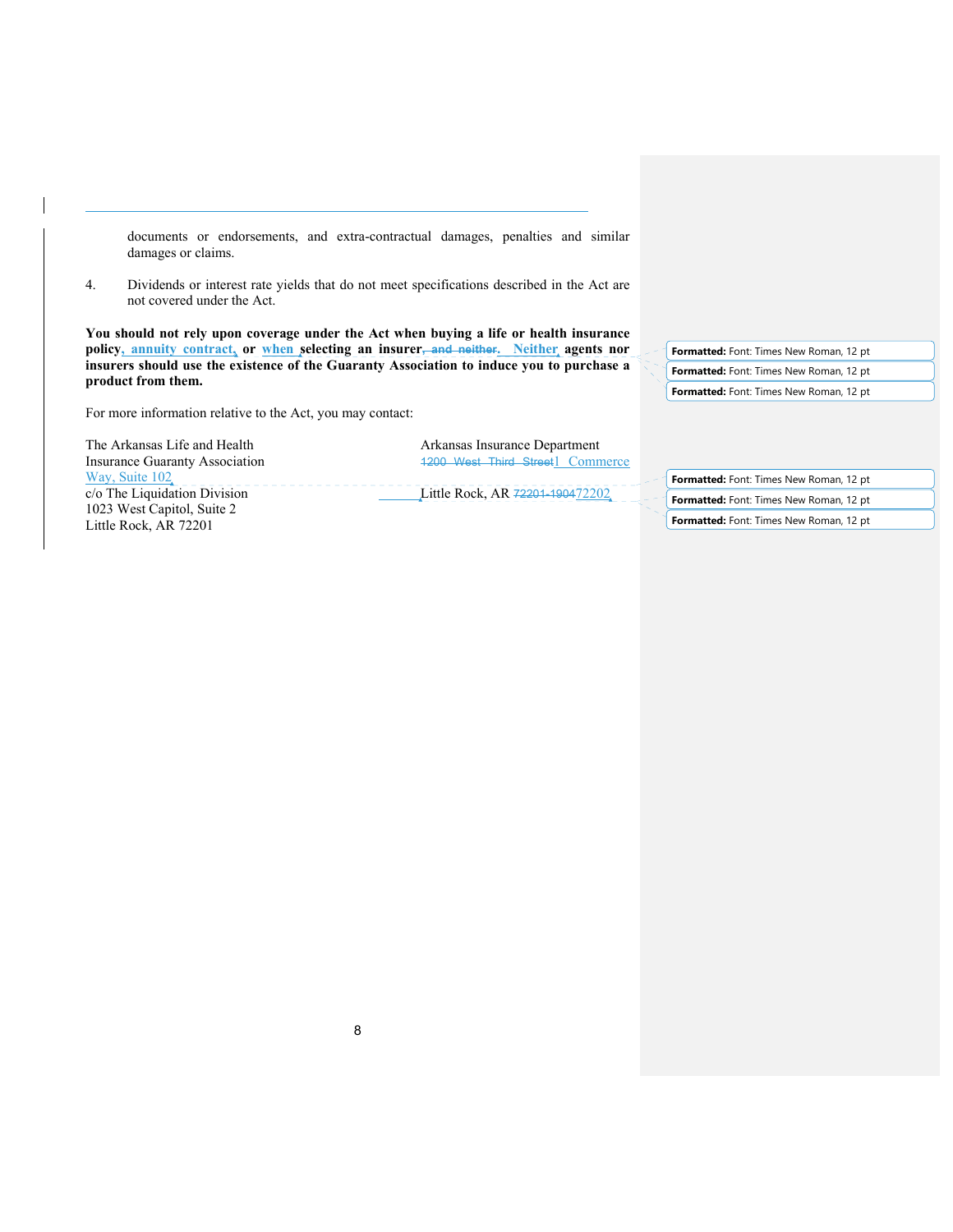documents or endorsements, and extra-contractual damages, penalties and similar damages or claims.

4. Dividends or interest rate yields that do not meet specifications described in the Act are not covered under the Act.

**You should not rely upon coverage under the Act when buying a life or health insurance policy, annuity contract, or when selecting an insurer~~, and neither~~. Neither agents nor insurers should use the existence of the Guaranty Association to induce you to purchase a product from them.**

For more information relative to the Act, you may contact:

The Arkansas Life and Health
Insurance Guaranty Association
c/o The Liquidation Division
1023 West Capitol, Suite 2
Little Rock, AR 72201

Arkansas Insurance Department
~~1200 West Third Street~~1 Commerce Way, Suite 102
Little Rock, AR ~~72201-1904~~72202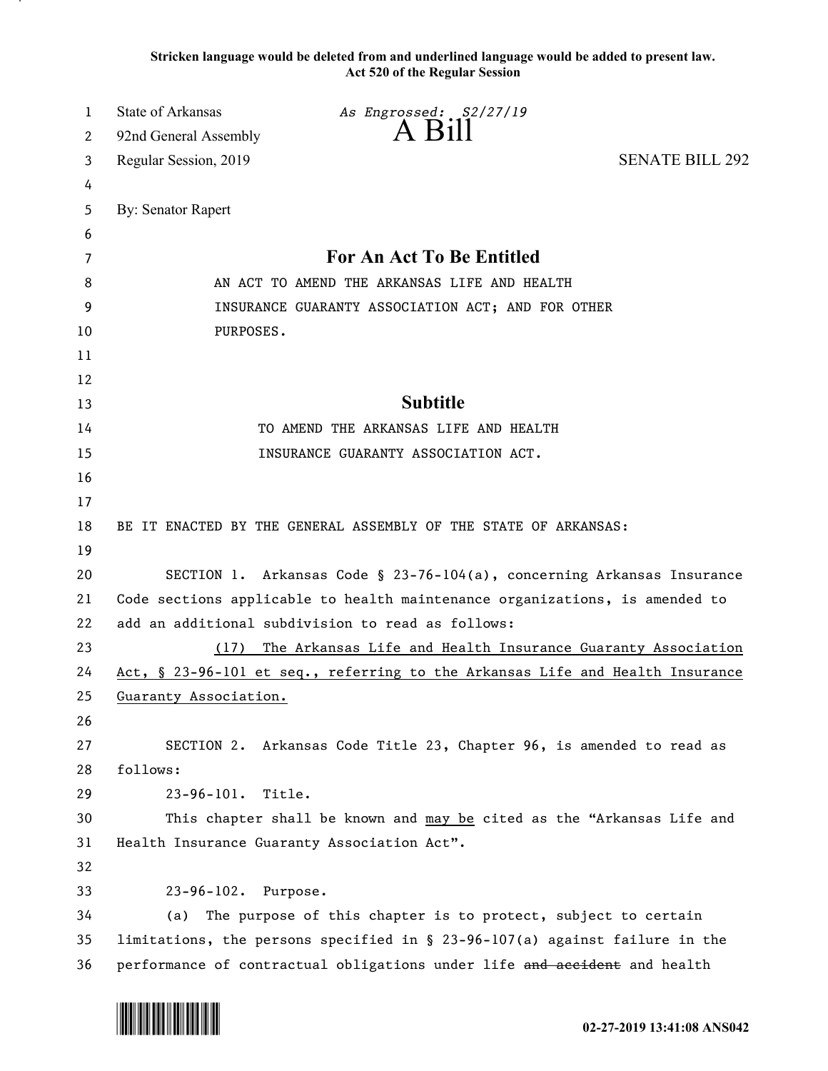**Stricken language would be deleted from and underlined language would be added to present law.**
**Act 520 of the Regular Session**

State of Arkansas
92nd General Assembly
Regular Session, 2019

*As Engrossed: S2/27/19*

# A Bill

SENATE BILL 292

By: Senator Rapert

## For An Act To Be Entitled

AN ACT TO AMEND THE ARKANSAS LIFE AND HEALTH INSURANCE GUARANTY ASSOCIATION ACT; AND FOR OTHER PURPOSES.

## Subtitle

TO AMEND THE ARKANSAS LIFE AND HEALTH INSURANCE GUARANTY ASSOCIATION ACT.

BE IT ENACTED BY THE GENERAL ASSEMBLY OF THE STATE OF ARKANSAS:

SECTION 1. Arkansas Code § 23-76-104(a), concerning Arkansas Insurance Code sections applicable to health maintenance organizations, is amended to add an additional subdivision to read as follows:

<u>(17) The Arkansas Life and Health Insurance Guaranty Association Act, § 23-96-101 et seq., referring to the Arkansas Life and Health Insurance Guaranty Association.</u>

SECTION 2. Arkansas Code Title 23, Chapter 96, is amended to read as follows:

23-96-101. Title.

This chapter shall be known and <u>may be</u> cited as the "Arkansas Life and Health Insurance Guaranty Association Act".

23-96-102. Purpose.

(a) The purpose of this chapter is to protect, subject to certain limitations, the persons specified in § 23-96-107(a) against failure in the performance of contractual obligations under life ~~and accident~~ and health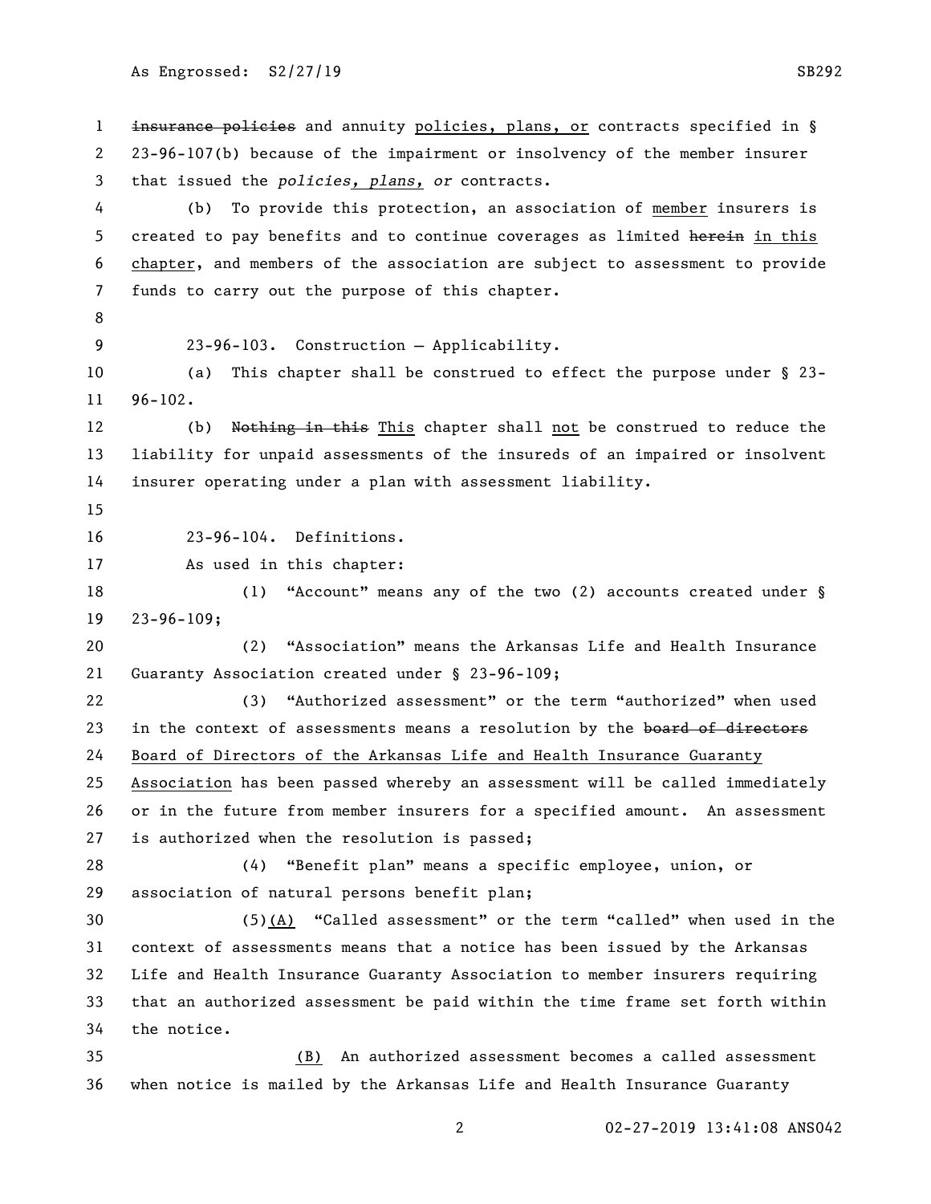insurance policies and annuity policies, plans, or contracts specified in § 23-96-107(b) because of the impairment or insolvency of the member insurer that issued the *policies, plans, or* contracts.

(b) To provide this protection, an association of member insurers is created to pay benefits and to continue coverages as limited herein in this chapter, and members of the association are subject to assessment to provide funds to carry out the purpose of this chapter.

23-96-103. Construction — Applicability.

(a) This chapter shall be construed to effect the purpose under § 23-96-102.

(b) Nothing in this This chapter shall not be construed to reduce the liability for unpaid assessments of the insureds of an impaired or insolvent insurer operating under a plan with assessment liability.

23-96-104. Definitions.

As used in this chapter:

(1) "Account" means any of the two (2) accounts created under § 23-96-109;

(2) "Association" means the Arkansas Life and Health Insurance Guaranty Association created under § 23-96-109;

(3) "Authorized assessment" or the term "authorized" when used in the context of assessments means a resolution by the board of directors Board of Directors of the Arkansas Life and Health Insurance Guaranty Association has been passed whereby an assessment will be called immediately or in the future from member insurers for a specified amount. An assessment is authorized when the resolution is passed;

(4) "Benefit plan" means a specific employee, union, or association of natural persons benefit plan;

(5)(A) "Called assessment" or the term "called" when used in the context of assessments means that a notice has been issued by the Arkansas Life and Health Insurance Guaranty Association to member insurers requiring that an authorized assessment be paid within the time frame set forth within the notice.

(B) An authorized assessment becomes a called assessment when notice is mailed by the Arkansas Life and Health Insurance Guaranty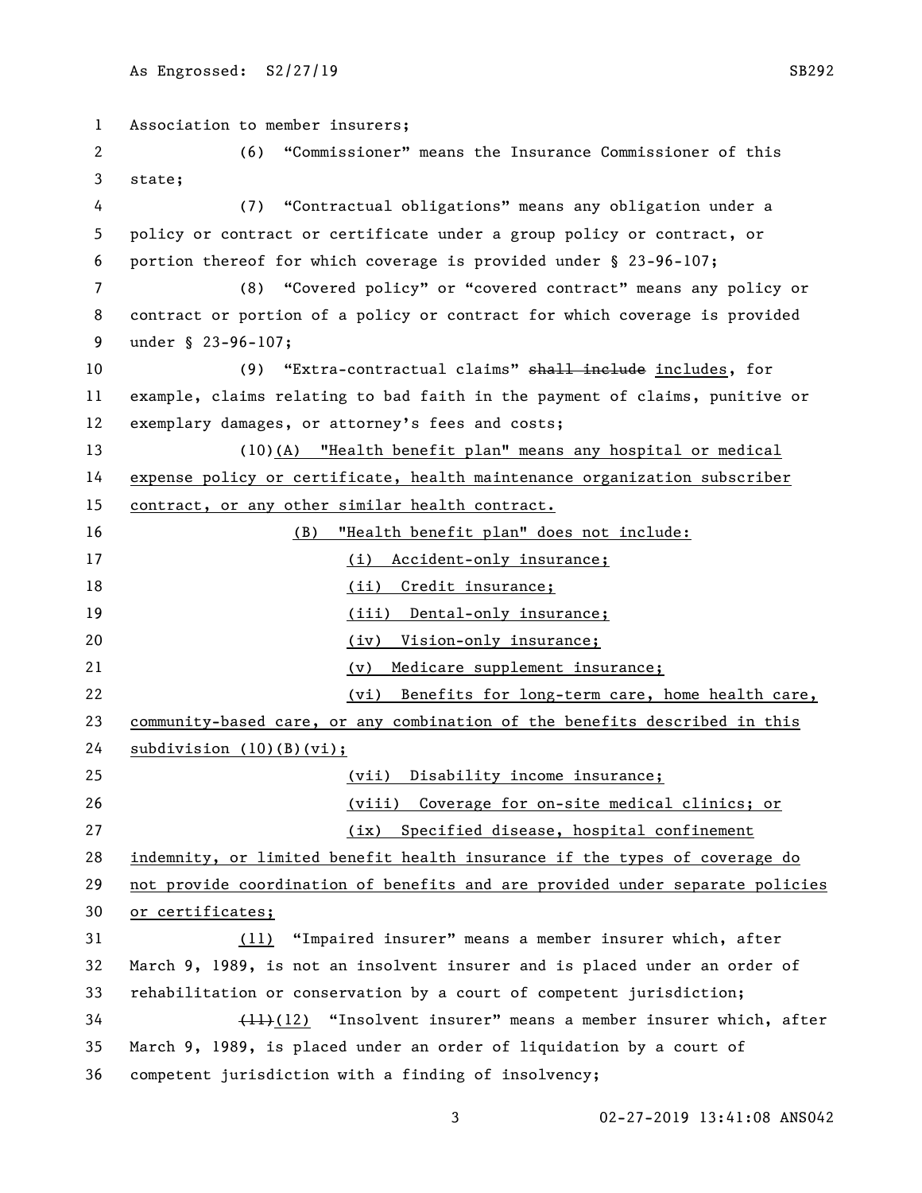Association to member insurers;

(6) "Commissioner" means the Insurance Commissioner of this state;

(7) "Contractual obligations" means any obligation under a policy or contract or certificate under a group policy or contract, or portion thereof for which coverage is provided under § 23-96-107;

(8) "Covered policy" or "covered contract" means any policy or contract or portion of a policy or contract for which coverage is provided under § 23-96-107;

(9) "Extra-contractual claims" ~~shall include~~ includes, for example, claims relating to bad faith in the payment of claims, punitive or exemplary damages, or attorney's fees and costs;

(10)(A) "Health benefit plan" means any hospital or medical expense policy or certificate, health maintenance organization subscriber contract, or any other similar health contract.

(B) "Health benefit plan" does not include:

(i) Accident-only insurance;

(ii) Credit insurance;

(iii) Dental-only insurance;

(iv) Vision-only insurance;

(v) Medicare supplement insurance;

(vi) Benefits for long-term care, home health care, community-based care, or any combination of the benefits described in this subdivision (10)(B)(vi);

(vii) Disability income insurance;

(viii) Coverage for on-site medical clinics; or

(ix) Specified disease, hospital confinement indemnity, or limited benefit health insurance if the types of coverage do not provide coordination of benefits and are provided under separate policies or certificates;

(11) "Impaired insurer" means a member insurer which, after March 9, 1989, is not an insolvent insurer and is placed under an order of rehabilitation or conservation by a court of competent jurisdiction;

~~(11)~~(12) "Insolvent insurer" means a member insurer which, after March 9, 1989, is placed under an order of liquidation by a court of competent jurisdiction with a finding of insolvency;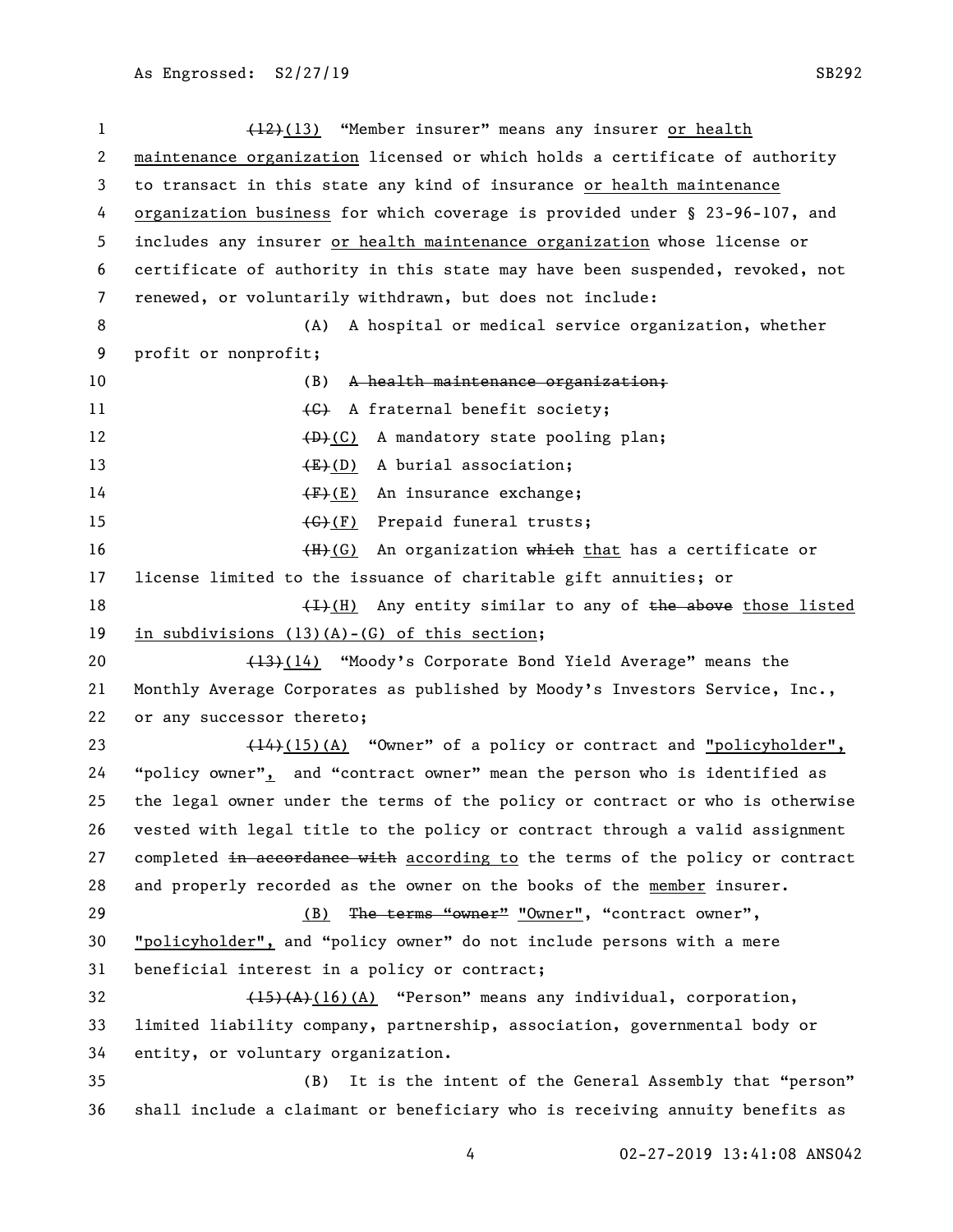~~(12)~~(13) "Member insurer" means any insurer or health maintenance organization licensed or which holds a certificate of authority to transact in this state any kind of insurance or health maintenance organization business for which coverage is provided under § 23-96-107, and includes any insurer or health maintenance organization whose license or certificate of authority in this state may have been suspended, revoked, not renewed, or voluntarily withdrawn, but does not include:

(A) A hospital or medical service organization, whether profit or nonprofit;

(B) ~~A health maintenance organization;~~

~~(C)~~ A fraternal benefit society;

~~(D)~~(C) A mandatory state pooling plan;

~~(E)~~(D) A burial association;

~~(F)~~(E) An insurance exchange;

~~(G)~~(F) Prepaid funeral trusts;

~~(H)~~(G) An organization ~~which~~ that has a certificate or license limited to the issuance of charitable gift annuities; or

~~(I)~~(H) Any entity similar to any of ~~the above~~ those listed in subdivisions (13)(A)-(G) of this section;

~~(13)~~(14) "Moody's Corporate Bond Yield Average" means the Monthly Average Corporates as published by Moody's Investors Service, Inc., or any successor thereto;

~~(14)~~(15)(A) "Owner" of a policy or contract and "policyholder", "policy owner", and "contract owner" mean the person who is identified as the legal owner under the terms of the policy or contract or who is otherwise vested with legal title to the policy or contract through a valid assignment completed ~~in accordance with~~ according to the terms of the policy or contract and properly recorded as the owner on the books of the member insurer.

(B) ~~The terms "owner"~~ "Owner", "contract owner", "policyholder", and "policy owner" do not include persons with a mere beneficial interest in a policy or contract;

~~(15)(A)~~(16)(A) "Person" means any individual, corporation, limited liability company, partnership, association, governmental body or entity, or voluntary organization.

(B) It is the intent of the General Assembly that "person" shall include a claimant or beneficiary who is receiving annuity benefits as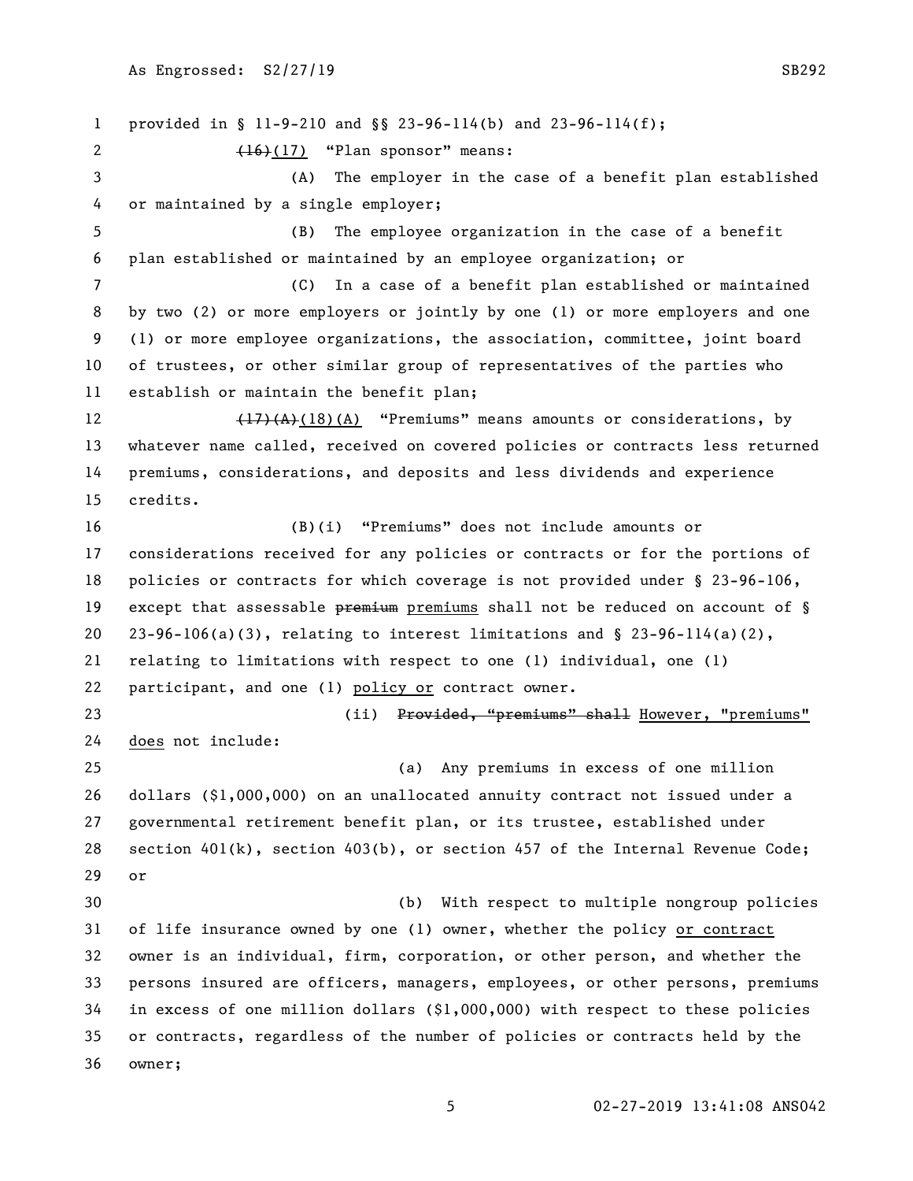provided in § 11-9-210 and §§ 23-96-114(b) and 23-96-114(f);

~~(16)~~(17) "Plan sponsor" means:

(A) The employer in the case of a benefit plan established or maintained by a single employer;

(B) The employee organization in the case of a benefit plan established or maintained by an employee organization; or

(C) In a case of a benefit plan established or maintained by two (2) or more employers or jointly by one (1) or more employers and one (1) or more employee organizations, the association, committee, joint board of trustees, or other similar group of representatives of the parties who establish or maintain the benefit plan;

~~(17)(A)~~(18)(A) "Premiums" means amounts or considerations, by whatever name called, received on covered policies or contracts less returned premiums, considerations, and deposits and less dividends and experience credits.

(B)(i) "Premiums" does not include amounts or considerations received for any policies or contracts or for the portions of policies or contracts for which coverage is not provided under § 23-96-106, except that assessable ~~premium~~ premiums shall not be reduced on account of § 23-96-106(a)(3), relating to interest limitations and § 23-96-114(a)(2), relating to limitations with respect to one (1) individual, one (1) participant, and one (1) policy or contract owner.

(ii) ~~Provided, "premiums" shall~~ However, "premiums" does not include:

(a) Any premiums in excess of one million dollars ($1,000,000) on an unallocated annuity contract not issued under a governmental retirement benefit plan, or its trustee, established under section 401(k), section 403(b), or section 457 of the Internal Revenue Code; or

(b) With respect to multiple nongroup policies of life insurance owned by one (1) owner, whether the policy or contract owner is an individual, firm, corporation, or other person, and whether the persons insured are officers, managers, employees, or other persons, premiums in excess of one million dollars ($1,000,000) with respect to these policies or contracts, regardless of the number of policies or contracts held by the owner;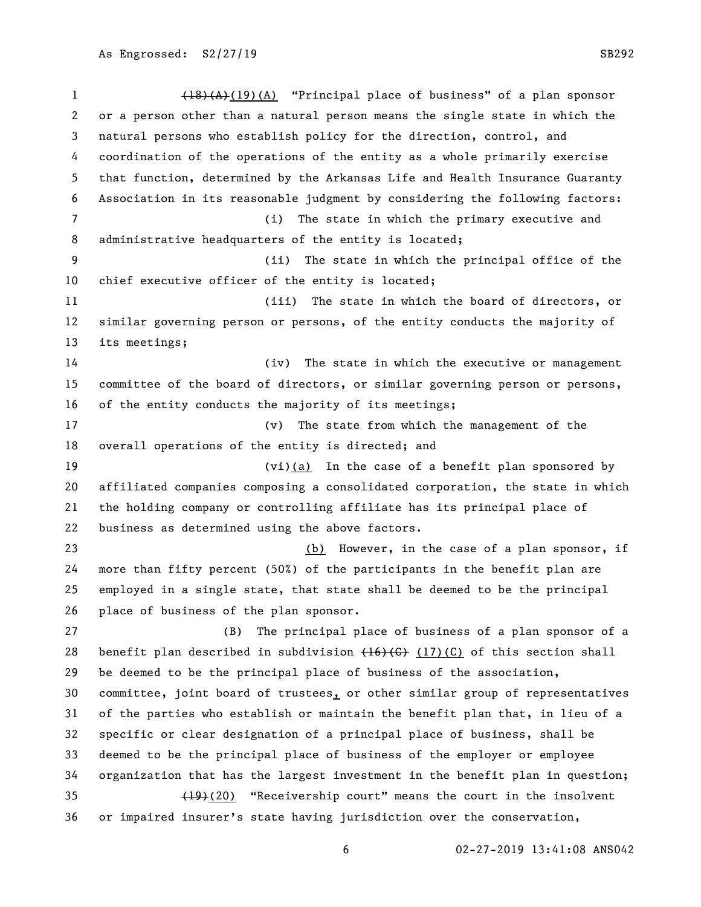~~(18)(A)~~(19)(A) "Principal place of business" of a plan sponsor or a person other than a natural person means the single state in which the natural persons who establish policy for the direction, control, and coordination of the operations of the entity as a whole primarily exercise that function, determined by the Arkansas Life and Health Insurance Guaranty Association in its reasonable judgment by considering the following factors:

(i) The state in which the primary executive and administrative headquarters of the entity is located;

(ii) The state in which the principal office of the chief executive officer of the entity is located;

(iii) The state in which the board of directors, or similar governing person or persons, of the entity conducts the majority of its meetings;

(iv) The state in which the executive or management committee of the board of directors, or similar governing person or persons, of the entity conducts the majority of its meetings;

(v) The state from which the management of the overall operations of the entity is directed; and

(vi)(a) In the case of a benefit plan sponsored by affiliated companies composing a consolidated corporation, the state in which the holding company or controlling affiliate has its principal place of business as determined using the above factors.

(b) However, in the case of a plan sponsor, if more than fifty percent (50%) of the participants in the benefit plan are employed in a single state, that state shall be deemed to be the principal place of business of the plan sponsor.

(B) The principal place of business of a plan sponsor of a benefit plan described in subdivision ~~(16)(C)~~ (17)(C) of this section shall be deemed to be the principal place of business of the association, committee, joint board of trustees, or other similar group of representatives of the parties who establish or maintain the benefit plan that, in lieu of a specific or clear designation of a principal place of business, shall be deemed to be the principal place of business of the employer or employee organization that has the largest investment in the benefit plan in question;

~~(19)~~(20) "Receivership court" means the court in the insolvent or impaired insurer's state having jurisdiction over the conservation,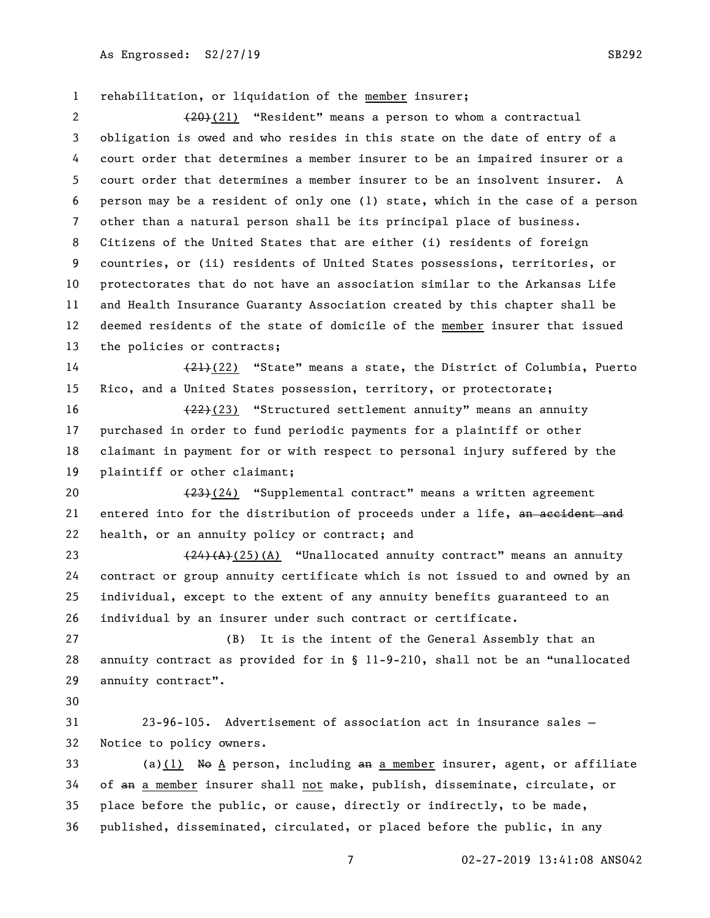rehabilitation, or liquidation of the member insurer;

~~(20)~~(21) "Resident" means a person to whom a contractual obligation is owed and who resides in this state on the date of entry of a court order that determines a member insurer to be an impaired insurer or a court order that determines a member insurer to be an insolvent insurer. A person may be a resident of only one (1) state, which in the case of a person other than a natural person shall be its principal place of business. Citizens of the United States that are either (i) residents of foreign countries, or (ii) residents of United States possessions, territories, or protectorates that do not have an association similar to the Arkansas Life and Health Insurance Guaranty Association created by this chapter shall be deemed residents of the state of domicile of the member insurer that issued the policies or contracts;

~~(21)~~(22) "State" means a state, the District of Columbia, Puerto Rico, and a United States possession, territory, or protectorate;

~~(22)~~(23) "Structured settlement annuity" means an annuity purchased in order to fund periodic payments for a plaintiff or other claimant in payment for or with respect to personal injury suffered by the plaintiff or other claimant;

~~(23)~~(24) "Supplemental contract" means a written agreement entered into for the distribution of proceeds under a life, ~~an accident and~~ health, or an annuity policy or contract; and

~~(24)(A)~~(25)(A) "Unallocated annuity contract" means an annuity contract or group annuity certificate which is not issued to and owned by an individual, except to the extent of any annuity benefits guaranteed to an individual by an insurer under such contract or certificate.

(B) It is the intent of the General Assembly that an annuity contract as provided for in § 11-9-210, shall not be an "unallocated annuity contract".

23-96-105. Advertisement of association act in insurance sales — Notice to policy owners.

(a)(1) ~~No~~ A person, including ~~an~~ a member insurer, agent, or affiliate of ~~an~~ a member insurer shall not make, publish, disseminate, circulate, or place before the public, or cause, directly or indirectly, to be made, published, disseminated, circulated, or placed before the public, in any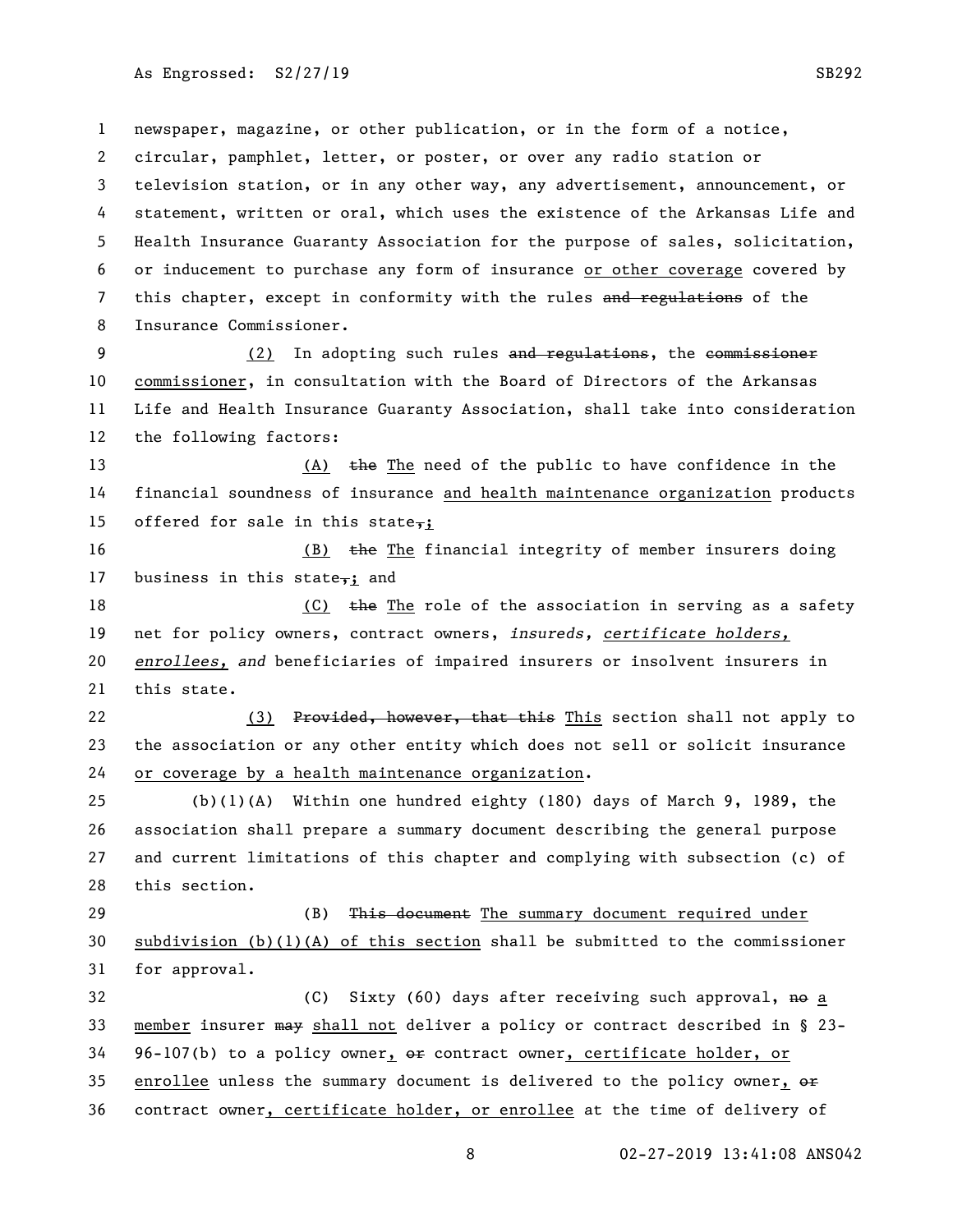newspaper, magazine, or other publication, or in the form of a notice, circular, pamphlet, letter, or poster, or over any radio station or television station, or in any other way, any advertisement, announcement, or statement, written or oral, which uses the existence of the Arkansas Life and Health Insurance Guaranty Association for the purpose of sales, solicitation, or inducement to purchase any form of insurance or other coverage covered by this chapter, except in conformity with the rules ~~and regulations~~ of the Insurance Commissioner.

(2) In adopting such rules ~~and regulations~~, the ~~commissioner~~ commissioner, in consultation with the Board of Directors of the Arkansas Life and Health Insurance Guaranty Association, shall take into consideration the following factors:

(A) ~~the~~ The need of the public to have confidence in the financial soundness of insurance and health maintenance organization products offered for sale in this state~~,~~;

(B) ~~the~~ The financial integrity of member insurers doing business in this state~~,~~; and

(C) ~~the~~ The role of the association in serving as a safety net for policy owners, contract owners, *insureds, certificate holders, enrollees, and* beneficiaries of impaired insurers or insolvent insurers in this state.

(3) ~~Provided, however, that this~~ This section shall not apply to the association or any other entity which does not sell or solicit insurance or coverage by a health maintenance organization.

(b)(1)(A) Within one hundred eighty (180) days of March 9, 1989, the association shall prepare a summary document describing the general purpose and current limitations of this chapter and complying with subsection (c) of this section.

(B) ~~This document~~ The summary document required under subdivision (b)(1)(A) of this section shall be submitted to the commissioner for approval.

(C) Sixty (60) days after receiving such approval, ~~no~~ a member insurer ~~may~~ shall not deliver a policy or contract described in § 23-96-107(b) to a policy owner, ~~or~~ contract owner, certificate holder, or enrollee unless the summary document is delivered to the policy owner, ~~or~~ contract owner, certificate holder, or enrollee at the time of delivery of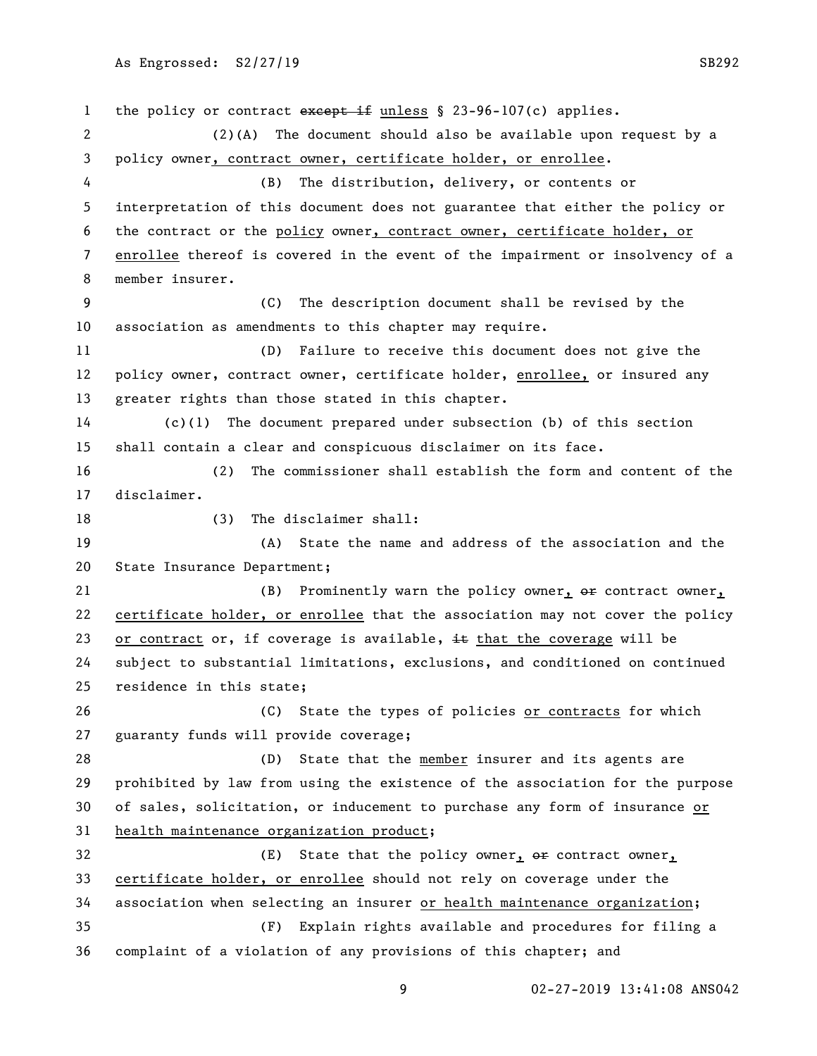the policy or contract ~~except if~~ unless § 23-96-107(c) applies.

(2)(A) The document should also be available upon request by a policy owner, contract owner, certificate holder, or enrollee.

(B) The distribution, delivery, or contents or interpretation of this document does not guarantee that either the policy or the contract or the policy owner, contract owner, certificate holder, or enrollee thereof is covered in the event of the impairment or insolvency of a member insurer.

(C) The description document shall be revised by the association as amendments to this chapter may require.

(D) Failure to receive this document does not give the policy owner, contract owner, certificate holder, enrollee, or insured any greater rights than those stated in this chapter.

(c)(1) The document prepared under subsection (b) of this section shall contain a clear and conspicuous disclaimer on its face.

(2) The commissioner shall establish the form and content of the disclaimer.

(3) The disclaimer shall:

(A) State the name and address of the association and the State Insurance Department;

(B) Prominently warn the policy owner, ~~or~~ contract owner, certificate holder, or enrollee that the association may not cover the policy or contract or, if coverage is available, ~~it~~ that the coverage will be subject to substantial limitations, exclusions, and conditioned on continued residence in this state;

(C) State the types of policies or contracts for which guaranty funds will provide coverage;

(D) State that the member insurer and its agents are prohibited by law from using the existence of the association for the purpose of sales, solicitation, or inducement to purchase any form of insurance or health maintenance organization product;

(E) State that the policy owner, ~~or~~ contract owner, certificate holder, or enrollee should not rely on coverage under the association when selecting an insurer or health maintenance organization;

(F) Explain rights available and procedures for filing a complaint of a violation of any provisions of this chapter; and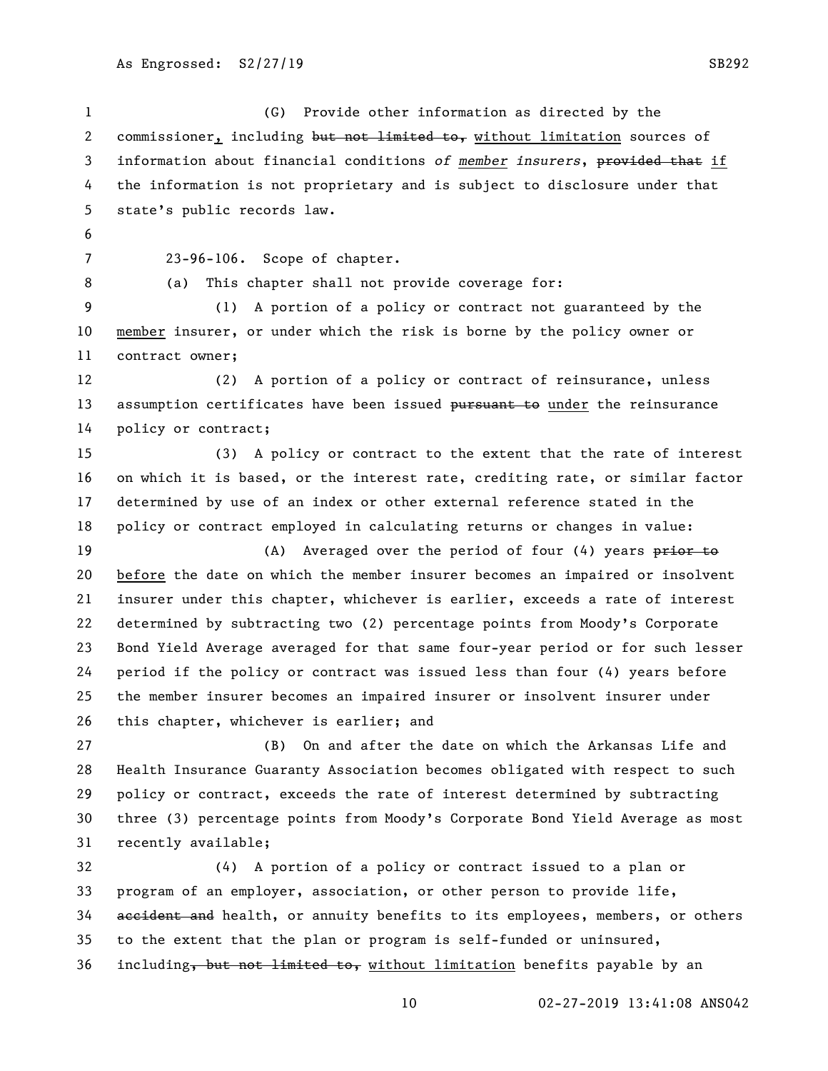(G) Provide other information as directed by the commissioner, including ~~but not limited to,~~ without limitation sources of information about financial conditions *of member insurers*, ~~provided that~~ if the information is not proprietary and is subject to disclosure under that state's public records law.

23-96-106. Scope of chapter.

(a) This chapter shall not provide coverage for:

(1) A portion of a policy or contract not guaranteed by the member insurer, or under which the risk is borne by the policy owner or contract owner;

(2) A portion of a policy or contract of reinsurance, unless assumption certificates have been issued ~~pursuant to~~ under the reinsurance policy or contract;

(3) A policy or contract to the extent that the rate of interest on which it is based, or the interest rate, crediting rate, or similar factor determined by use of an index or other external reference stated in the policy or contract employed in calculating returns or changes in value:

(A) Averaged over the period of four (4) years ~~prior to~~ before the date on which the member insurer becomes an impaired or insolvent insurer under this chapter, whichever is earlier, exceeds a rate of interest determined by subtracting two (2) percentage points from Moody's Corporate Bond Yield Average averaged for that same four-year period or for such lesser period if the policy or contract was issued less than four (4) years before the member insurer becomes an impaired insurer or insolvent insurer under this chapter, whichever is earlier; and

(B) On and after the date on which the Arkansas Life and Health Insurance Guaranty Association becomes obligated with respect to such policy or contract, exceeds the rate of interest determined by subtracting three (3) percentage points from Moody's Corporate Bond Yield Average as most recently available;

(4) A portion of a policy or contract issued to a plan or program of an employer, association, or other person to provide life, ~~accident and~~ health, or annuity benefits to its employees, members, or others to the extent that the plan or program is self-funded or uninsured, including~~, but not limited to,~~ without limitation benefits payable by an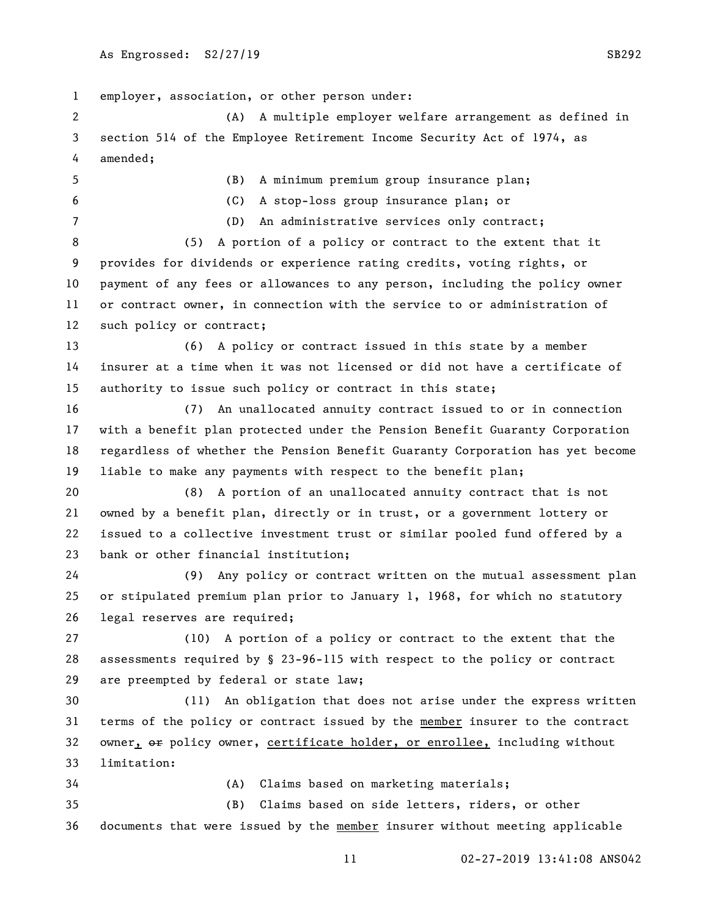employer, association, or other person under:

(A) A multiple employer welfare arrangement as defined in section 514 of the Employee Retirement Income Security Act of 1974, as amended;

(B) A minimum premium group insurance plan;

(C) A stop-loss group insurance plan; or

(D) An administrative services only contract;

(5) A portion of a policy or contract to the extent that it provides for dividends or experience rating credits, voting rights, or payment of any fees or allowances to any person, including the policy owner or contract owner, in connection with the service to or administration of such policy or contract;

(6) A policy or contract issued in this state by a member insurer at a time when it was not licensed or did not have a certificate of authority to issue such policy or contract in this state;

(7) An unallocated annuity contract issued to or in connection with a benefit plan protected under the Pension Benefit Guaranty Corporation regardless of whether the Pension Benefit Guaranty Corporation has yet become liable to make any payments with respect to the benefit plan;

(8) A portion of an unallocated annuity contract that is not owned by a benefit plan, directly or in trust, or a government lottery or issued to a collective investment trust or similar pooled fund offered by a bank or other financial institution;

(9) Any policy or contract written on the mutual assessment plan or stipulated premium plan prior to January 1, 1968, for which no statutory legal reserves are required;

(10) A portion of a policy or contract to the extent that the assessments required by § 23-96-115 with respect to the policy or contract are preempted by federal or state law;

(11) An obligation that does not arise under the express written terms of the policy or contract issued by the member insurer to the contract owner, ~~or~~ policy owner, certificate holder, or enrollee, including without limitation:

(A) Claims based on marketing materials;

(B) Claims based on side letters, riders, or other documents that were issued by the member insurer without meeting applicable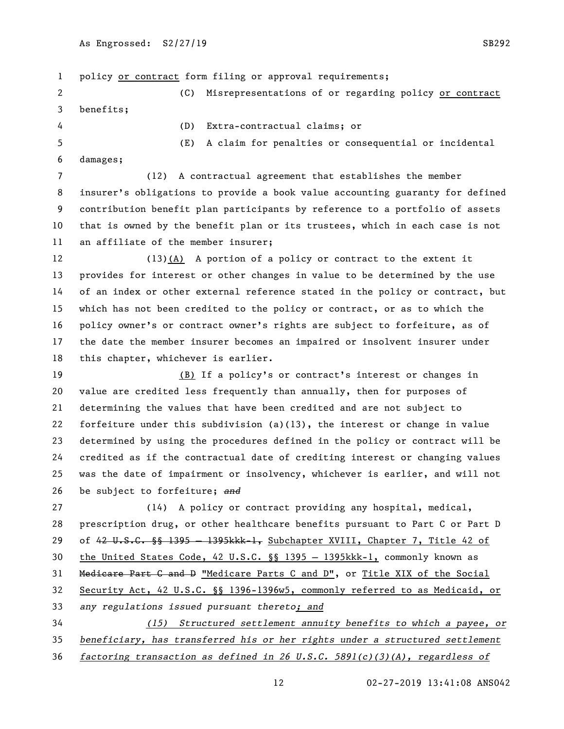policy <u>or contract</u> form filing or approval requirements;

(C) Misrepresentations of or regarding policy <u>or contract</u> benefits;

(D) Extra-contractual claims; or

(E) A claim for penalties or consequential or incidental damages;

(12) A contractual agreement that establishes the member insurer's obligations to provide a book value accounting guaranty for defined contribution benefit plan participants by reference to a portfolio of assets that is owned by the benefit plan or its trustees, which in each case is not an affiliate of the member insurer;

(13)<u>(A)</u> A portion of a policy or contract to the extent it provides for interest or other changes in value to be determined by the use of an index or other external reference stated in the policy or contract, but which has not been credited to the policy or contract, or as to which the policy owner's or contract owner's rights are subject to forfeiture, as of the date the member insurer becomes an impaired or insolvent insurer under this chapter, whichever is earlier.

<u>(B)</u> If a policy's or contract's interest or changes in value are credited less frequently than annually, then for purposes of determining the values that have been credited and are not subject to forfeiture under this subdivision (a)(13), the interest or change in value determined by using the procedures defined in the policy or contract will be credited as if the contractual date of crediting interest or changing values was the date of impairment or insolvency, whichever is earlier, and will not be subject to forfeiture; ~~*and*~~

(14) A policy or contract providing any hospital, medical, prescription drug, or other healthcare benefits pursuant to Part C or Part D of ~~42 U.S.C. §§ 1395 — 1395kkk-1,~~ <u>Subchapter XVIII, Chapter 7, Title 42 of the United States Code, 42 U.S.C. §§ 1395 — 1395kkk-1,</u> commonly known as ~~Medicare Part C and D~~ <u>"Medicare Parts C and D"</u>, or <u>Title XIX of the Social Security Act, 42 U.S.C. §§ 1396-1396w5, commonly referred to as Medicaid, or</u> *any regulations issued pursuant thereto<u>; and</u>*

*<u>(15) Structured settlement annuity benefits to which a payee, or beneficiary, has transferred his or her rights under a structured settlement factoring transaction as defined in 26 U.S.C. 5891(c)(3)(A), regardless of</u>*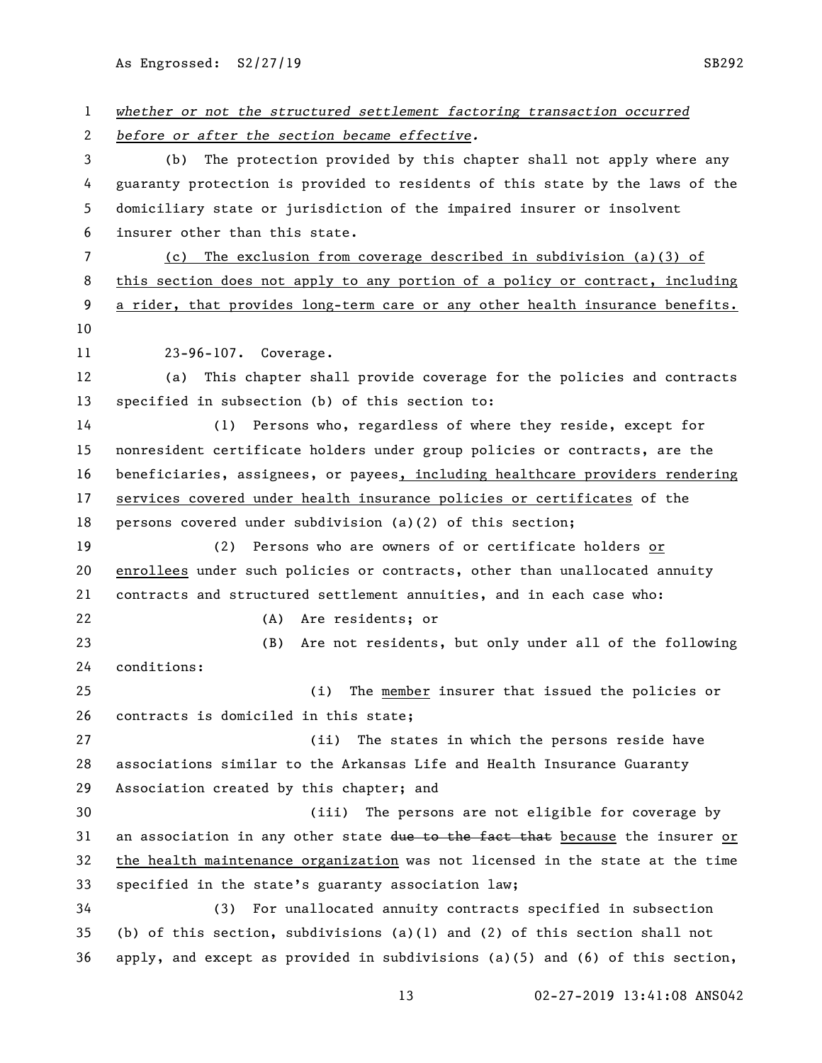*whether or not the structured settlement factoring transaction occurred before or after the section became effective.*

(b) The protection provided by this chapter shall not apply where any guaranty protection is provided to residents of this state by the laws of the domiciliary state or jurisdiction of the impaired insurer or insolvent insurer other than this state.

(c) The exclusion from coverage described in subdivision (a)(3) of this section does not apply to any portion of a policy or contract, including a rider, that provides long-term care or any other health insurance benefits.

23-96-107. Coverage.

(a) This chapter shall provide coverage for the policies and contracts specified in subsection (b) of this section to:

(1) Persons who, regardless of where they reside, except for nonresident certificate holders under group policies or contracts, are the beneficiaries, assignees, or payees, including healthcare providers rendering services covered under health insurance policies or certificates of the persons covered under subdivision (a)(2) of this section;

(2) Persons who are owners of or certificate holders or enrollees under such policies or contracts, other than unallocated annuity contracts and structured settlement annuities, and in each case who:

(A) Are residents; or

(B) Are not residents, but only under all of the following conditions:

(i) The member insurer that issued the policies or contracts is domiciled in this state;

(ii) The states in which the persons reside have associations similar to the Arkansas Life and Health Insurance Guaranty Association created by this chapter; and

(iii) The persons are not eligible for coverage by an association in any other state ~~due to the fact that~~ because the insurer or the health maintenance organization was not licensed in the state at the time specified in the state's guaranty association law;

(3) For unallocated annuity contracts specified in subsection (b) of this section, subdivisions (a)(1) and (2) of this section shall not apply, and except as provided in subdivisions (a)(5) and (6) of this section,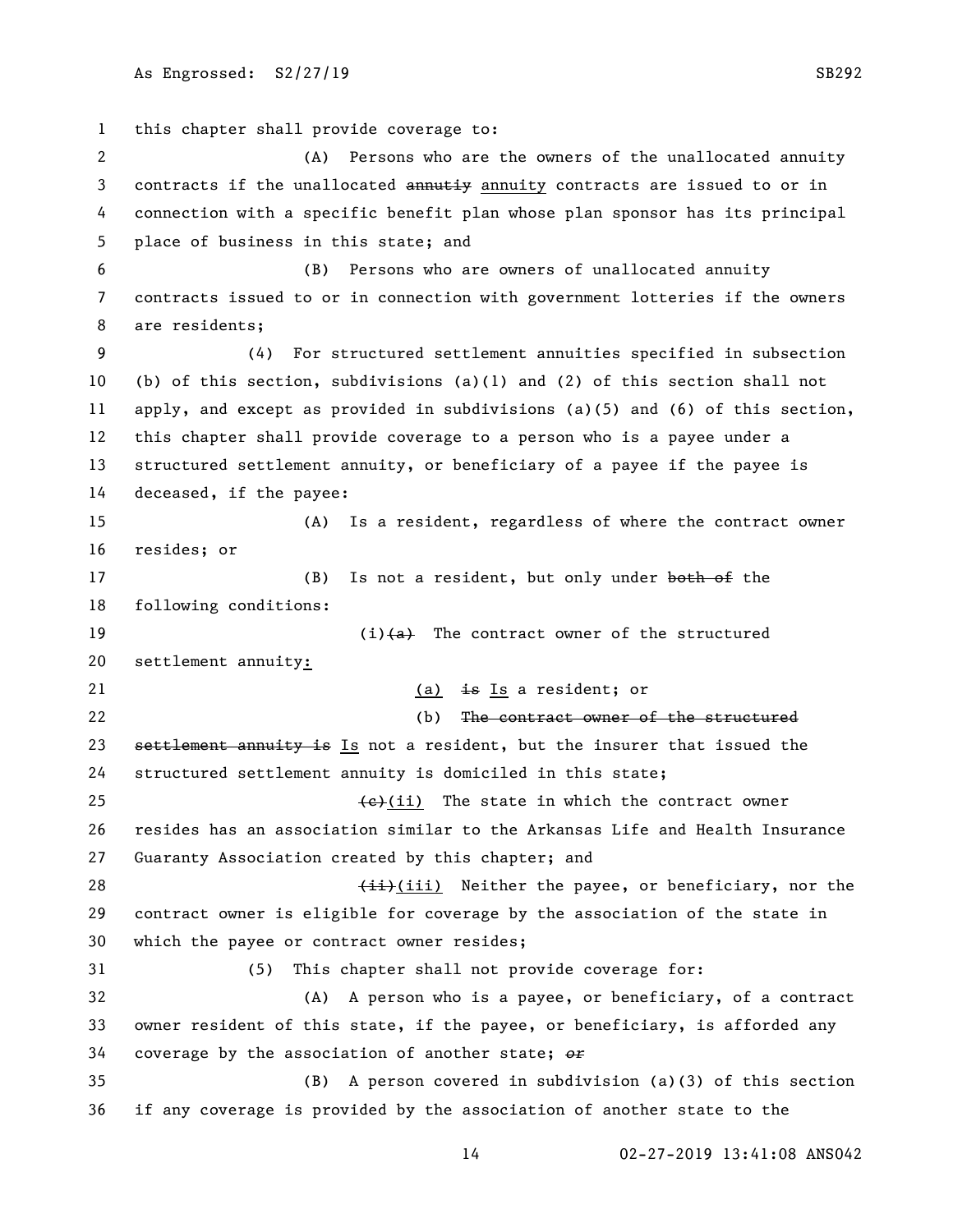this chapter shall provide coverage to:

(A) Persons who are the owners of the unallocated annuity contracts if the unallocated ~~annutiy~~ annuity contracts are issued to or in connection with a specific benefit plan whose plan sponsor has its principal place of business in this state; and

(B) Persons who are owners of unallocated annuity contracts issued to or in connection with government lotteries if the owners are residents;

(4) For structured settlement annuities specified in subsection (b) of this section, subdivisions (a)(1) and (2) of this section shall not apply, and except as provided in subdivisions (a)(5) and (6) of this section, this chapter shall provide coverage to a person who is a payee under a structured settlement annuity, or beneficiary of a payee if the payee is deceased, if the payee:

(A) Is a resident, regardless of where the contract owner resides; or

(B) Is not a resident, but only under ~~both of~~ the following conditions:

(i)~~(a)~~ The contract owner of the structured settlement annuity:

(a) ~~is~~ Is a resident; or

(b) ~~The contract owner of the structured settlement annuity is~~ Is not a resident, but the insurer that issued the structured settlement annuity is domiciled in this state;

~~(c)~~(ii) The state in which the contract owner resides has an association similar to the Arkansas Life and Health Insurance Guaranty Association created by this chapter; and

~~(ii)~~(iii) Neither the payee, or beneficiary, nor the contract owner is eligible for coverage by the association of the state in which the payee or contract owner resides;

(5) This chapter shall not provide coverage for:

(A) A person who is a payee, or beneficiary, of a contract owner resident of this state, if the payee, or beneficiary, is afforded any coverage by the association of another state; ~~*or*~~

(B) A person covered in subdivision (a)(3) of this section if any coverage is provided by the association of another state to the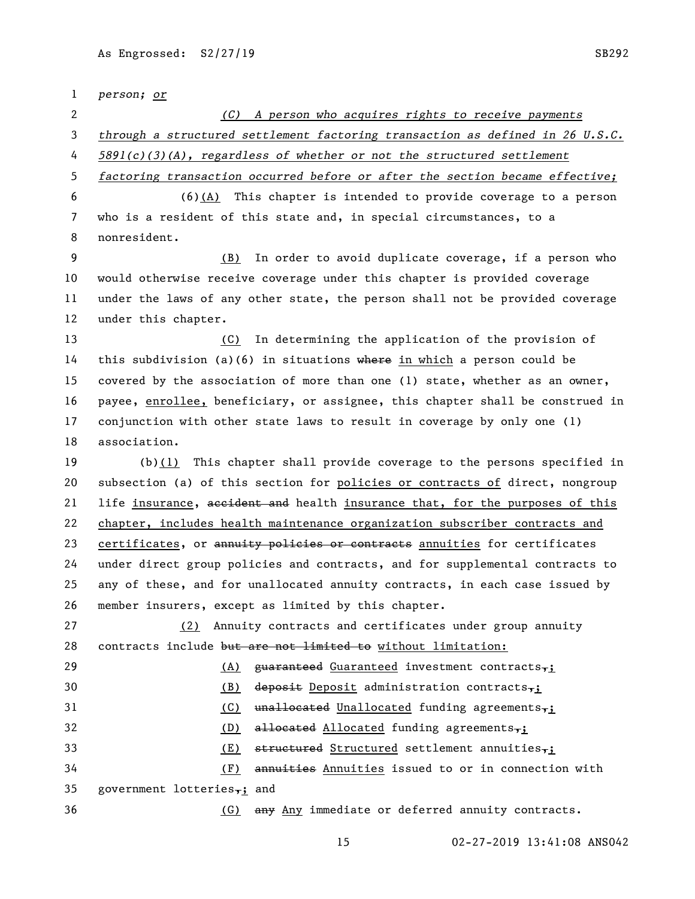*person; or*

*(C) A person who acquires rights to receive payments through a structured settlement factoring transaction as defined in 26 U.S.C. 5891(c)(3)(A), regardless of whether or not the structured settlement factoring transaction occurred before or after the section became effective;*

(6)(A) This chapter is intended to provide coverage to a person who is a resident of this state and, in special circumstances, to a nonresident.

(B) In order to avoid duplicate coverage, if a person who would otherwise receive coverage under this chapter is provided coverage under the laws of any other state, the person shall not be provided coverage under this chapter.

(C) In determining the application of the provision of this subdivision (a)(6) in situations ~~where~~ in which a person could be covered by the association of more than one (1) state, whether as an owner, payee, enrollee, beneficiary, or assignee, this chapter shall be construed in conjunction with other state laws to result in coverage by only one (1) association.

(b)(1) This chapter shall provide coverage to the persons specified in subsection (a) of this section for policies or contracts of direct, nongroup life insurance, ~~accident and~~ health insurance that, for the purposes of this chapter, includes health maintenance organization subscriber contracts and certificates, or ~~annuity policies or contracts~~ annuities for certificates under direct group policies and contracts, and for supplemental contracts to any of these, and for unallocated annuity contracts, in each case issued by member insurers, except as limited by this chapter.

(2) Annuity contracts and certificates under group annuity contracts include ~~but are not limited to~~ without limitation:

(A) ~~guaranteed~~ Guaranteed investment contracts~~,~~;

(B) ~~deposit~~ Deposit administration contracts~~,~~;

(C) ~~unallocated~~ Unallocated funding agreements~~,~~;

(D) ~~allocated~~ Allocated funding agreements~~,~~;

(E) ~~structured~~ Structured settlement annuities~~,~~;

(F) ~~annuities~~ Annuities issued to or in connection with government lotteries~~,~~; and

(G) ~~any~~ Any immediate or deferred annuity contracts.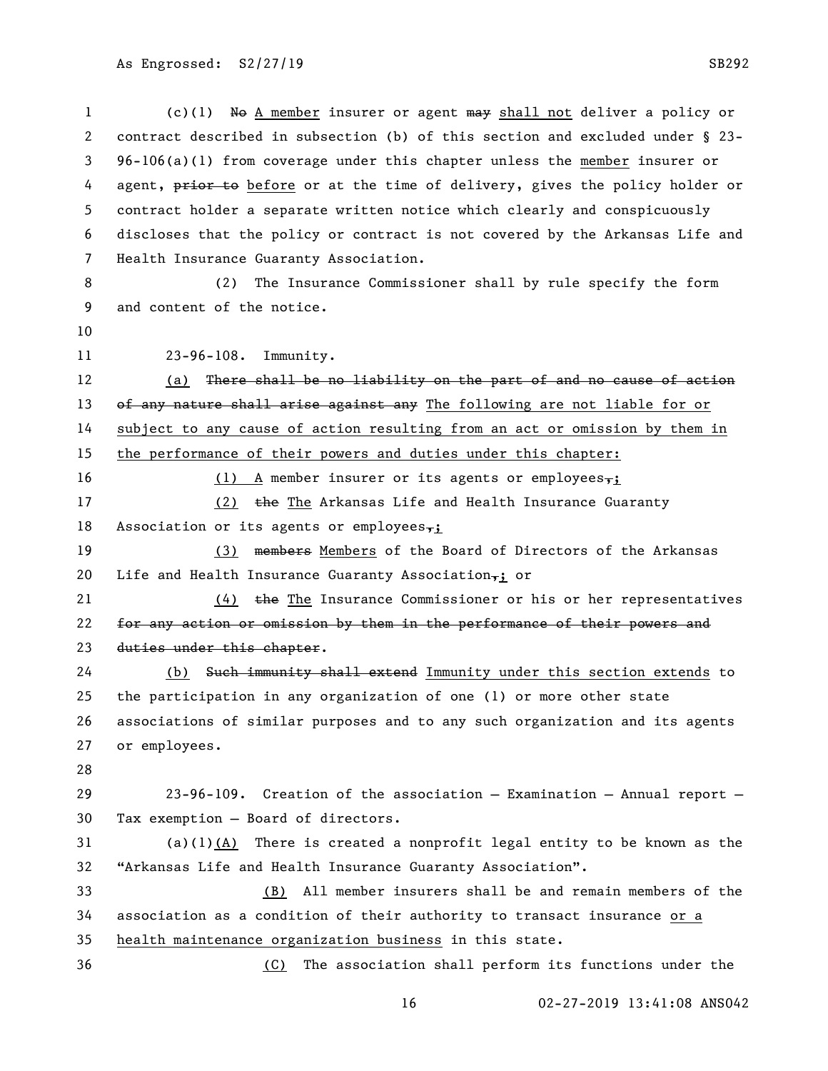(c)(1) ~~No~~ A member insurer or agent ~~may~~ shall not deliver a policy or contract described in subsection (b) of this section and excluded under § 23-96-106(a)(1) from coverage under this chapter unless the member insurer or agent, ~~prior to~~ before or at the time of delivery, gives the policy holder or contract holder a separate written notice which clearly and conspicuously discloses that the policy or contract is not covered by the Arkansas Life and Health Insurance Guaranty Association.

(2) The Insurance Commissioner shall by rule specify the form and content of the notice.

23-96-108. Immunity.

(a) ~~There shall be no liability on the part of and no cause of action of any nature shall arise against any~~ The following are not liable for or subject to any cause of action resulting from an act or omission by them in the performance of their powers and duties under this chapter:

(1) A member insurer or its agents or employees~~,~~;

(2) ~~the~~ The Arkansas Life and Health Insurance Guaranty Association or its agents or employees~~,~~;

(3) ~~members~~ Members of the Board of Directors of the Arkansas Life and Health Insurance Guaranty Association~~,~~; or

(4) ~~the~~ The Insurance Commissioner or his or her representatives ~~for any action or omission by them in the performance of their powers and duties under this chapter~~.

(b) ~~Such immunity shall extend~~ Immunity under this section extends to the participation in any organization of one (1) or more other state associations of similar purposes and to any such organization and its agents or employees.

23-96-109. Creation of the association — Examination — Annual report — Tax exemption — Board of directors.

(a)(1)(A) There is created a nonprofit legal entity to be known as the "Arkansas Life and Health Insurance Guaranty Association".

(B) All member insurers shall be and remain members of the association as a condition of their authority to transact insurance or a health maintenance organization business in this state.

(C) The association shall perform its functions under the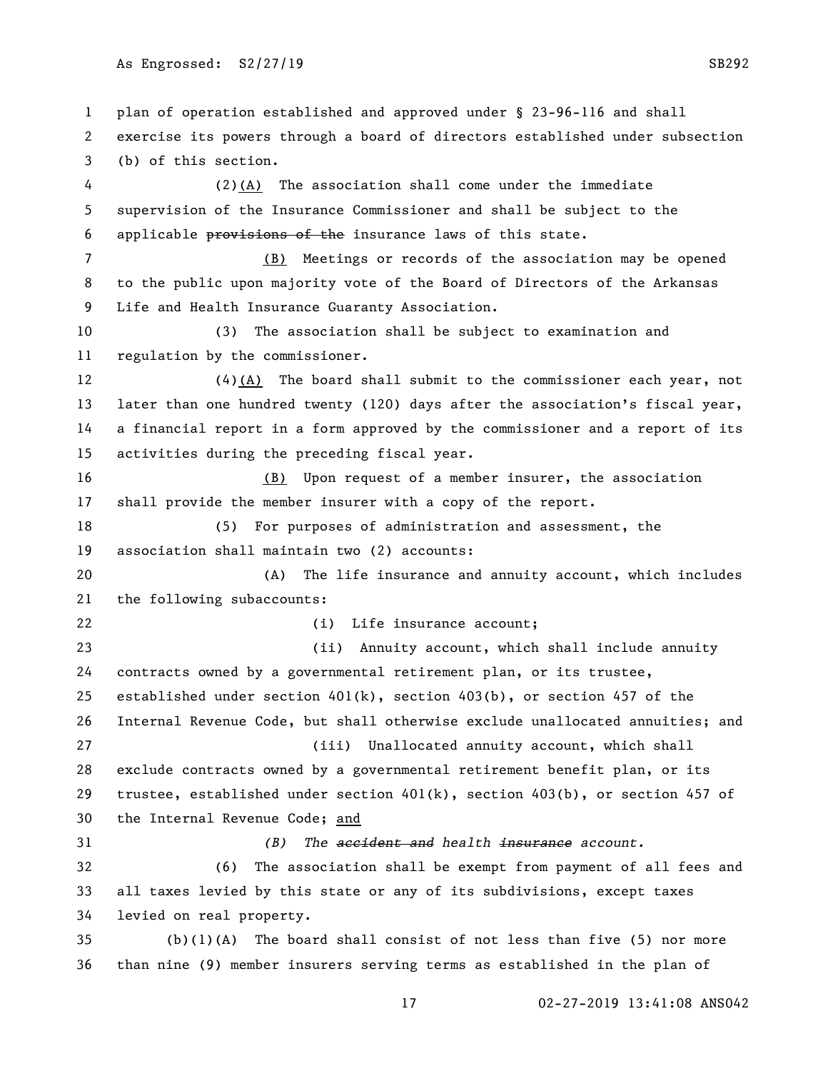plan of operation established and approved under § 23-96-116 and shall exercise its powers through a board of directors established under subsection (b) of this section.

(2)(A) The association shall come under the immediate supervision of the Insurance Commissioner and shall be subject to the applicable ~~provisions of the~~ insurance laws of this state.

(B) Meetings or records of the association may be opened to the public upon majority vote of the Board of Directors of the Arkansas Life and Health Insurance Guaranty Association.

(3) The association shall be subject to examination and regulation by the commissioner.

(4)(A) The board shall submit to the commissioner each year, not later than one hundred twenty (120) days after the association's fiscal year, a financial report in a form approved by the commissioner and a report of its activities during the preceding fiscal year.

(B) Upon request of a member insurer, the association shall provide the member insurer with a copy of the report.

(5) For purposes of administration and assessment, the association shall maintain two (2) accounts:

(A) The life insurance and annuity account, which includes the following subaccounts:

(i) Life insurance account;

(ii) Annuity account, which shall include annuity contracts owned by a governmental retirement plan, or its trustee, established under section 401(k), section 403(b), or section 457 of the Internal Revenue Code, but shall otherwise exclude unallocated annuities; and

(iii) Unallocated annuity account, which shall exclude contracts owned by a governmental retirement benefit plan, or its trustee, established under section 401(k), section 403(b), or section 457 of the Internal Revenue Code; and

*(B) The ~~accident and~~ health ~~insurance~~ account.*

(6) The association shall be exempt from payment of all fees and all taxes levied by this state or any of its subdivisions, except taxes levied on real property.

(b)(1)(A) The board shall consist of not less than five (5) nor more than nine (9) member insurers serving terms as established in the plan of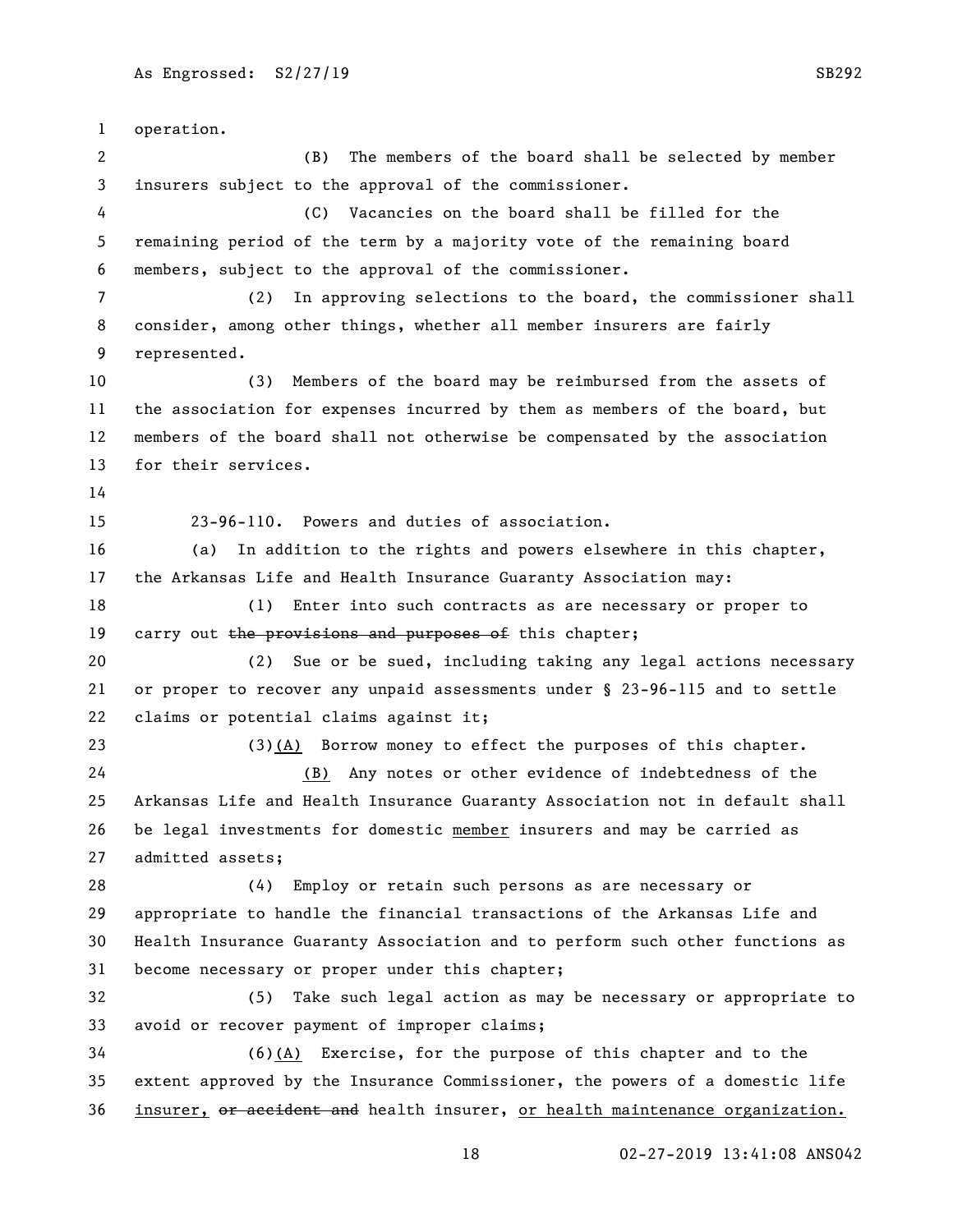operation.

(B) The members of the board shall be selected by member insurers subject to the approval of the commissioner.

(C) Vacancies on the board shall be filled for the remaining period of the term by a majority vote of the remaining board members, subject to the approval of the commissioner.

(2) In approving selections to the board, the commissioner shall consider, among other things, whether all member insurers are fairly represented.

(3) Members of the board may be reimbursed from the assets of the association for expenses incurred by them as members of the board, but members of the board shall not otherwise be compensated by the association for their services.

23-96-110. Powers and duties of association.

(a) In addition to the rights and powers elsewhere in this chapter, the Arkansas Life and Health Insurance Guaranty Association may:

(1) Enter into such contracts as are necessary or proper to carry out ~~the provisions and purposes of~~ this chapter;

(2) Sue or be sued, including taking any legal actions necessary or proper to recover any unpaid assessments under § 23-96-115 and to settle claims or potential claims against it;

(3)<u>(A)</u> Borrow money to effect the purposes of this chapter.

<u>(B)</u> Any notes or other evidence of indebtedness of the Arkansas Life and Health Insurance Guaranty Association not in default shall be legal investments for domestic <u>member</u> insurers and may be carried as admitted assets;

(4) Employ or retain such persons as are necessary or appropriate to handle the financial transactions of the Arkansas Life and Health Insurance Guaranty Association and to perform such other functions as become necessary or proper under this chapter;

(5) Take such legal action as may be necessary or appropriate to avoid or recover payment of improper claims;

(6)<u>(A)</u> Exercise, for the purpose of this chapter and to the extent approved by the Insurance Commissioner, the powers of a domestic life <u>insurer,</u> ~~or accident and~~ health insurer, <u>or health maintenance organization.</u>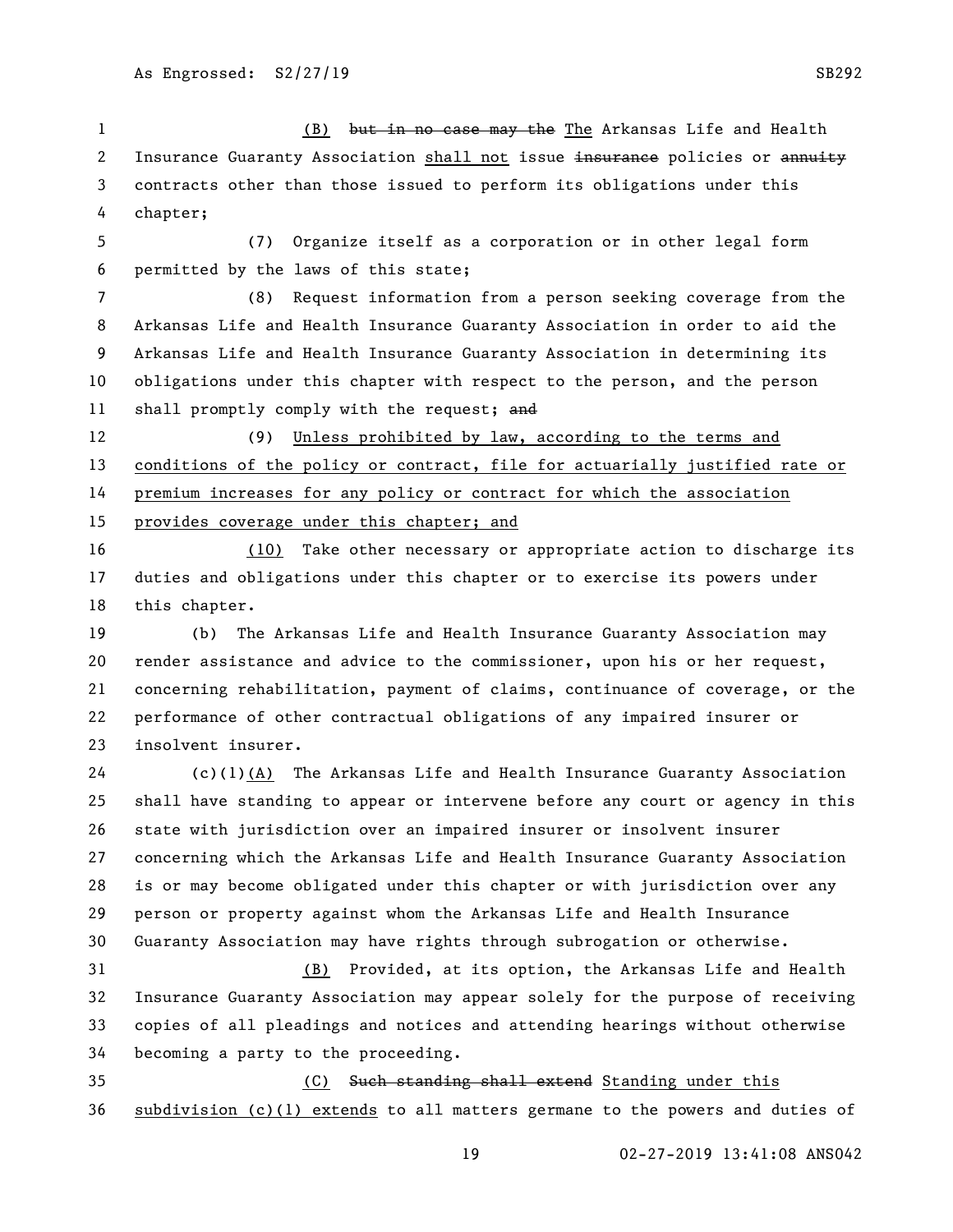(B) ~~but in no case may the~~ The Arkansas Life and Health Insurance Guaranty Association shall not issue ~~insurance~~ policies or ~~annuity~~ contracts other than those issued to perform its obligations under this chapter;

(7) Organize itself as a corporation or in other legal form permitted by the laws of this state;

(8) Request information from a person seeking coverage from the Arkansas Life and Health Insurance Guaranty Association in order to aid the Arkansas Life and Health Insurance Guaranty Association in determining its obligations under this chapter with respect to the person, and the person shall promptly comply with the request; ~~and~~

(9) Unless prohibited by law, according to the terms and conditions of the policy or contract, file for actuarially justified rate or premium increases for any policy or contract for which the association provides coverage under this chapter; and

(10) Take other necessary or appropriate action to discharge its duties and obligations under this chapter or to exercise its powers under this chapter.

(b) The Arkansas Life and Health Insurance Guaranty Association may render assistance and advice to the commissioner, upon his or her request, concerning rehabilitation, payment of claims, continuance of coverage, or the performance of other contractual obligations of any impaired insurer or insolvent insurer.

(c)(1)(A) The Arkansas Life and Health Insurance Guaranty Association shall have standing to appear or intervene before any court or agency in this state with jurisdiction over an impaired insurer or insolvent insurer concerning which the Arkansas Life and Health Insurance Guaranty Association is or may become obligated under this chapter or with jurisdiction over any person or property against whom the Arkansas Life and Health Insurance Guaranty Association may have rights through subrogation or otherwise.

(B) Provided, at its option, the Arkansas Life and Health Insurance Guaranty Association may appear solely for the purpose of receiving copies of all pleadings and notices and attending hearings without otherwise becoming a party to the proceeding.

(C) ~~Such standing shall extend~~ Standing under this subdivision (c)(1) extends to all matters germane to the powers and duties of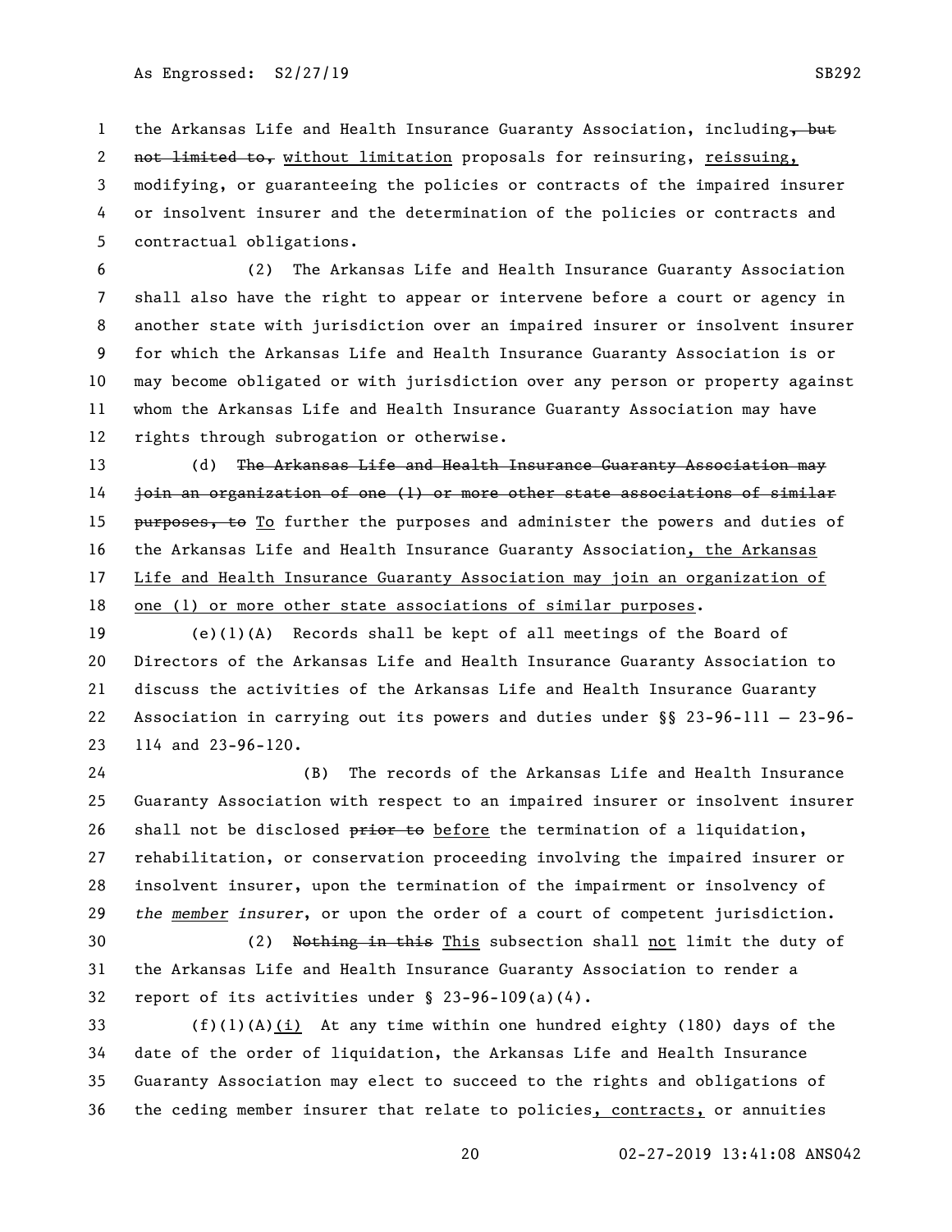the Arkansas Life and Health Insurance Guaranty Association, including~~, but not limited to,~~ without limitation proposals for reinsuring, reissuing, modifying, or guaranteeing the policies or contracts of the impaired insurer or insolvent insurer and the determination of the policies or contracts and contractual obligations.

(2) The Arkansas Life and Health Insurance Guaranty Association shall also have the right to appear or intervene before a court or agency in another state with jurisdiction over an impaired insurer or insolvent insurer for which the Arkansas Life and Health Insurance Guaranty Association is or may become obligated or with jurisdiction over any person or property against whom the Arkansas Life and Health Insurance Guaranty Association may have rights through subrogation or otherwise.

(d) ~~The Arkansas Life and Health Insurance Guaranty Association may join an organization of one (1) or more other state associations of similar purposes, to~~ To further the purposes and administer the powers and duties of the Arkansas Life and Health Insurance Guaranty Association, the Arkansas Life and Health Insurance Guaranty Association may join an organization of one (1) or more other state associations of similar purposes.

(e)(1)(A) Records shall be kept of all meetings of the Board of Directors of the Arkansas Life and Health Insurance Guaranty Association to discuss the activities of the Arkansas Life and Health Insurance Guaranty Association in carrying out its powers and duties under §§ 23-96-111 — 23-96-114 and 23-96-120.

(B) The records of the Arkansas Life and Health Insurance Guaranty Association with respect to an impaired insurer or insolvent insurer shall not be disclosed ~~prior to~~ before the termination of a liquidation, rehabilitation, or conservation proceeding involving the impaired insurer or insolvent insurer, upon the termination of the impairment or insolvency of *the member insurer*, or upon the order of a court of competent jurisdiction.

(2) ~~Nothing in this~~ This subsection shall not limit the duty of the Arkansas Life and Health Insurance Guaranty Association to render a report of its activities under § 23-96-109(a)(4).

(f)(1)(A)(i) At any time within one hundred eighty (180) days of the date of the order of liquidation, the Arkansas Life and Health Insurance Guaranty Association may elect to succeed to the rights and obligations of the ceding member insurer that relate to policies, contracts, or annuities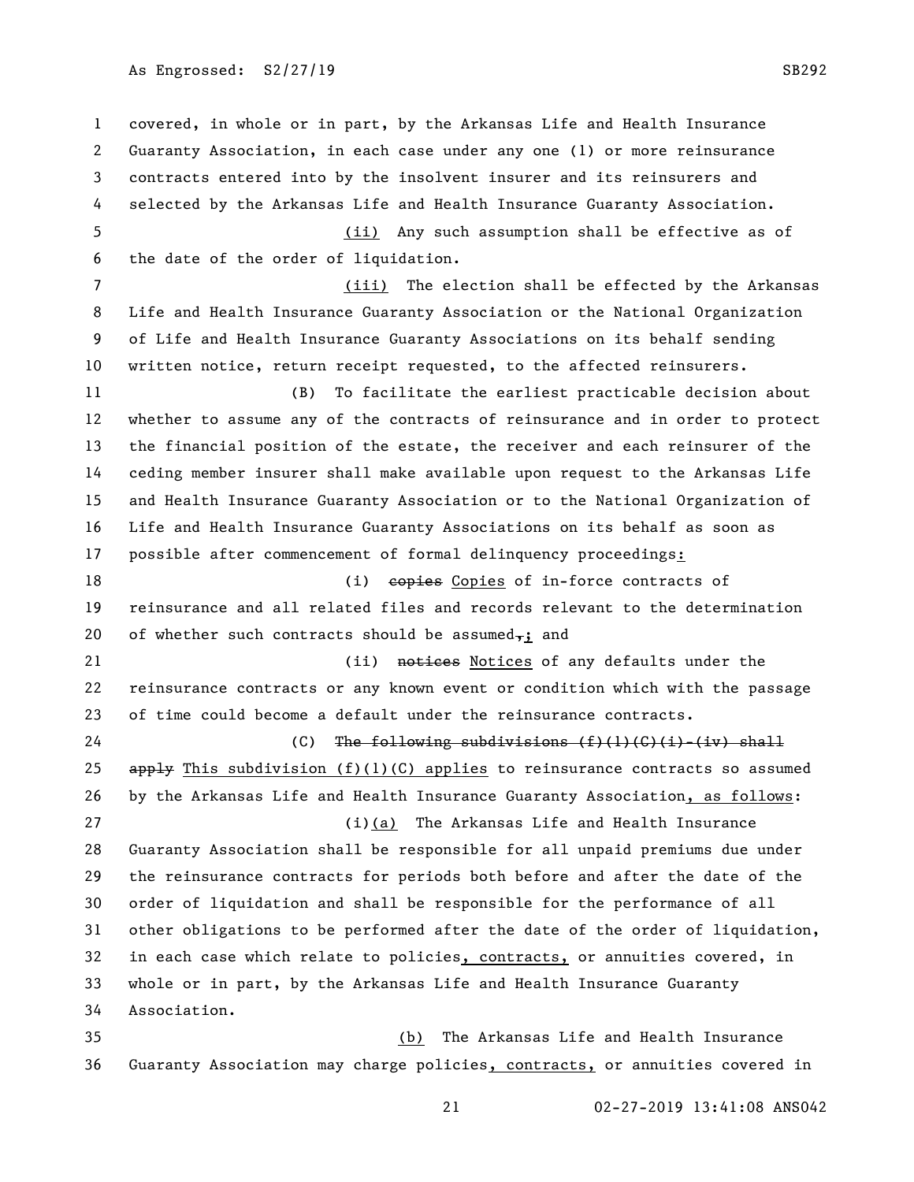covered, in whole or in part, by the Arkansas Life and Health Insurance Guaranty Association, in each case under any one (1) or more reinsurance contracts entered into by the insolvent insurer and its reinsurers and selected by the Arkansas Life and Health Insurance Guaranty Association.

(ii) Any such assumption shall be effective as of the date of the order of liquidation.

(iii) The election shall be effected by the Arkansas Life and Health Insurance Guaranty Association or the National Organization of Life and Health Insurance Guaranty Associations on its behalf sending written notice, return receipt requested, to the affected reinsurers.

(B) To facilitate the earliest practicable decision about whether to assume any of the contracts of reinsurance and in order to protect the financial position of the estate, the receiver and each reinsurer of the ceding member insurer shall make available upon request to the Arkansas Life and Health Insurance Guaranty Association or to the National Organization of Life and Health Insurance Guaranty Associations on its behalf as soon as possible after commencement of formal delinquency proceedings:

(i) ~~copies~~ Copies of in-force contracts of reinsurance and all related files and records relevant to the determination of whether such contracts should be assumed~~,~~; and

(ii) ~~notices~~ Notices of any defaults under the reinsurance contracts or any known event or condition which with the passage of time could become a default under the reinsurance contracts.

(C) ~~The following subdivisions (f)(1)(C)(i)-(iv) shall apply~~ This subdivision (f)(1)(C) applies to reinsurance contracts so assumed by the Arkansas Life and Health Insurance Guaranty Association, as follows:

(i)(a) The Arkansas Life and Health Insurance Guaranty Association shall be responsible for all unpaid premiums due under the reinsurance contracts for periods both before and after the date of the order of liquidation and shall be responsible for the performance of all other obligations to be performed after the date of the order of liquidation, in each case which relate to policies, contracts, or annuities covered, in whole or in part, by the Arkansas Life and Health Insurance Guaranty Association.

(b) The Arkansas Life and Health Insurance Guaranty Association may charge policies, contracts, or annuities covered in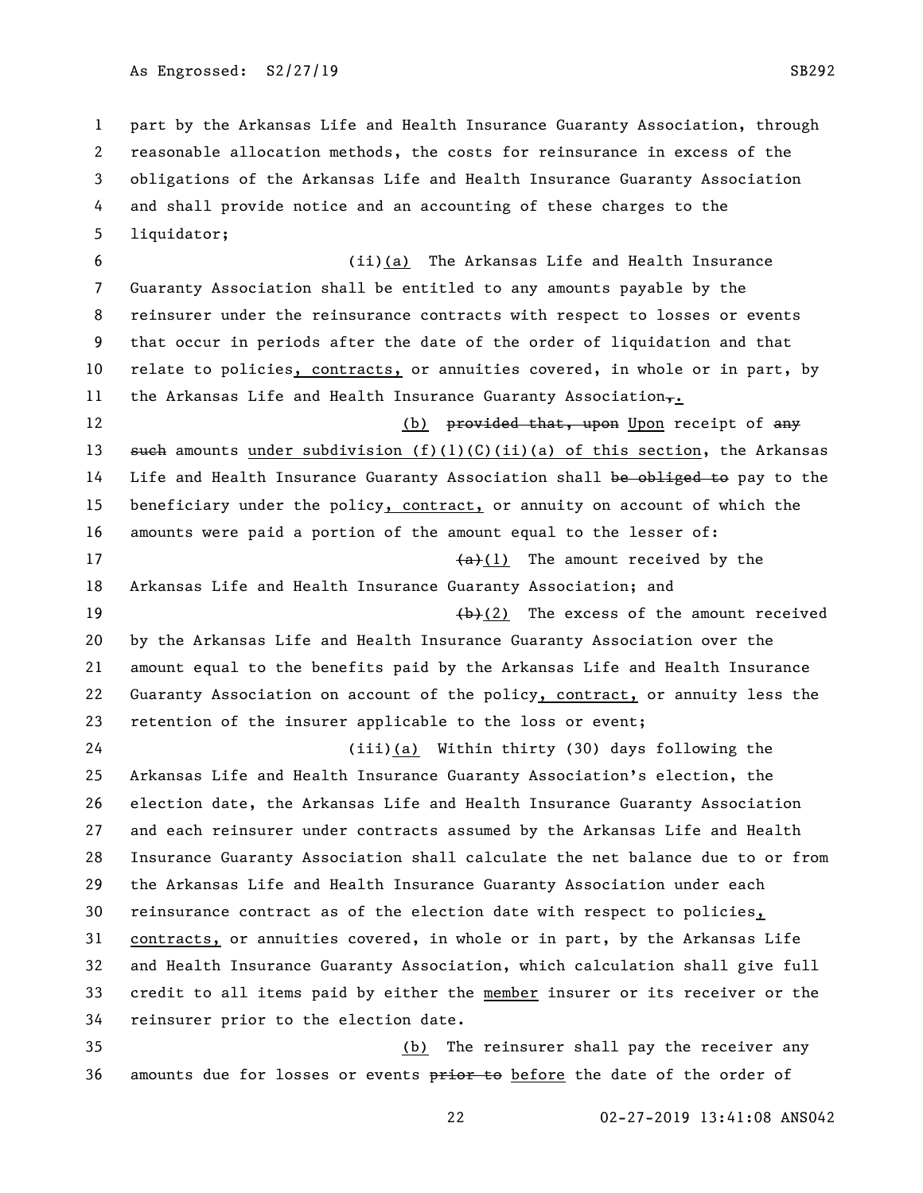part by the Arkansas Life and Health Insurance Guaranty Association, through reasonable allocation methods, the costs for reinsurance in excess of the obligations of the Arkansas Life and Health Insurance Guaranty Association and shall provide notice and an accounting of these charges to the liquidator;

(ii)(a) The Arkansas Life and Health Insurance Guaranty Association shall be entitled to any amounts payable by the reinsurer under the reinsurance contracts with respect to losses or events that occur in periods after the date of the order of liquidation and that relate to policies, contracts, or annuities covered, in whole or in part, by the Arkansas Life and Health Insurance Guaranty Association~~,~~.

(b) ~~provided that, upon~~ Upon receipt of ~~any such~~ amounts under subdivision (f)(1)(C)(ii)(a) of this section, the Arkansas Life and Health Insurance Guaranty Association shall ~~be obliged to~~ pay to the beneficiary under the policy, contract, or annuity on account of which the amounts were paid a portion of the amount equal to the lesser of:

~~(a)~~(1) The amount received by the Arkansas Life and Health Insurance Guaranty Association; and

~~(b)~~(2) The excess of the amount received by the Arkansas Life and Health Insurance Guaranty Association over the amount equal to the benefits paid by the Arkansas Life and Health Insurance Guaranty Association on account of the policy, contract, or annuity less the retention of the insurer applicable to the loss or event;

(iii)(a) Within thirty (30) days following the Arkansas Life and Health Insurance Guaranty Association's election, the election date, the Arkansas Life and Health Insurance Guaranty Association and each reinsurer under contracts assumed by the Arkansas Life and Health Insurance Guaranty Association shall calculate the net balance due to or from the Arkansas Life and Health Insurance Guaranty Association under each reinsurance contract as of the election date with respect to policies, contracts, or annuities covered, in whole or in part, by the Arkansas Life and Health Insurance Guaranty Association, which calculation shall give full credit to all items paid by either the member insurer or its receiver or the reinsurer prior to the election date.

(b) The reinsurer shall pay the receiver any amounts due for losses or events ~~prior to~~ before the date of the order of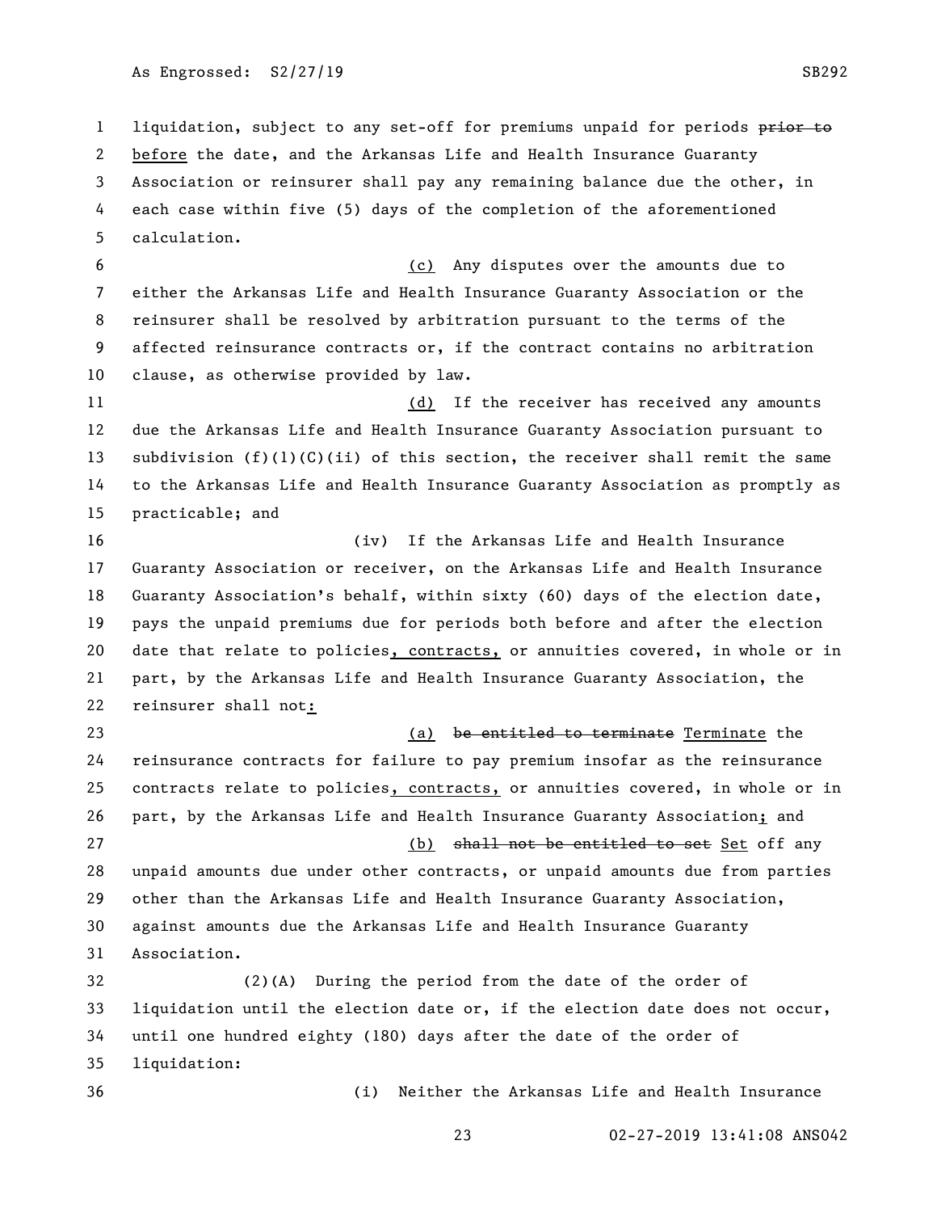liquidation, subject to any set-off for premiums unpaid for periods ~~prior to~~ before the date, and the Arkansas Life and Health Insurance Guaranty Association or reinsurer shall pay any remaining balance due the other, in each case within five (5) days of the completion of the aforementioned calculation.

(c) Any disputes over the amounts due to either the Arkansas Life and Health Insurance Guaranty Association or the reinsurer shall be resolved by arbitration pursuant to the terms of the affected reinsurance contracts or, if the contract contains no arbitration clause, as otherwise provided by law.

(d) If the receiver has received any amounts due the Arkansas Life and Health Insurance Guaranty Association pursuant to subdivision (f)(1)(C)(ii) of this section, the receiver shall remit the same to the Arkansas Life and Health Insurance Guaranty Association as promptly as practicable; and

(iv) If the Arkansas Life and Health Insurance Guaranty Association or receiver, on the Arkansas Life and Health Insurance Guaranty Association's behalf, within sixty (60) days of the election date, pays the unpaid premiums due for periods both before and after the election date that relate to policies, contracts, or annuities covered, in whole or in part, by the Arkansas Life and Health Insurance Guaranty Association, the reinsurer shall not:

(a) ~~be entitled to terminate~~ Terminate the reinsurance contracts for failure to pay premium insofar as the reinsurance contracts relate to policies, contracts, or annuities covered, in whole or in part, by the Arkansas Life and Health Insurance Guaranty Association; and

(b) ~~shall not be entitled to set~~ Set off any unpaid amounts due under other contracts, or unpaid amounts due from parties other than the Arkansas Life and Health Insurance Guaranty Association, against amounts due the Arkansas Life and Health Insurance Guaranty Association.

(2)(A) During the period from the date of the order of liquidation until the election date or, if the election date does not occur, until one hundred eighty (180) days after the date of the order of liquidation:

(i) Neither the Arkansas Life and Health Insurance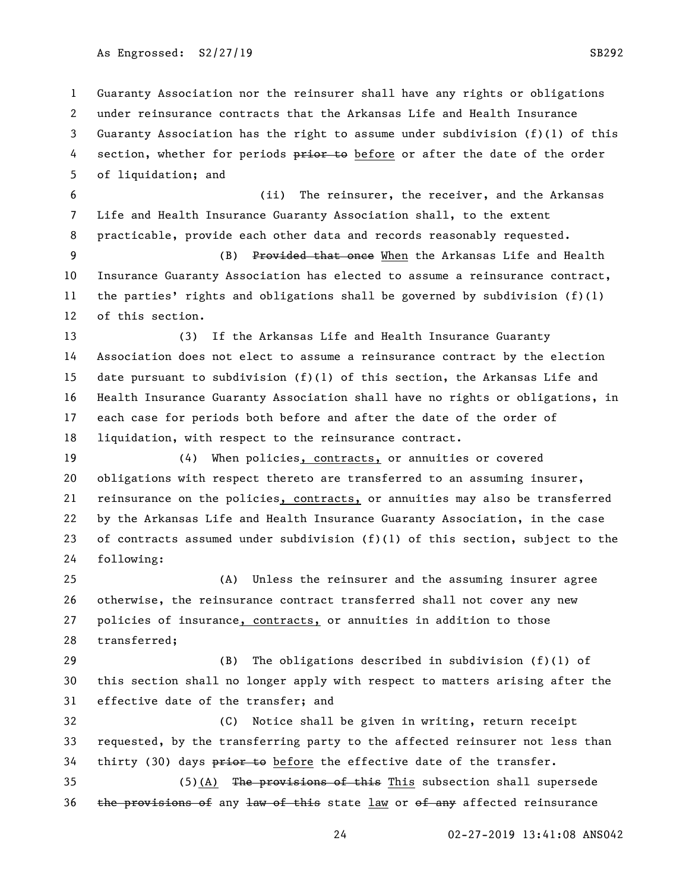Guaranty Association nor the reinsurer shall have any rights or obligations under reinsurance contracts that the Arkansas Life and Health Insurance Guaranty Association has the right to assume under subdivision (f)(1) of this section, whether for periods ~~prior to~~ before or after the date of the order of liquidation; and

(ii) The reinsurer, the receiver, and the Arkansas Life and Health Insurance Guaranty Association shall, to the extent practicable, provide each other data and records reasonably requested.

(B) ~~Provided that once~~ When the Arkansas Life and Health Insurance Guaranty Association has elected to assume a reinsurance contract, the parties' rights and obligations shall be governed by subdivision (f)(1) of this section.

(3) If the Arkansas Life and Health Insurance Guaranty Association does not elect to assume a reinsurance contract by the election date pursuant to subdivision (f)(1) of this section, the Arkansas Life and Health Insurance Guaranty Association shall have no rights or obligations, in each case for periods both before and after the date of the order of liquidation, with respect to the reinsurance contract.

(4) When policies, contracts, or annuities or covered obligations with respect thereto are transferred to an assuming insurer, reinsurance on the policies, contracts, or annuities may also be transferred by the Arkansas Life and Health Insurance Guaranty Association, in the case of contracts assumed under subdivision (f)(1) of this section, subject to the following:

(A) Unless the reinsurer and the assuming insurer agree otherwise, the reinsurance contract transferred shall not cover any new policies of insurance, contracts, or annuities in addition to those transferred;

(B) The obligations described in subdivision (f)(1) of this section shall no longer apply with respect to matters arising after the effective date of the transfer; and

(C) Notice shall be given in writing, return receipt requested, by the transferring party to the affected reinsurer not less than thirty (30) days ~~prior to~~ before the effective date of the transfer.

(5)(A) ~~The provisions of this~~ This subsection shall supersede ~~the provisions of~~ any ~~law of this~~ state law or ~~of any~~ affected reinsurance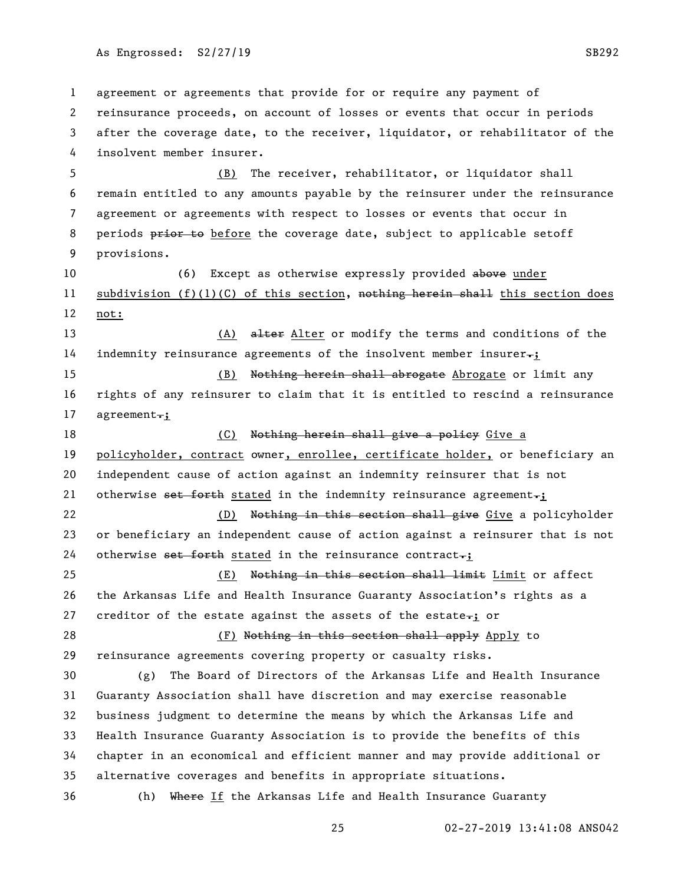agreement or agreements that provide for or require any payment of reinsurance proceeds, on account of losses or events that occur in periods after the coverage date, to the receiver, liquidator, or rehabilitator of the insolvent member insurer.

(B) The receiver, rehabilitator, or liquidator shall remain entitled to any amounts payable by the reinsurer under the reinsurance agreement or agreements with respect to losses or events that occur in periods ~~prior to~~ before the coverage date, subject to applicable setoff provisions.

(6) Except as otherwise expressly provided ~~above~~ under subdivision (f)(1)(C) of this section, ~~nothing herein shall~~ this section does not:

(A) ~~alter~~ Alter or modify the terms and conditions of the indemnity reinsurance agreements of the insolvent member insurer~~.~~;

(B) ~~Nothing herein shall abrogate~~ Abrogate or limit any rights of any reinsurer to claim that it is entitled to rescind a reinsurance agreement~~.~~;

(C) ~~Nothing herein shall give a policy~~ Give a policyholder, contract owner, enrollee, certificate holder, or beneficiary an independent cause of action against an indemnity reinsurer that is not otherwise ~~set forth~~ stated in the indemnity reinsurance agreement~~.~~;

(D) ~~Nothing in this section shall give~~ Give a policyholder or beneficiary an independent cause of action against a reinsurer that is not otherwise ~~set forth~~ stated in the reinsurance contract~~.~~;

(E) ~~Nothing in this section shall limit~~ Limit or affect the Arkansas Life and Health Insurance Guaranty Association's rights as a creditor of the estate against the assets of the estate~~.~~; or

(F) ~~Nothing in this section shall apply~~ Apply to reinsurance agreements covering property or casualty risks.

(g) The Board of Directors of the Arkansas Life and Health Insurance Guaranty Association shall have discretion and may exercise reasonable business judgment to determine the means by which the Arkansas Life and Health Insurance Guaranty Association is to provide the benefits of this chapter in an economical and efficient manner and may provide additional or alternative coverages and benefits in appropriate situations.

(h) ~~Where~~ If the Arkansas Life and Health Insurance Guaranty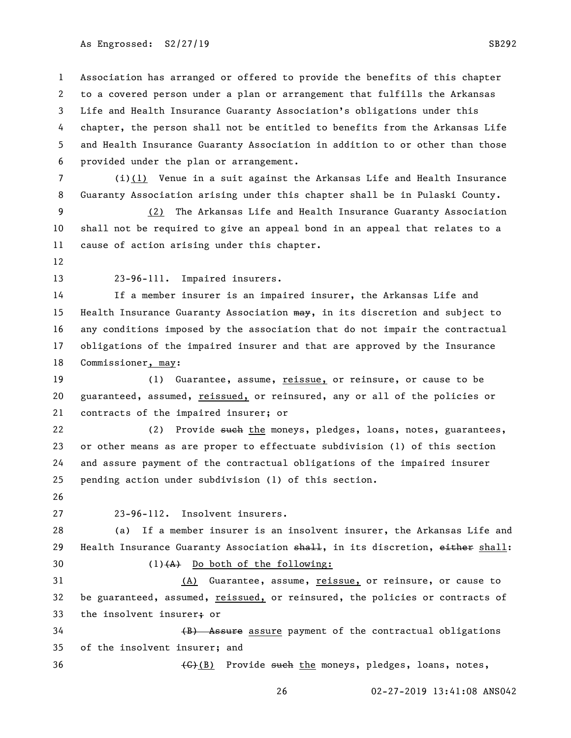Association has arranged or offered to provide the benefits of this chapter to a covered person under a plan or arrangement that fulfills the Arkansas Life and Health Insurance Guaranty Association's obligations under this chapter, the person shall not be entitled to benefits from the Arkansas Life and Health Insurance Guaranty Association in addition to or other than those provided under the plan or arrangement.

(i)(1) Venue in a suit against the Arkansas Life and Health Insurance Guaranty Association arising under this chapter shall be in Pulaski County.

(2) The Arkansas Life and Health Insurance Guaranty Association shall not be required to give an appeal bond in an appeal that relates to a cause of action arising under this chapter.

23-96-111. Impaired insurers.

If a member insurer is an impaired insurer, the Arkansas Life and Health Insurance Guaranty Association ~~may~~, in its discretion and subject to any conditions imposed by the association that do not impair the contractual obligations of the impaired insurer and that are approved by the Insurance Commissioner, may:

(1) Guarantee, assume, reissue, or reinsure, or cause to be guaranteed, assumed, reissued, or reinsured, any or all of the policies or contracts of the impaired insurer; or

(2) Provide ~~such~~ the moneys, pledges, loans, notes, guarantees, or other means as are proper to effectuate subdivision (1) of this section and assure payment of the contractual obligations of the impaired insurer pending action under subdivision (1) of this section.

23-96-112. Insolvent insurers.

(a) If a member insurer is an insolvent insurer, the Arkansas Life and Health Insurance Guaranty Association ~~shall~~, in its discretion, ~~either~~ shall:

(1)~~(A)~~ Do both of the following:

(A) Guarantee, assume, reissue, or reinsure, or cause to be guaranteed, assumed, reissued, or reinsured, the policies or contracts of the insolvent insurer~~; or~~

~~(B) Assure~~ assure payment of the contractual obligations of the insolvent insurer; and

~~(C)~~(B) Provide ~~such~~ the moneys, pledges, loans, notes,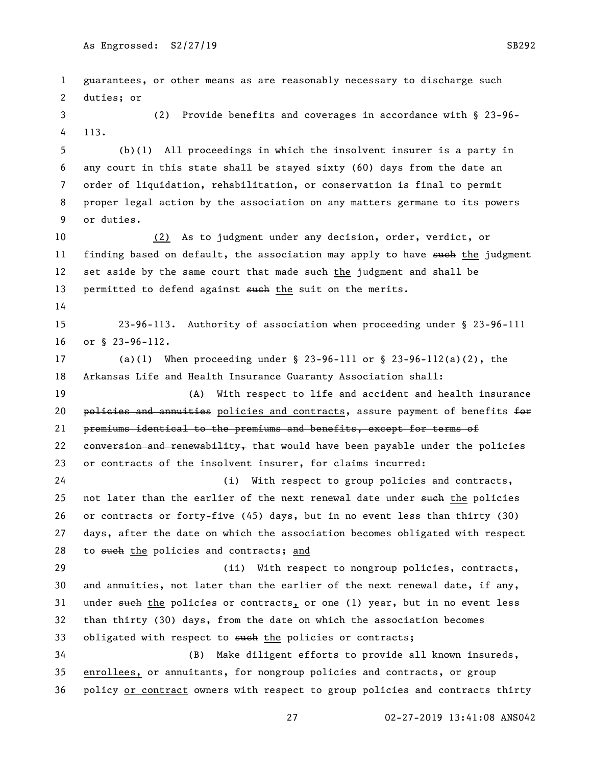guarantees, or other means as are reasonably necessary to discharge such duties; or

(2) Provide benefits and coverages in accordance with § 23-96-113.

(b)(1) All proceedings in which the insolvent insurer is a party in any court in this state shall be stayed sixty (60) days from the date an order of liquidation, rehabilitation, or conservation is final to permit proper legal action by the association on any matters germane to its powers or duties.

(2) As to judgment under any decision, order, verdict, or finding based on default, the association may apply to have ~~such~~ the judgment set aside by the same court that made ~~such~~ the judgment and shall be permitted to defend against ~~such~~ the suit on the merits.

23-96-113. Authority of association when proceeding under § 23-96-111 or § 23-96-112.

(a)(1) When proceeding under § 23-96-111 or § 23-96-112(a)(2), the Arkansas Life and Health Insurance Guaranty Association shall:

(A) With respect to ~~life and accident and health insurance policies and annuities~~ policies and contracts, assure payment of benefits ~~for premiums identical to the premiums and benefits, except for terms of conversion and renewability,~~ that would have been payable under the policies or contracts of the insolvent insurer, for claims incurred:

(i) With respect to group policies and contracts, not later than the earlier of the next renewal date under ~~such~~ the policies or contracts or forty-five (45) days, but in no event less than thirty (30) days, after the date on which the association becomes obligated with respect to ~~such~~ the policies and contracts; and

(ii) With respect to nongroup policies, contracts, and annuities, not later than the earlier of the next renewal date, if any, under ~~such~~ the policies or contracts, or one (1) year, but in no event less than thirty (30) days, from the date on which the association becomes obligated with respect to ~~such~~ the policies or contracts;

(B) Make diligent efforts to provide all known insureds, enrollees, or annuitants, for nongroup policies and contracts, or group policy or contract owners with respect to group policies and contracts thirty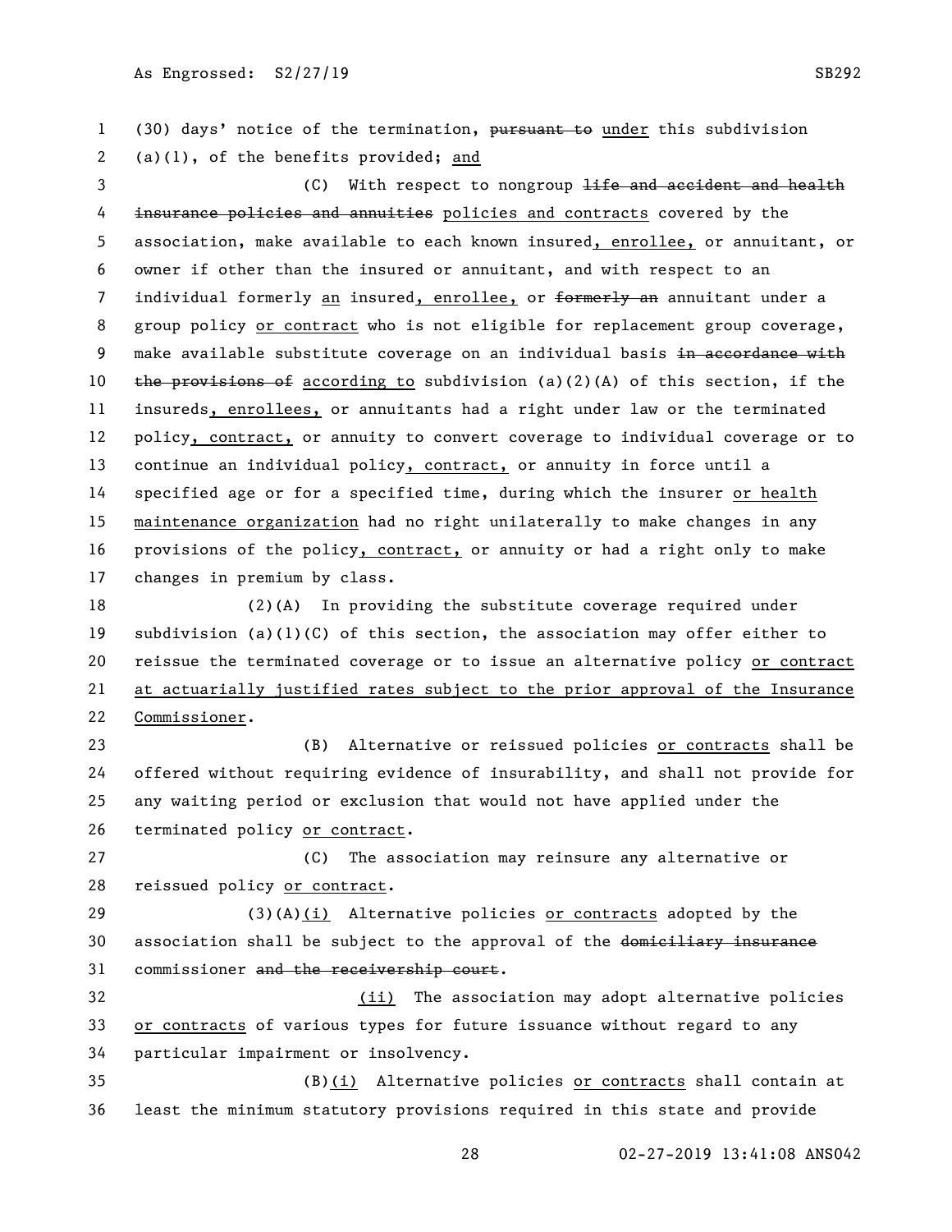(30) days' notice of the termination, ~~pursuant to~~ under this subdivision (a)(1), of the benefits provided; and

(C) With respect to nongroup ~~life and accident and health insurance policies and annuities~~ policies and contracts covered by the association, make available to each known insured, enrollee, or annuitant, or owner if other than the insured or annuitant, and with respect to an individual formerly an insured, enrollee, or ~~formerly an~~ annuitant under a group policy or contract who is not eligible for replacement group coverage, make available substitute coverage on an individual basis ~~in accordance with the provisions of~~ according to subdivision (a)(2)(A) of this section, if the insureds, enrollees, or annuitants had a right under law or the terminated policy, contract, or annuity to convert coverage to individual coverage or to continue an individual policy, contract, or annuity in force until a specified age or for a specified time, during which the insurer or health maintenance organization had no right unilaterally to make changes in any provisions of the policy, contract, or annuity or had a right only to make changes in premium by class.

(2)(A) In providing the substitute coverage required under subdivision (a)(1)(C) of this section, the association may offer either to reissue the terminated coverage or to issue an alternative policy or contract at actuarially justified rates subject to the prior approval of the Insurance Commissioner.

(B) Alternative or reissued policies or contracts shall be offered without requiring evidence of insurability, and shall not provide for any waiting period or exclusion that would not have applied under the terminated policy or contract.

(C) The association may reinsure any alternative or reissued policy or contract.

(3)(A)(i) Alternative policies or contracts adopted by the association shall be subject to the approval of the ~~domiciliary insurance~~ commissioner ~~and the receivership court~~.

(ii) The association may adopt alternative policies or contracts of various types for future issuance without regard to any particular impairment or insolvency.

(B)(i) Alternative policies or contracts shall contain at least the minimum statutory provisions required in this state and provide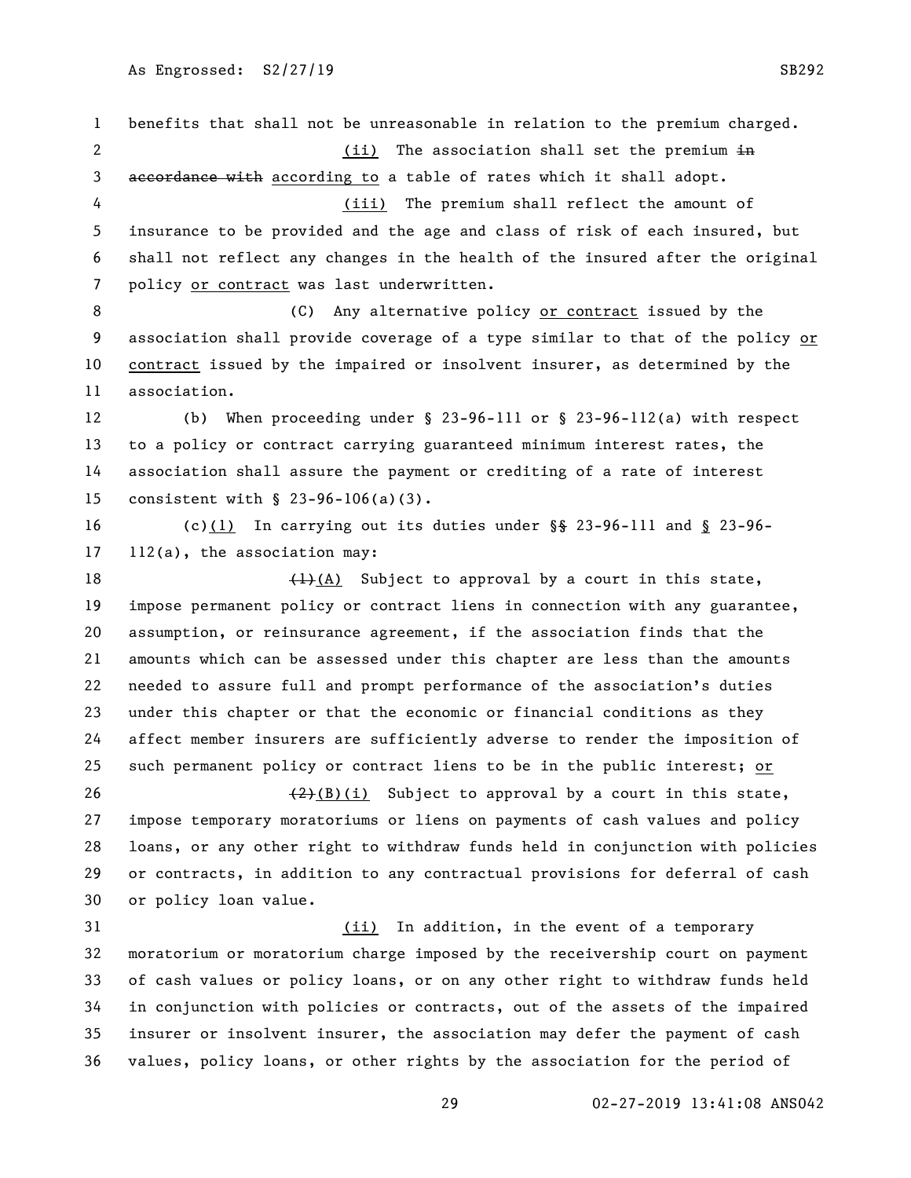benefits that shall not be unreasonable in relation to the premium charged.

(ii) The association shall set the premium ~~in accordance with~~ according to a table of rates which it shall adopt.

(iii) The premium shall reflect the amount of insurance to be provided and the age and class of risk of each insured, but shall not reflect any changes in the health of the insured after the original policy or contract was last underwritten.

(C) Any alternative policy or contract issued by the association shall provide coverage of a type similar to that of the policy or contract issued by the impaired or insolvent insurer, as determined by the association.

(b) When proceeding under § 23-96-111 or § 23-96-112(a) with respect to a policy or contract carrying guaranteed minimum interest rates, the association shall assure the payment or crediting of a rate of interest consistent with § 23-96-106(a)(3).

(c)(1) In carrying out its duties under §~~§~~ 23-96-111 and § 23-96-112(a), the association may:

~~(1)~~(A) Subject to approval by a court in this state, impose permanent policy or contract liens in connection with any guarantee, assumption, or reinsurance agreement, if the association finds that the amounts which can be assessed under this chapter are less than the amounts needed to assure full and prompt performance of the association's duties under this chapter or that the economic or financial conditions as they affect member insurers are sufficiently adverse to render the imposition of such permanent policy or contract liens to be in the public interest; or

~~(2)~~(B)(i) Subject to approval by a court in this state, impose temporary moratoriums or liens on payments of cash values and policy loans, or any other right to withdraw funds held in conjunction with policies or contracts, in addition to any contractual provisions for deferral of cash or policy loan value.

(ii) In addition, in the event of a temporary moratorium or moratorium charge imposed by the receivership court on payment of cash values or policy loans, or on any other right to withdraw funds held in conjunction with policies or contracts, out of the assets of the impaired insurer or insolvent insurer, the association may defer the payment of cash values, policy loans, or other rights by the association for the period of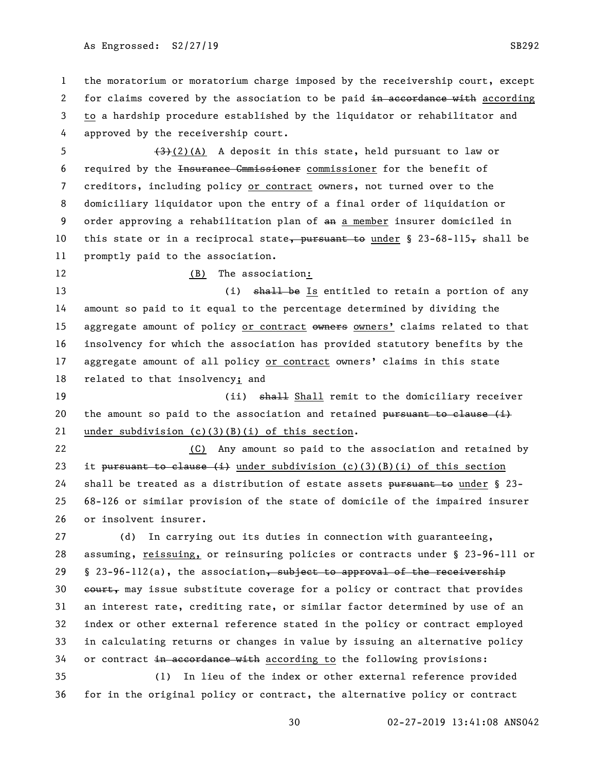the moratorium or moratorium charge imposed by the receivership court, except for claims covered by the association to be paid ~~in accordance with~~ according to a hardship procedure established by the liquidator or rehabilitator and approved by the receivership court.

~~(3)~~(2)(A) A deposit in this state, held pursuant to law or required by the ~~Insurance Cmmissioner~~ commissioner for the benefit of creditors, including policy or contract owners, not turned over to the domiciliary liquidator upon the entry of a final order of liquidation or order approving a rehabilitation plan of ~~an~~ a member insurer domiciled in this state or in a reciprocal state~~, pursuant to~~ under § 23-68-115~~,~~ shall be promptly paid to the association.

(B) The association:

(i) ~~shall be~~ Is entitled to retain a portion of any amount so paid to it equal to the percentage determined by dividing the aggregate amount of policy or contract ~~owners~~ owners' claims related to that insolvency for which the association has provided statutory benefits by the aggregate amount of all policy or contract owners' claims in this state related to that insolvency; and

(ii) ~~shall~~ Shall remit to the domiciliary receiver the amount so paid to the association and retained ~~pursuant to clause (i)~~ under subdivision (c)(3)(B)(i) of this section.

(C) Any amount so paid to the association and retained by it ~~pursuant to clause (i)~~ under subdivision (c)(3)(B)(i) of this section shall be treated as a distribution of estate assets ~~pursuant to~~ under § 23-68-126 or similar provision of the state of domicile of the impaired insurer or insolvent insurer.

(d) In carrying out its duties in connection with guaranteeing, assuming, reissuing, or reinsuring policies or contracts under § 23-96-111 or § 23-96-112(a), the association~~, subject to approval of the receivership court,~~ may issue substitute coverage for a policy or contract that provides an interest rate, crediting rate, or similar factor determined by use of an index or other external reference stated in the policy or contract employed in calculating returns or changes in value by issuing an alternative policy or contract ~~in accordance with~~ according to the following provisions:

(1) In lieu of the index or other external reference provided for in the original policy or contract, the alternative policy or contract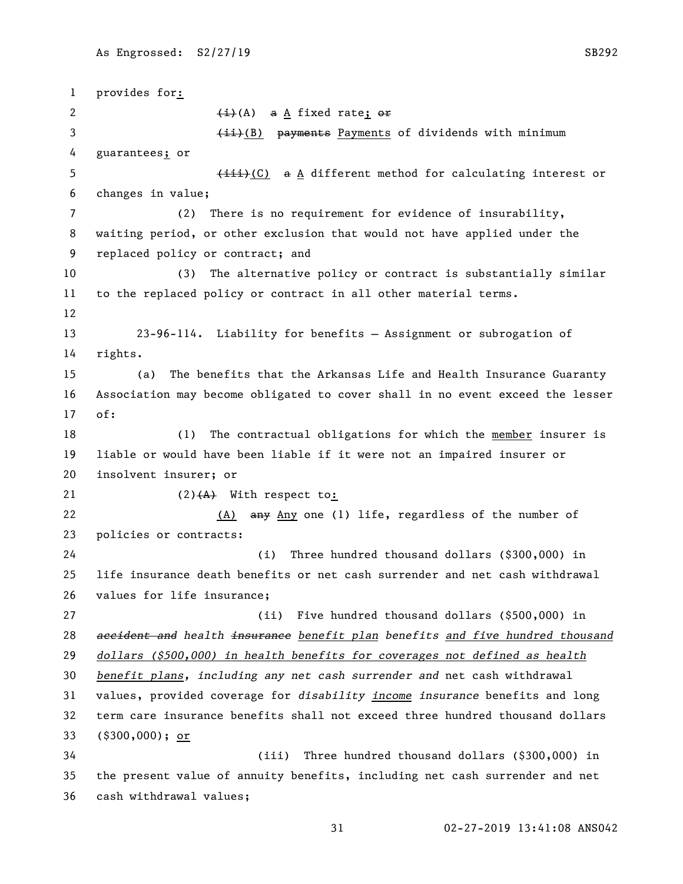provides for:

(i)(A) a A fixed rate; or

(ii)(B) payments Payments of dividends with minimum guarantees; or

(iii)(C) a A different method for calculating interest or changes in value;

(2) There is no requirement for evidence of insurability, waiting period, or other exclusion that would not have applied under the replaced policy or contract; and

(3) The alternative policy or contract is substantially similar to the replaced policy or contract in all other material terms.

23-96-114. Liability for benefits — Assignment or subrogation of rights.

(a) The benefits that the Arkansas Life and Health Insurance Guaranty Association may become obligated to cover shall in no event exceed the lesser of:

(1) The contractual obligations for which the member insurer is liable or would have been liable if it were not an impaired insurer or insolvent insurer; or

(2)(A) With respect to:

(A) any Any one (1) life, regardless of the number of policies or contracts:

(i) Three hundred thousand dollars ($300,000) in life insurance death benefits or net cash surrender and net cash withdrawal values for life insurance;

(ii) Five hundred thousand dollars ($500,000) in *accident and health insurance benefit plan benefits and five hundred thousand dollars ($500,000) in health benefits for coverages not defined as health benefit plans, including any net cash surrender and* net cash withdrawal values, provided coverage for *disability income insurance* benefits and long term care insurance benefits shall not exceed three hundred thousand dollars ($300,000); or

(iii) Three hundred thousand dollars ($300,000) in the present value of annuity benefits, including net cash surrender and net cash withdrawal values;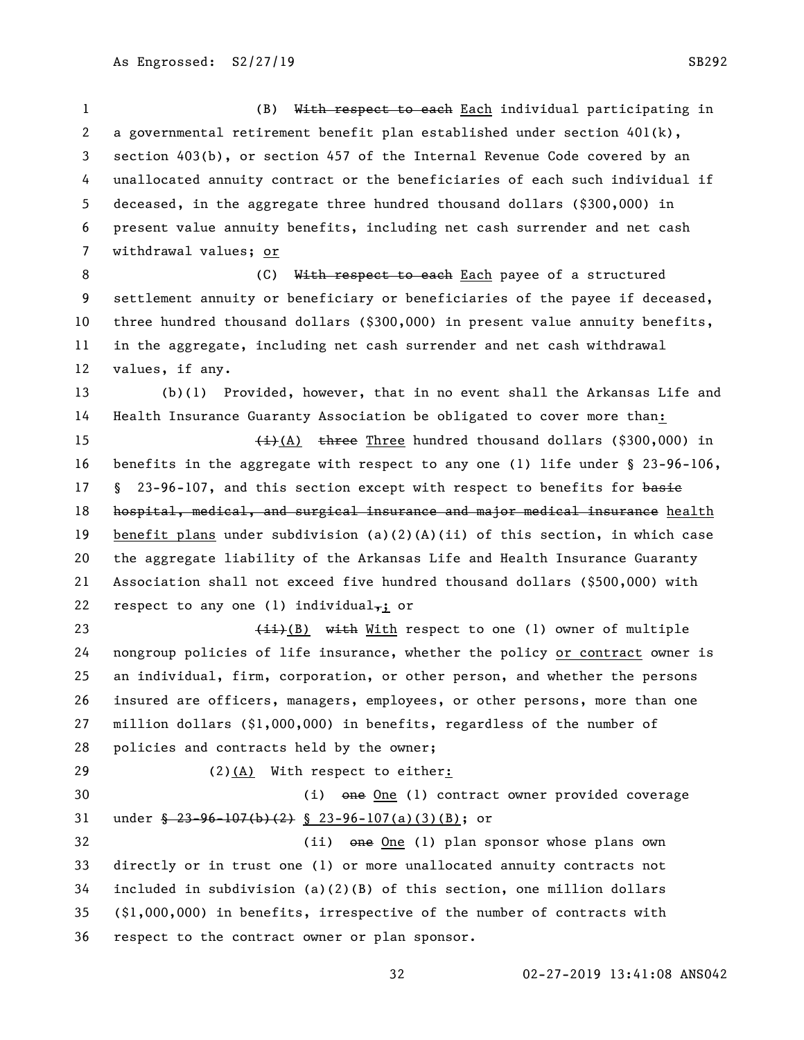(B) ~~With respect to each~~ Each individual participating in a governmental retirement benefit plan established under section 401(k), section 403(b), or section 457 of the Internal Revenue Code covered by an unallocated annuity contract or the beneficiaries of each such individual if deceased, in the aggregate three hundred thousand dollars ($300,000) in present value annuity benefits, including net cash surrender and net cash withdrawal values; or

(C) ~~With respect to each~~ Each payee of a structured settlement annuity or beneficiary or beneficiaries of the payee if deceased, three hundred thousand dollars ($300,000) in present value annuity benefits, in the aggregate, including net cash surrender and net cash withdrawal values, if any.

(b)(1) Provided, however, that in no event shall the Arkansas Life and Health Insurance Guaranty Association be obligated to cover more than:

~~(i)~~(A) ~~three~~ Three hundred thousand dollars ($300,000) in benefits in the aggregate with respect to any one (1) life under § 23-96-106, § 23-96-107, and this section except with respect to benefits for ~~basic hospital, medical, and surgical insurance and major medical insurance~~ health benefit plans under subdivision (a)(2)(A)(ii) of this section, in which case the aggregate liability of the Arkansas Life and Health Insurance Guaranty Association shall not exceed five hundred thousand dollars ($500,000) with respect to any one (1) individual~~,~~; or

~~(ii)~~(B) ~~with~~ With respect to one (1) owner of multiple nongroup policies of life insurance, whether the policy or contract owner is an individual, firm, corporation, or other person, and whether the persons insured are officers, managers, employees, or other persons, more than one million dollars ($1,000,000) in benefits, regardless of the number of policies and contracts held by the owner;

(2)(A) With respect to either:

(i) ~~one~~ One (1) contract owner provided coverage under ~~§ 23-96-107(b)(2)~~ § 23-96-107(a)(3)(B); or

(ii) ~~one~~ One (1) plan sponsor whose plans own directly or in trust one (1) or more unallocated annuity contracts not included in subdivision (a)(2)(B) of this section, one million dollars ($1,000,000) in benefits, irrespective of the number of contracts with respect to the contract owner or plan sponsor.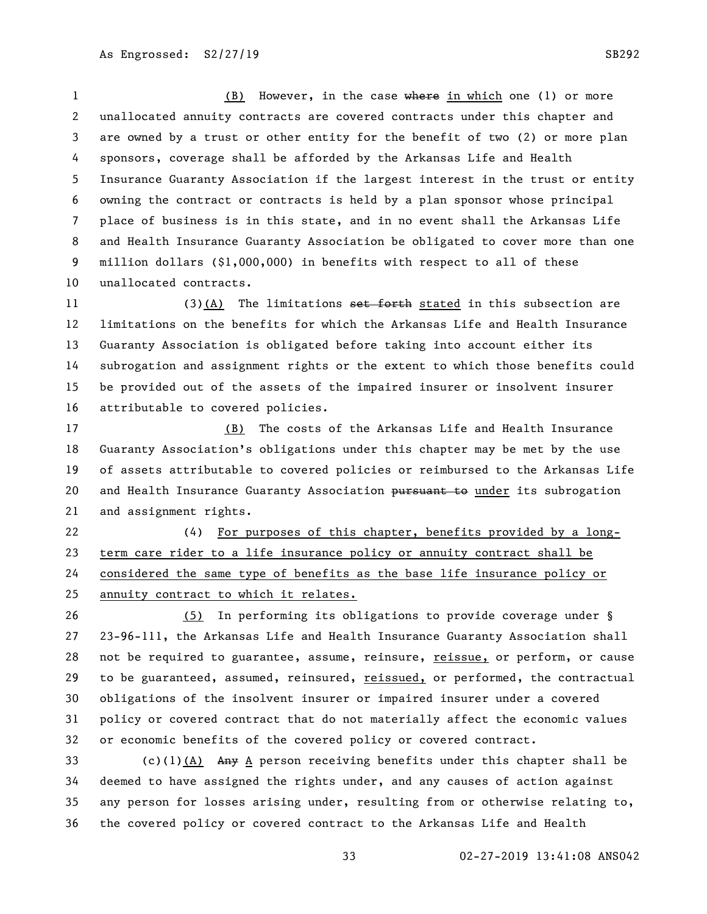(B) However, in the case ~~where~~ in which one (1) or more unallocated annuity contracts are covered contracts under this chapter and are owned by a trust or other entity for the benefit of two (2) or more plan sponsors, coverage shall be afforded by the Arkansas Life and Health Insurance Guaranty Association if the largest interest in the trust or entity owning the contract or contracts is held by a plan sponsor whose principal place of business is in this state, and in no event shall the Arkansas Life and Health Insurance Guaranty Association be obligated to cover more than one million dollars ($1,000,000) in benefits with respect to all of these unallocated contracts.

(3)(A) The limitations ~~set forth~~ stated in this subsection are limitations on the benefits for which the Arkansas Life and Health Insurance Guaranty Association is obligated before taking into account either its subrogation and assignment rights or the extent to which those benefits could be provided out of the assets of the impaired insurer or insolvent insurer attributable to covered policies.

(B) The costs of the Arkansas Life and Health Insurance Guaranty Association's obligations under this chapter may be met by the use of assets attributable to covered policies or reimbursed to the Arkansas Life and Health Insurance Guaranty Association ~~pursuant to~~ under its subrogation and assignment rights.

(4) For purposes of this chapter, benefits provided by a long-term care rider to a life insurance policy or annuity contract shall be considered the same type of benefits as the base life insurance policy or annuity contract to which it relates.

(5) In performing its obligations to provide coverage under § 23-96-111, the Arkansas Life and Health Insurance Guaranty Association shall not be required to guarantee, assume, reinsure, reissue, or perform, or cause to be guaranteed, assumed, reinsured, reissued, or performed, the contractual obligations of the insolvent insurer or impaired insurer under a covered policy or covered contract that do not materially affect the economic values or economic benefits of the covered policy or covered contract.

(c)(1)(A) ~~Any~~ A person receiving benefits under this chapter shall be deemed to have assigned the rights under, and any causes of action against any person for losses arising under, resulting from or otherwise relating to, the covered policy or covered contract to the Arkansas Life and Health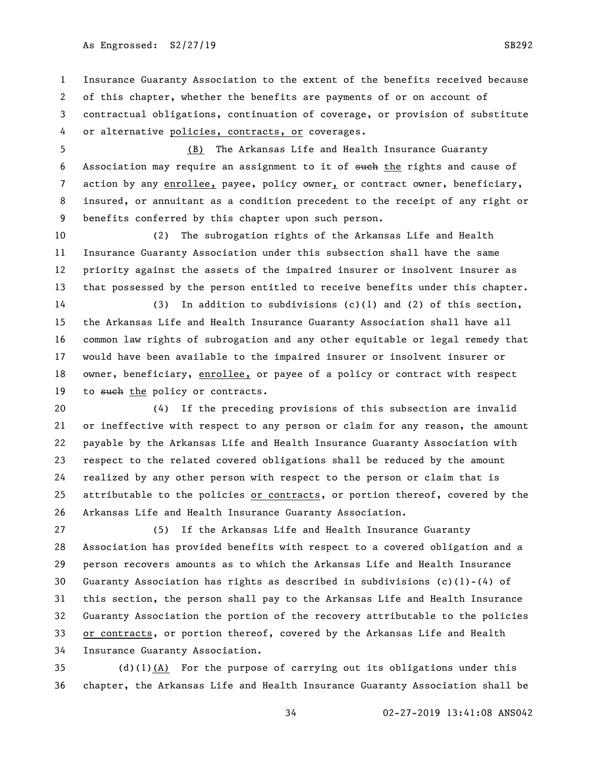Insurance Guaranty Association to the extent of the benefits received because of this chapter, whether the benefits are payments of or on account of contractual obligations, continuation of coverage, or provision of substitute or alternative policies, contracts, or coverages.

(B) The Arkansas Life and Health Insurance Guaranty Association may require an assignment to it of ~~such~~ the rights and cause of action by any enrollee, payee, policy owner, or contract owner, beneficiary, insured, or annuitant as a condition precedent to the receipt of any right or benefits conferred by this chapter upon such person.

(2) The subrogation rights of the Arkansas Life and Health Insurance Guaranty Association under this subsection shall have the same priority against the assets of the impaired insurer or insolvent insurer as that possessed by the person entitled to receive benefits under this chapter.

(3) In addition to subdivisions (c)(1) and (2) of this section, the Arkansas Life and Health Insurance Guaranty Association shall have all common law rights of subrogation and any other equitable or legal remedy that would have been available to the impaired insurer or insolvent insurer or owner, beneficiary, enrollee, or payee of a policy or contract with respect to ~~such~~ the policy or contracts.

(4) If the preceding provisions of this subsection are invalid or ineffective with respect to any person or claim for any reason, the amount payable by the Arkansas Life and Health Insurance Guaranty Association with respect to the related covered obligations shall be reduced by the amount realized by any other person with respect to the person or claim that is attributable to the policies or contracts, or portion thereof, covered by the Arkansas Life and Health Insurance Guaranty Association.

(5) If the Arkansas Life and Health Insurance Guaranty Association has provided benefits with respect to a covered obligation and a person recovers amounts as to which the Arkansas Life and Health Insurance Guaranty Association has rights as described in subdivisions (c)(1)-(4) of this section, the person shall pay to the Arkansas Life and Health Insurance Guaranty Association the portion of the recovery attributable to the policies or contracts, or portion thereof, covered by the Arkansas Life and Health Insurance Guaranty Association.

(d)(1)(A) For the purpose of carrying out its obligations under this chapter, the Arkansas Life and Health Insurance Guaranty Association shall be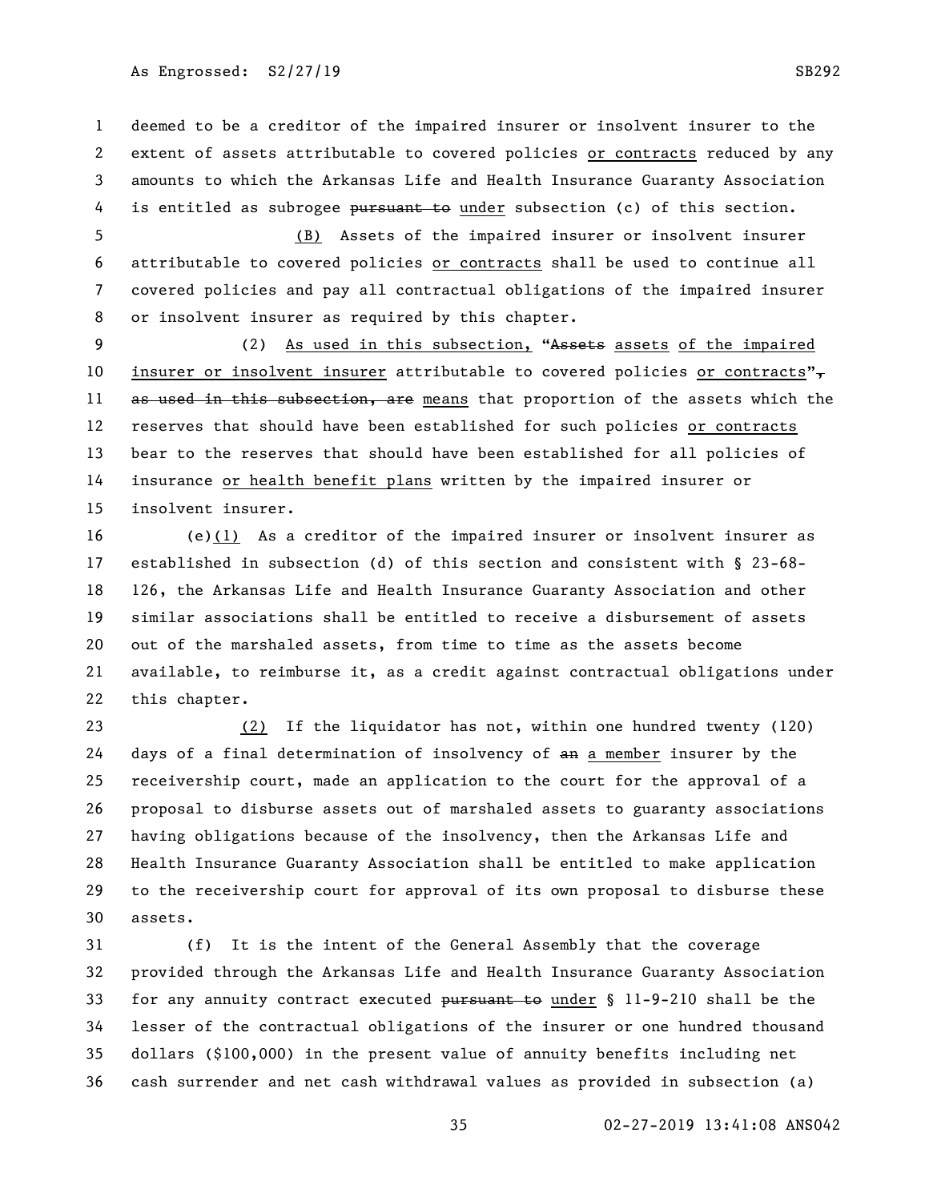deemed to be a creditor of the impaired insurer or insolvent insurer to the extent of assets attributable to covered policies or contracts reduced by any amounts to which the Arkansas Life and Health Insurance Guaranty Association is entitled as subrogee ~~pursuant to~~ under subsection (c) of this section.

(B) Assets of the impaired insurer or insolvent insurer attributable to covered policies or contracts shall be used to continue all covered policies and pay all contractual obligations of the impaired insurer or insolvent insurer as required by this chapter.

(2) As used in this subsection, "~~Assets~~ assets of the impaired insurer or insolvent insurer attributable to covered policies or contracts"~~, as used in this subsection, are~~ means that proportion of the assets which the reserves that should have been established for such policies or contracts bear to the reserves that should have been established for all policies of insurance or health benefit plans written by the impaired insurer or insolvent insurer.

(e)(1) As a creditor of the impaired insurer or insolvent insurer as established in subsection (d) of this section and consistent with § 23-68-126, the Arkansas Life and Health Insurance Guaranty Association and other similar associations shall be entitled to receive a disbursement of assets out of the marshaled assets, from time to time as the assets become available, to reimburse it, as a credit against contractual obligations under this chapter.

(2) If the liquidator has not, within one hundred twenty (120) days of a final determination of insolvency of ~~an~~ a member insurer by the receivership court, made an application to the court for the approval of a proposal to disburse assets out of marshaled assets to guaranty associations having obligations because of the insolvency, then the Arkansas Life and Health Insurance Guaranty Association shall be entitled to make application to the receivership court for approval of its own proposal to disburse these assets.

(f) It is the intent of the General Assembly that the coverage provided through the Arkansas Life and Health Insurance Guaranty Association for any annuity contract executed ~~pursuant to~~ under § 11-9-210 shall be the lesser of the contractual obligations of the insurer or one hundred thousand dollars ($100,000) in the present value of annuity benefits including net cash surrender and net cash withdrawal values as provided in subsection (a)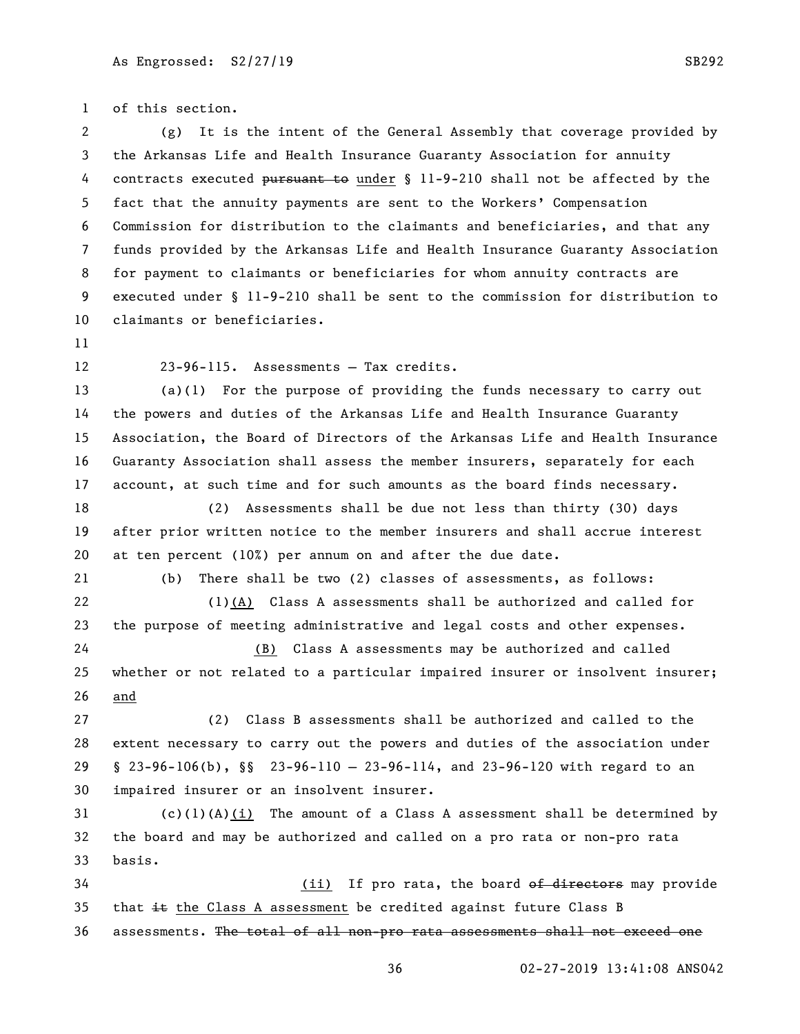of this section.

(g) It is the intent of the General Assembly that coverage provided by the Arkansas Life and Health Insurance Guaranty Association for annuity contracts executed ~~pursuant to~~ under § 11-9-210 shall not be affected by the fact that the annuity payments are sent to the Workers' Compensation Commission for distribution to the claimants and beneficiaries, and that any funds provided by the Arkansas Life and Health Insurance Guaranty Association for payment to claimants or beneficiaries for whom annuity contracts are executed under § 11-9-210 shall be sent to the commission for distribution to claimants or beneficiaries.

23-96-115. Assessments — Tax credits.

(a)(1) For the purpose of providing the funds necessary to carry out the powers and duties of the Arkansas Life and Health Insurance Guaranty Association, the Board of Directors of the Arkansas Life and Health Insurance Guaranty Association shall assess the member insurers, separately for each account, at such time and for such amounts as the board finds necessary.

(2) Assessments shall be due not less than thirty (30) days after prior written notice to the member insurers and shall accrue interest at ten percent (10%) per annum on and after the due date.

(b) There shall be two (2) classes of assessments, as follows:

(1)(A) Class A assessments shall be authorized and called for the purpose of meeting administrative and legal costs and other expenses.

(B) Class A assessments may be authorized and called whether or not related to a particular impaired insurer or insolvent insurer; and

(2) Class B assessments shall be authorized and called to the extent necessary to carry out the powers and duties of the association under § 23-96-106(b), §§ 23-96-110 — 23-96-114, and 23-96-120 with regard to an impaired insurer or an insolvent insurer.

(c)(1)(A)(i) The amount of a Class A assessment shall be determined by the board and may be authorized and called on a pro rata or non-pro rata basis.

(ii) If pro rata, the board ~~of directors~~ may provide that ~~it~~ the Class A assessment be credited against future Class B assessments. ~~The total of all non-pro rata assessments shall not exceed one~~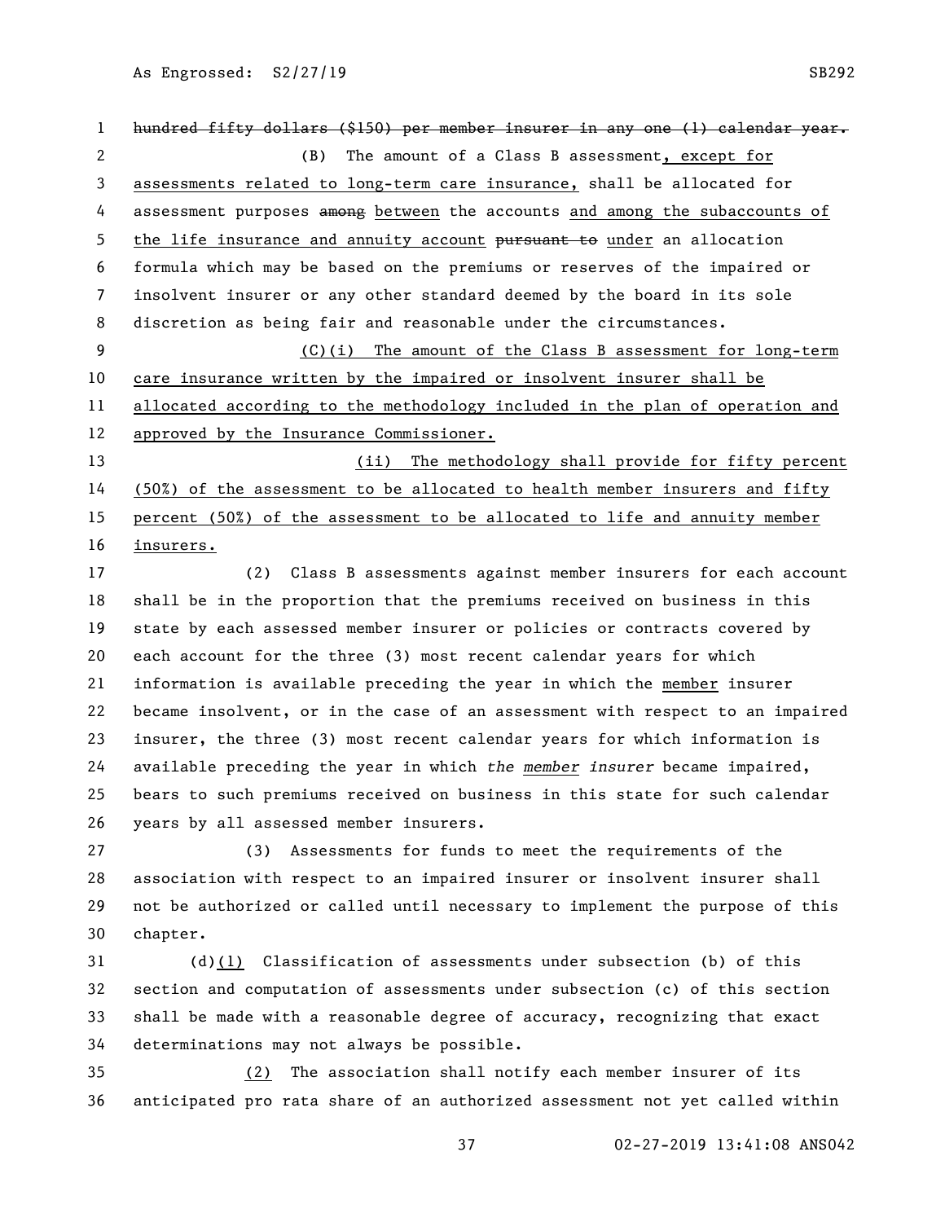~~hundred fifty dollars ($150) per member insurer in any one (1) calendar year.~~

(B) The amount of a Class B assessment<u>, except for assessments related to long-term care insurance,</u> shall be allocated for assessment purposes ~~among~~ <u>between</u> the accounts <u>and among the subaccounts of the life insurance and annuity account</u> ~~pursuant to~~ <u>under</u> an allocation formula which may be based on the premiums or reserves of the impaired or insolvent insurer or any other standard deemed by the board in its sole discretion as being fair and reasonable under the circumstances.

<u>(C)(i) The amount of the Class B assessment for long-term care insurance written by the impaired or insolvent insurer shall be allocated according to the methodology included in the plan of operation and approved by the Insurance Commissioner.</u>

<u>(ii) The methodology shall provide for fifty percent (50%) of the assessment to be allocated to health member insurers and fifty percent (50%) of the assessment to be allocated to life and annuity member insurers.</u>

(2) Class B assessments against member insurers for each account shall be in the proportion that the premiums received on business in this state by each assessed member insurer or policies or contracts covered by each account for the three (3) most recent calendar years for which information is available preceding the year in which the <u>member</u> insurer became insolvent, or in the case of an assessment with respect to an impaired insurer, the three (3) most recent calendar years for which information is available preceding the year in which *the <u>member</u> insurer* became impaired, bears to such premiums received on business in this state for such calendar years by all assessed member insurers.

(3) Assessments for funds to meet the requirements of the association with respect to an impaired insurer or insolvent insurer shall not be authorized or called until necessary to implement the purpose of this chapter.

(d)<u>(1)</u> Classification of assessments under subsection (b) of this section and computation of assessments under subsection (c) of this section shall be made with a reasonable degree of accuracy, recognizing that exact determinations may not always be possible.

<u>(2)</u> The association shall notify each member insurer of its anticipated pro rata share of an authorized assessment not yet called within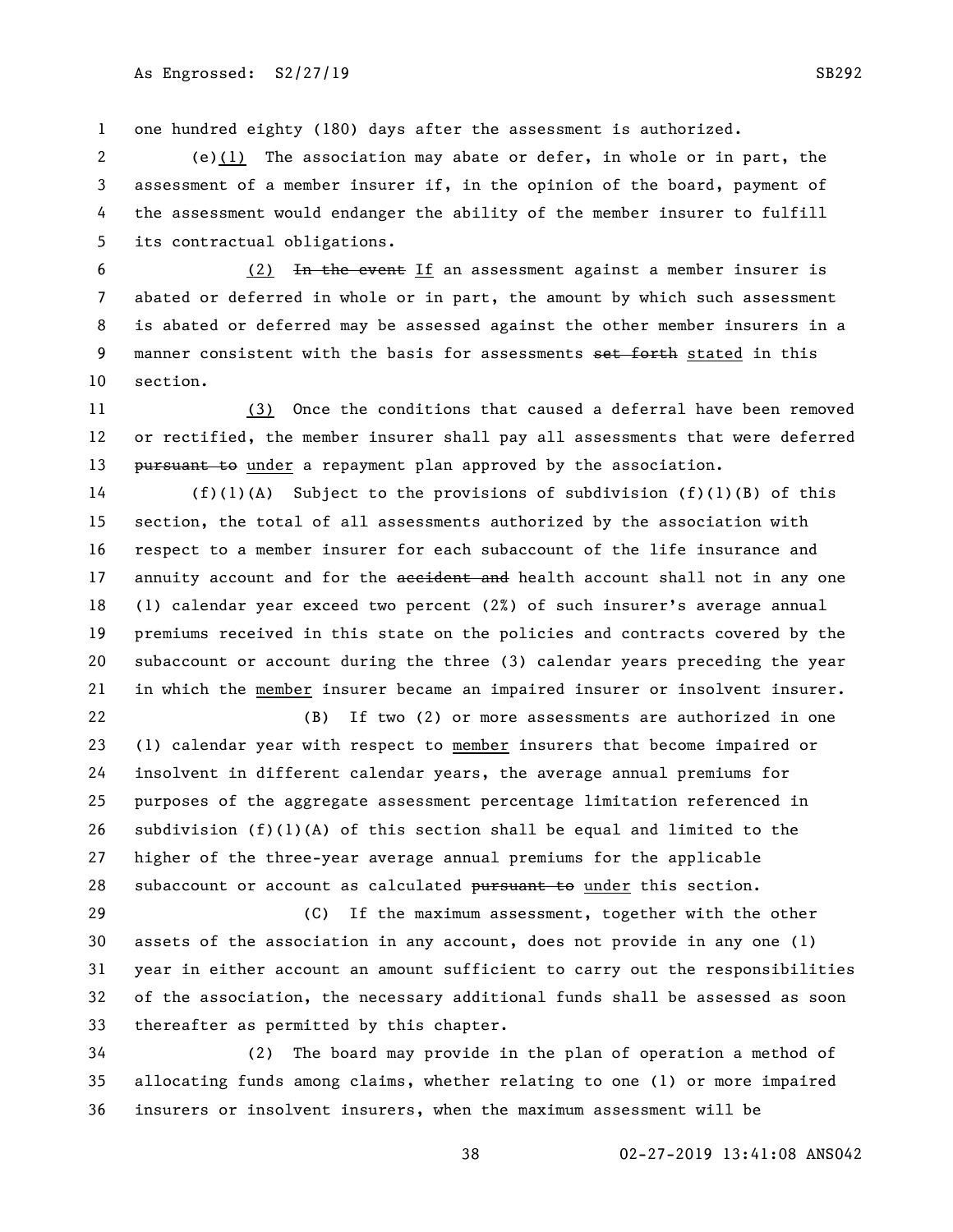one hundred eighty (180) days after the assessment is authorized.

(e)(1) The association may abate or defer, in whole or in part, the assessment of a member insurer if, in the opinion of the board, payment of the assessment would endanger the ability of the member insurer to fulfill its contractual obligations.

(2) ~~In the event~~ If an assessment against a member insurer is abated or deferred in whole or in part, the amount by which such assessment is abated or deferred may be assessed against the other member insurers in a manner consistent with the basis for assessments ~~set forth~~ stated in this section.

(3) Once the conditions that caused a deferral have been removed or rectified, the member insurer shall pay all assessments that were deferred ~~pursuant to~~ under a repayment plan approved by the association.

(f)(1)(A) Subject to the provisions of subdivision (f)(1)(B) of this section, the total of all assessments authorized by the association with respect to a member insurer for each subaccount of the life insurance and annuity account and for the ~~accident and~~ health account shall not in any one (1) calendar year exceed two percent (2%) of such insurer's average annual premiums received in this state on the policies and contracts covered by the subaccount or account during the three (3) calendar years preceding the year in which the member insurer became an impaired insurer or insolvent insurer.

(B) If two (2) or more assessments are authorized in one (1) calendar year with respect to member insurers that become impaired or insolvent in different calendar years, the average annual premiums for purposes of the aggregate assessment percentage limitation referenced in subdivision (f)(1)(A) of this section shall be equal and limited to the higher of the three-year average annual premiums for the applicable subaccount or account as calculated ~~pursuant to~~ under this section.

(C) If the maximum assessment, together with the other assets of the association in any account, does not provide in any one (1) year in either account an amount sufficient to carry out the responsibilities of the association, the necessary additional funds shall be assessed as soon thereafter as permitted by this chapter.

(2) The board may provide in the plan of operation a method of allocating funds among claims, whether relating to one (1) or more impaired insurers or insolvent insurers, when the maximum assessment will be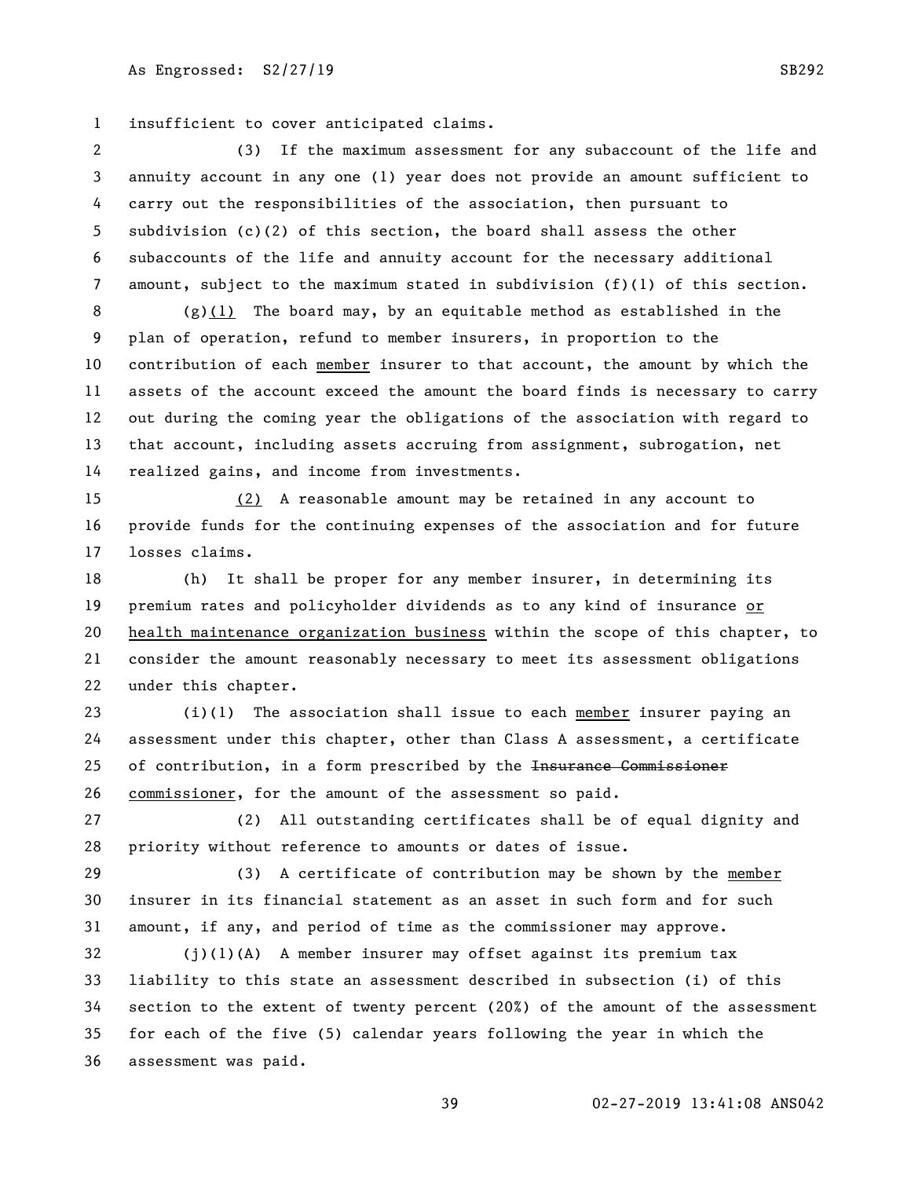insufficient to cover anticipated claims.

(3) If the maximum assessment for any subaccount of the life and annuity account in any one (1) year does not provide an amount sufficient to carry out the responsibilities of the association, then pursuant to subdivision (c)(2) of this section, the board shall assess the other subaccounts of the life and annuity account for the necessary additional amount, subject to the maximum stated in subdivision (f)(1) of this section.

(g)<u>(1)</u> The board may, by an equitable method as established in the plan of operation, refund to member insurers, in proportion to the contribution of each <u>member</u> insurer to that account, the amount by which the assets of the account exceed the amount the board finds is necessary to carry out during the coming year the obligations of the association with regard to that account, including assets accruing from assignment, subrogation, net realized gains, and income from investments.

<u>(2)</u> A reasonable amount may be retained in any account to provide funds for the continuing expenses of the association and for future losses claims.

(h) It shall be proper for any member insurer, in determining its premium rates and policyholder dividends as to any kind of insurance <u>or health maintenance organization business</u> within the scope of this chapter, to consider the amount reasonably necessary to meet its assessment obligations under this chapter.

(i)(1) The association shall issue to each <u>member</u> insurer paying an assessment under this chapter, other than Class A assessment, a certificate of contribution, in a form prescribed by the ~~Insurance Commissioner~~ <u>commissioner</u>, for the amount of the assessment so paid.

(2) All outstanding certificates shall be of equal dignity and priority without reference to amounts or dates of issue.

(3) A certificate of contribution may be shown by the <u>member</u> insurer in its financial statement as an asset in such form and for such amount, if any, and period of time as the commissioner may approve.

(j)(1)(A) A member insurer may offset against its premium tax liability to this state an assessment described in subsection (i) of this section to the extent of twenty percent (20%) of the amount of the assessment for each of the five (5) calendar years following the year in which the assessment was paid.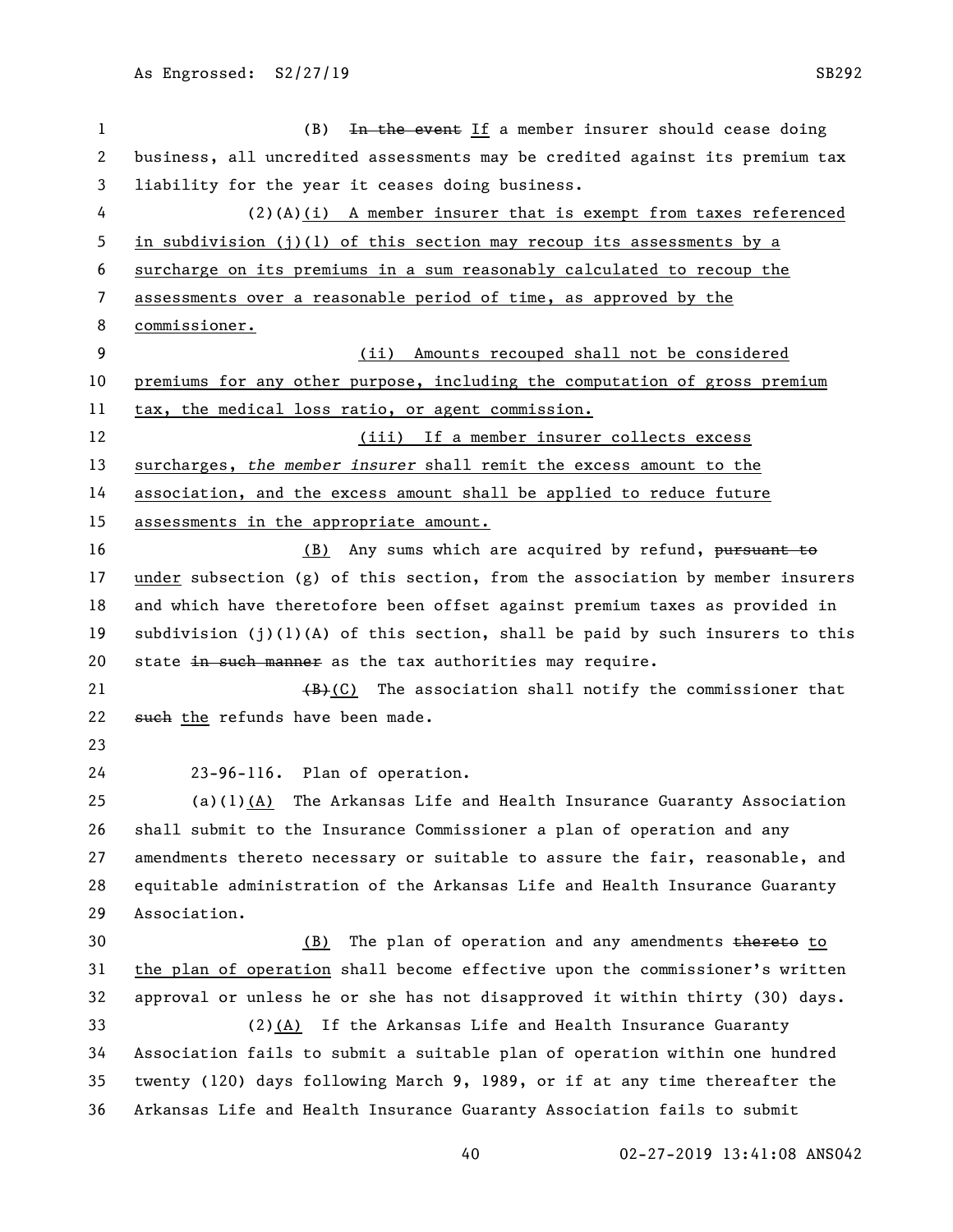(B) ~~In the event~~ If a member insurer should cease doing business, all uncredited assessments may be credited against its premium tax liability for the year it ceases doing business.

(2)(A)(i) A member insurer that is exempt from taxes referenced in subdivision (j)(1) of this section may recoup its assessments by a surcharge on its premiums in a sum reasonably calculated to recoup the assessments over a reasonable period of time, as approved by the commissioner.

(ii) Amounts recouped shall not be considered premiums for any other purpose, including the computation of gross premium tax, the medical loss ratio, or agent commission.

(iii) If a member insurer collects excess surcharges, *the member insurer* shall remit the excess amount to the association, and the excess amount shall be applied to reduce future assessments in the appropriate amount.

(B) Any sums which are acquired by refund, ~~pursuant to~~ under subsection (g) of this section, from the association by member insurers and which have theretofore been offset against premium taxes as provided in subdivision (j)(1)(A) of this section, shall be paid by such insurers to this state ~~in such manner~~ as the tax authorities may require.

~~(B)~~(C) The association shall notify the commissioner that ~~such~~ the refunds have been made.

23-96-116. Plan of operation.

(a)(1)(A) The Arkansas Life and Health Insurance Guaranty Association shall submit to the Insurance Commissioner a plan of operation and any amendments thereto necessary or suitable to assure the fair, reasonable, and equitable administration of the Arkansas Life and Health Insurance Guaranty Association.

(B) The plan of operation and any amendments ~~thereto~~ to the plan of operation shall become effective upon the commissioner's written approval or unless he or she has not disapproved it within thirty (30) days.

(2)(A) If the Arkansas Life and Health Insurance Guaranty Association fails to submit a suitable plan of operation within one hundred twenty (120) days following March 9, 1989, or if at any time thereafter the Arkansas Life and Health Insurance Guaranty Association fails to submit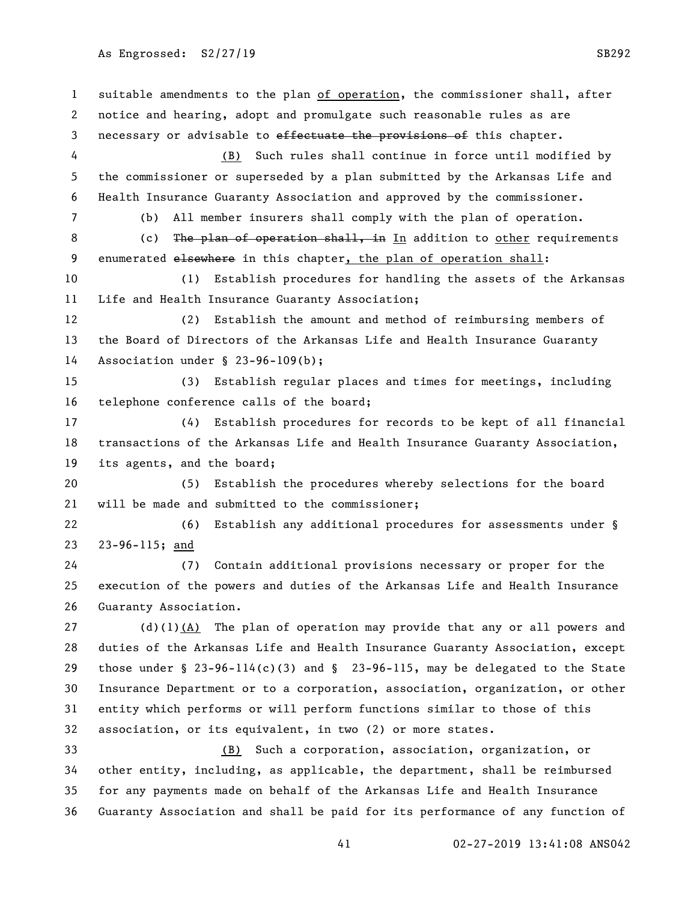suitable amendments to the plan of operation, the commissioner shall, after notice and hearing, adopt and promulgate such reasonable rules as are necessary or advisable to ~~effectuate the provisions of~~ this chapter.

(B) Such rules shall continue in force until modified by the commissioner or superseded by a plan submitted by the Arkansas Life and Health Insurance Guaranty Association and approved by the commissioner.

(b) All member insurers shall comply with the plan of operation.

(c) ~~The plan of operation shall, in~~ In addition to other requirements enumerated ~~elsewhere~~ in this chapter, the plan of operation shall:

(1) Establish procedures for handling the assets of the Arkansas Life and Health Insurance Guaranty Association;

(2) Establish the amount and method of reimbursing members of the Board of Directors of the Arkansas Life and Health Insurance Guaranty Association under § 23-96-109(b);

(3) Establish regular places and times for meetings, including telephone conference calls of the board;

(4) Establish procedures for records to be kept of all financial transactions of the Arkansas Life and Health Insurance Guaranty Association, its agents, and the board;

(5) Establish the procedures whereby selections for the board will be made and submitted to the commissioner;

(6) Establish any additional procedures for assessments under § 23-96-115; and

(7) Contain additional provisions necessary or proper for the execution of the powers and duties of the Arkansas Life and Health Insurance Guaranty Association.

(d)(1)(A) The plan of operation may provide that any or all powers and duties of the Arkansas Life and Health Insurance Guaranty Association, except those under § 23-96-114(c)(3) and § 23-96-115, may be delegated to the State Insurance Department or to a corporation, association, organization, or other entity which performs or will perform functions similar to those of this association, or its equivalent, in two (2) or more states.

(B) Such a corporation, association, organization, or other entity, including, as applicable, the department, shall be reimbursed for any payments made on behalf of the Arkansas Life and Health Insurance Guaranty Association and shall be paid for its performance of any function of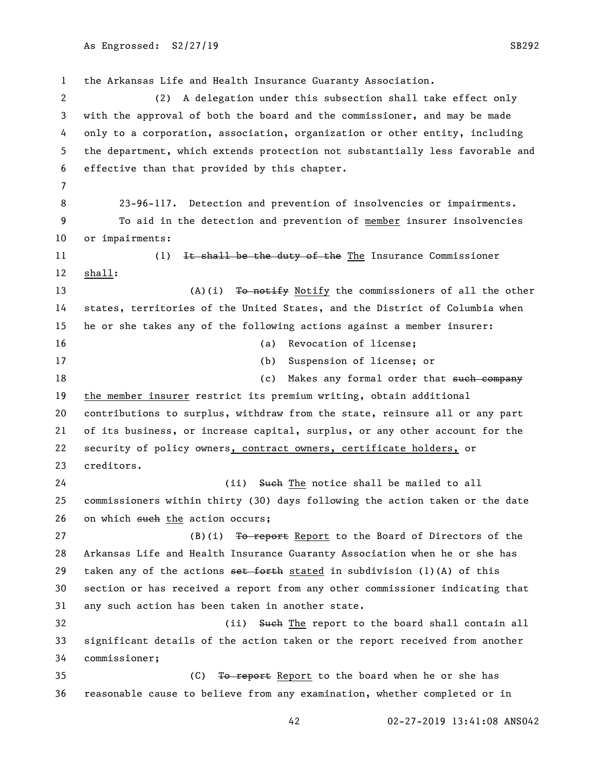the Arkansas Life and Health Insurance Guaranty Association.

(2) A delegation under this subsection shall take effect only with the approval of both the board and the commissioner, and may be made only to a corporation, association, organization or other entity, including the department, which extends protection not substantially less favorable and effective than that provided by this chapter.

23-96-117. Detection and prevention of insolvencies or impairments.

To aid in the detection and prevention of member insurer insolvencies or impairments:

(1) ~~It shall be the duty of the~~ The Insurance Commissioner shall:

(A)(i) ~~To notify~~ Notify the commissioners of all the other states, territories of the United States, and the District of Columbia when he or she takes any of the following actions against a member insurer:

(a) Revocation of license;

(b) Suspension of license; or

(c) Makes any formal order that ~~such company~~ the member insurer restrict its premium writing, obtain additional contributions to surplus, withdraw from the state, reinsure all or any part of its business, or increase capital, surplus, or any other account for the security of policy owners, contract owners, certificate holders, or creditors.

(ii) ~~Such~~ The notice shall be mailed to all commissioners within thirty (30) days following the action taken or the date on which ~~such~~ the action occurs;

(B)(i) ~~To report~~ Report to the Board of Directors of the Arkansas Life and Health Insurance Guaranty Association when he or she has taken any of the actions ~~set forth~~ stated in subdivision (1)(A) of this section or has received a report from any other commissioner indicating that any such action has been taken in another state.

(ii) ~~Such~~ The report to the board shall contain all significant details of the action taken or the report received from another commissioner;

(C) ~~To report~~ Report to the board when he or she has reasonable cause to believe from any examination, whether completed or in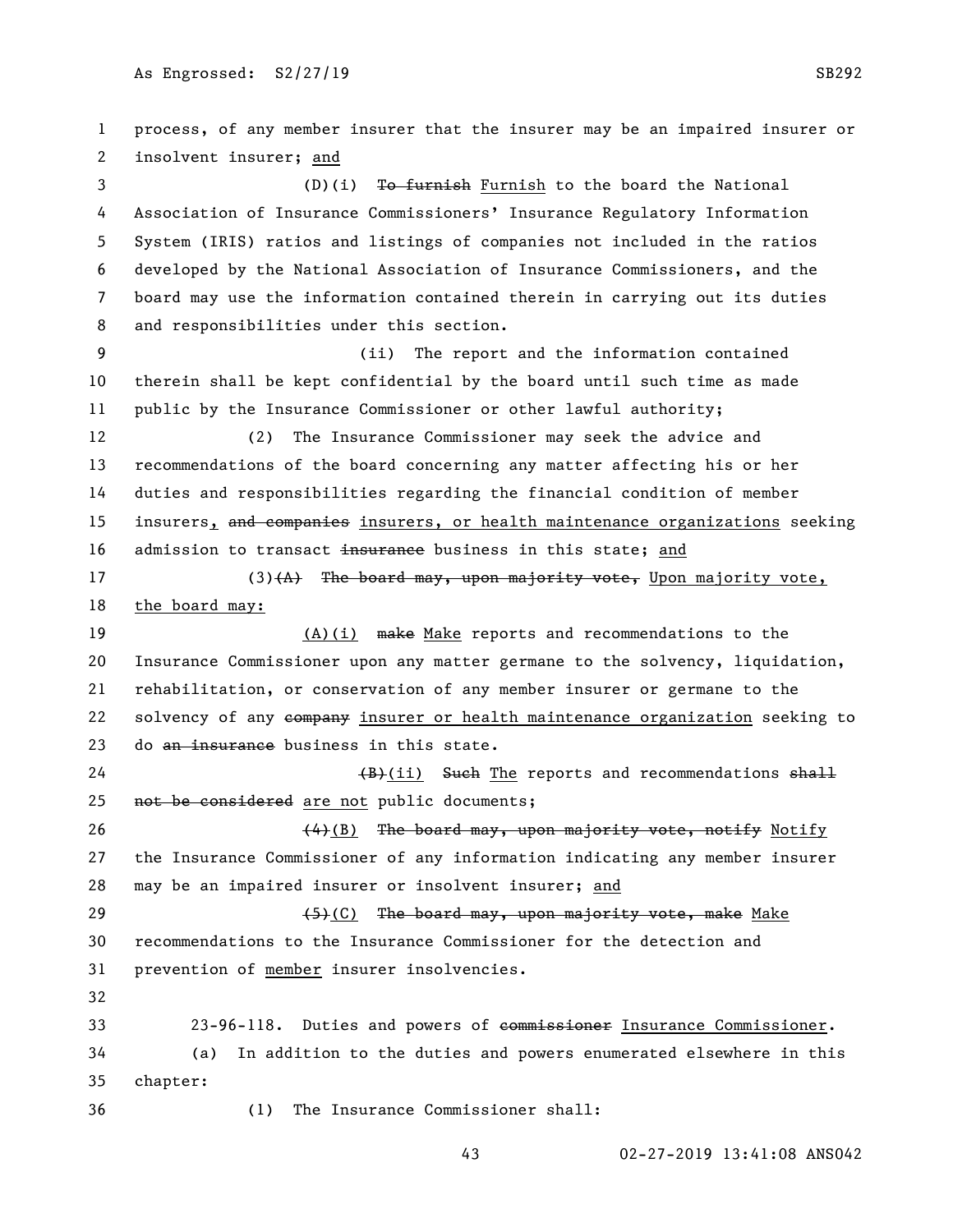process, of any member insurer that the insurer may be an impaired insurer or insolvent insurer; and

(D)(i) ~~To furnish~~ Furnish to the board the National Association of Insurance Commissioners' Insurance Regulatory Information System (IRIS) ratios and listings of companies not included in the ratios developed by the National Association of Insurance Commissioners, and the board may use the information contained therein in carrying out its duties and responsibilities under this section.

(ii) The report and the information contained therein shall be kept confidential by the board until such time as made public by the Insurance Commissioner or other lawful authority;

(2) The Insurance Commissioner may seek the advice and recommendations of the board concerning any matter affecting his or her duties and responsibilities regarding the financial condition of member insurers, ~~and companies~~ insurers, or health maintenance organizations seeking admission to transact ~~insurance~~ business in this state; and

(3)~~(A) The board may, upon majority vote,~~ Upon majority vote, the board may:

(A)(i) ~~make~~ Make reports and recommendations to the Insurance Commissioner upon any matter germane to the solvency, liquidation, rehabilitation, or conservation of any member insurer or germane to the solvency of any ~~company~~ insurer or health maintenance organization seeking to do ~~an insurance~~ business in this state.

~~(B)~~(ii) ~~Such~~ The reports and recommendations ~~shall not be considered~~ are not public documents;

~~(4)~~(B) ~~The board may, upon majority vote, notify~~ Notify the Insurance Commissioner of any information indicating any member insurer may be an impaired insurer or insolvent insurer; and

~~(5)~~(C) ~~The board may, upon majority vote, make~~ Make recommendations to the Insurance Commissioner for the detection and prevention of member insurer insolvencies.

23-96-118. Duties and powers of ~~commissioner~~ Insurance Commissioner.

(a) In addition to the duties and powers enumerated elsewhere in this chapter:

(1) The Insurance Commissioner shall: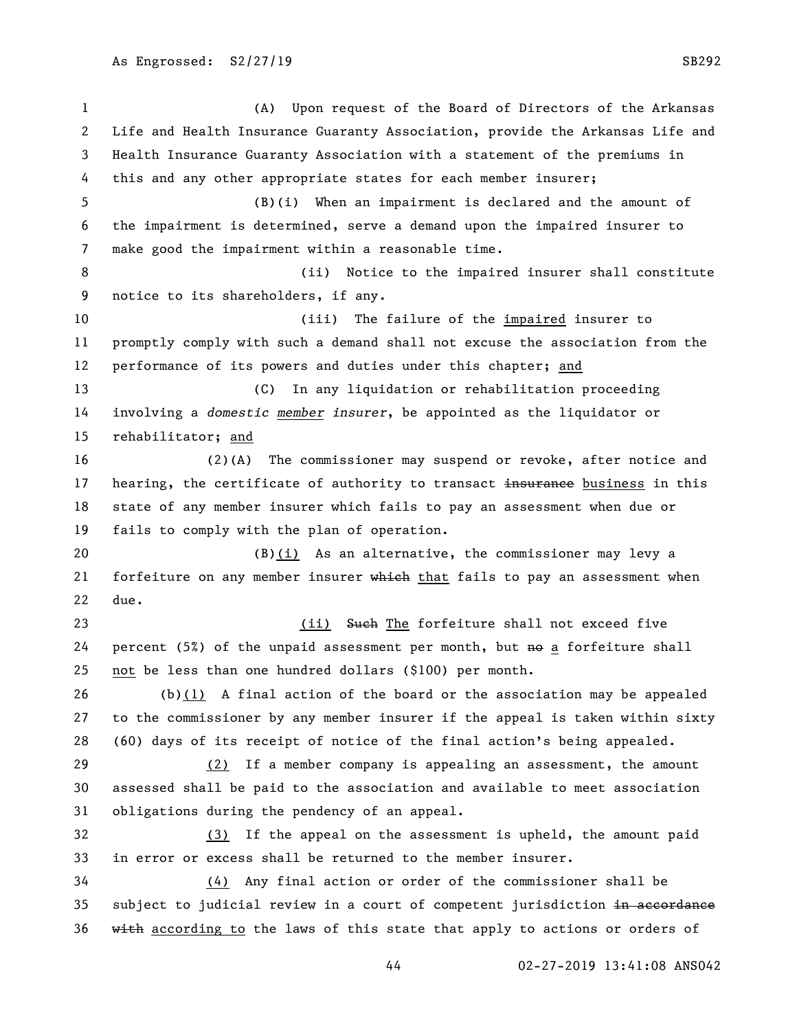(A) Upon request of the Board of Directors of the Arkansas Life and Health Insurance Guaranty Association, provide the Arkansas Life and Health Insurance Guaranty Association with a statement of the premiums in this and any other appropriate states for each member insurer;

(B)(i) When an impairment is declared and the amount of the impairment is determined, serve a demand upon the impaired insurer to make good the impairment within a reasonable time.

(ii) Notice to the impaired insurer shall constitute notice to its shareholders, if any.

(iii) The failure of the impaired insurer to promptly comply with such a demand shall not excuse the association from the performance of its powers and duties under this chapter; and

(C) In any liquidation or rehabilitation proceeding involving a *domestic member insurer*, be appointed as the liquidator or rehabilitator; and

(2)(A) The commissioner may suspend or revoke, after notice and hearing, the certificate of authority to transact ~~insurance~~ business in this state of any member insurer which fails to pay an assessment when due or fails to comply with the plan of operation.

(B)(i) As an alternative, the commissioner may levy a forfeiture on any member insurer ~~which~~ that fails to pay an assessment when due.

(ii) ~~Such~~ The forfeiture shall not exceed five percent (5%) of the unpaid assessment per month, but ~~no~~ a forfeiture shall not be less than one hundred dollars ($100) per month.

(b)(1) A final action of the board or the association may be appealed to the commissioner by any member insurer if the appeal is taken within sixty (60) days of its receipt of notice of the final action's being appealed.

(2) If a member company is appealing an assessment, the amount assessed shall be paid to the association and available to meet association obligations during the pendency of an appeal.

(3) If the appeal on the assessment is upheld, the amount paid in error or excess shall be returned to the member insurer.

(4) Any final action or order of the commissioner shall be subject to judicial review in a court of competent jurisdiction ~~in accordance with~~ according to the laws of this state that apply to actions or orders of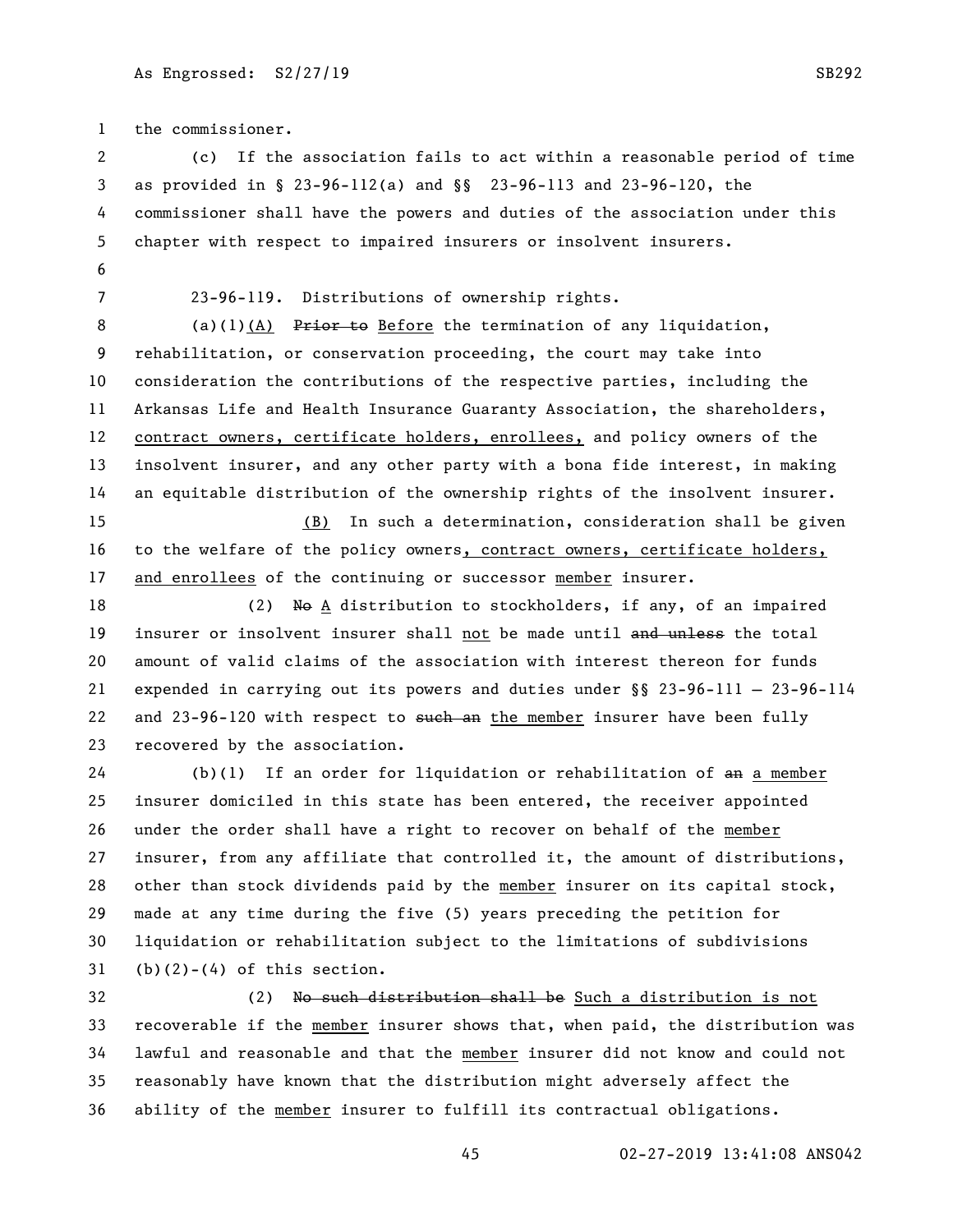the commissioner.

(c) If the association fails to act within a reasonable period of time as provided in § 23-96-112(a) and §§ 23-96-113 and 23-96-120, the commissioner shall have the powers and duties of the association under this chapter with respect to impaired insurers or insolvent insurers.

23-96-119. Distributions of ownership rights.

(a)(1)(A) ~~Prior to~~ Before the termination of any liquidation, rehabilitation, or conservation proceeding, the court may take into consideration the contributions of the respective parties, including the Arkansas Life and Health Insurance Guaranty Association, the shareholders, contract owners, certificate holders, enrollees, and policy owners of the insolvent insurer, and any other party with a bona fide interest, in making an equitable distribution of the ownership rights of the insolvent insurer.

(B) In such a determination, consideration shall be given to the welfare of the policy owners, contract owners, certificate holders, and enrollees of the continuing or successor member insurer.

(2) ~~No~~ A distribution to stockholders, if any, of an impaired insurer or insolvent insurer shall not be made until ~~and unless~~ the total amount of valid claims of the association with interest thereon for funds expended in carrying out its powers and duties under §§ 23-96-111 — 23-96-114 and 23-96-120 with respect to ~~such an~~ the member insurer have been fully recovered by the association.

(b)(1) If an order for liquidation or rehabilitation of ~~an~~ a member insurer domiciled in this state has been entered, the receiver appointed under the order shall have a right to recover on behalf of the member insurer, from any affiliate that controlled it, the amount of distributions, other than stock dividends paid by the member insurer on its capital stock, made at any time during the five (5) years preceding the petition for liquidation or rehabilitation subject to the limitations of subdivisions (b)(2)-(4) of this section.

(2) ~~No such distribution shall be~~ Such a distribution is not recoverable if the member insurer shows that, when paid, the distribution was lawful and reasonable and that the member insurer did not know and could not reasonably have known that the distribution might adversely affect the ability of the member insurer to fulfill its contractual obligations.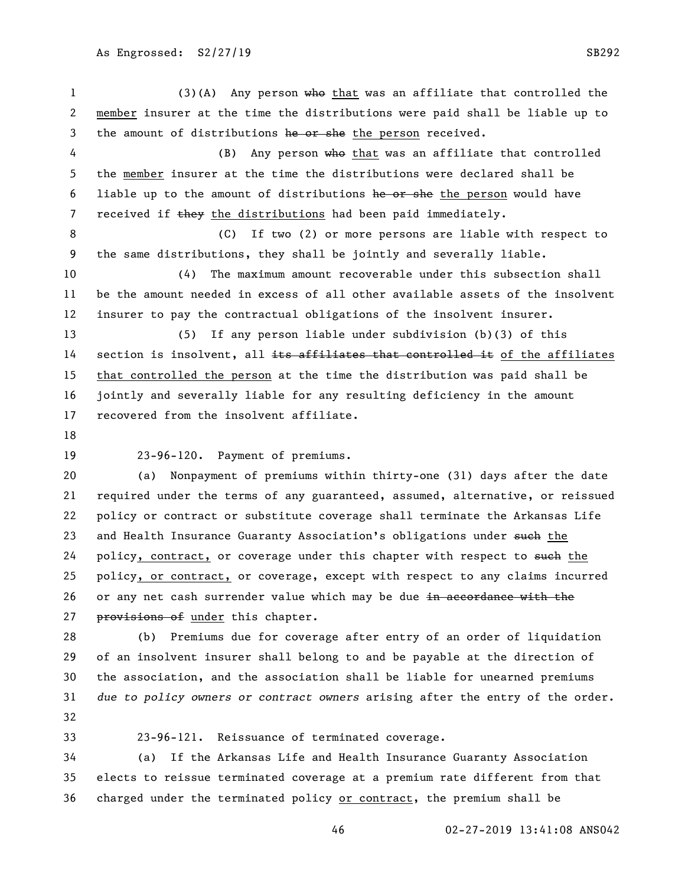(3)(A) Any person ~~who~~ that was an affiliate that controlled the member insurer at the time the distributions were paid shall be liable up to the amount of distributions ~~he or she~~ the person received.

(B) Any person ~~who~~ that was an affiliate that controlled the member insurer at the time the distributions were declared shall be liable up to the amount of distributions ~~he or she~~ the person would have received if ~~they~~ the distributions had been paid immediately.

(C) If two (2) or more persons are liable with respect to the same distributions, they shall be jointly and severally liable.

(4) The maximum amount recoverable under this subsection shall be the amount needed in excess of all other available assets of the insolvent insurer to pay the contractual obligations of the insolvent insurer.

(5) If any person liable under subdivision (b)(3) of this section is insolvent, all ~~its affiliates that controlled it~~ of the affiliates that controlled the person at the time the distribution was paid shall be jointly and severally liable for any resulting deficiency in the amount recovered from the insolvent affiliate.

23-96-120. Payment of premiums.

(a) Nonpayment of premiums within thirty-one (31) days after the date required under the terms of any guaranteed, assumed, alternative, or reissued policy or contract or substitute coverage shall terminate the Arkansas Life and Health Insurance Guaranty Association's obligations under ~~such~~ the policy, contract, or coverage under this chapter with respect to ~~such~~ the policy, or contract, or coverage, except with respect to any claims incurred or any net cash surrender value which may be due ~~in accordance with the provisions of~~ under this chapter.

(b) Premiums due for coverage after entry of an order of liquidation of an insolvent insurer shall belong to and be payable at the direction of the association, and the association shall be liable for unearned premiums *due to policy owners or contract owners* arising after the entry of the order.

23-96-121. Reissuance of terminated coverage.

(a) If the Arkansas Life and Health Insurance Guaranty Association elects to reissue terminated coverage at a premium rate different from that charged under the terminated policy or contract, the premium shall be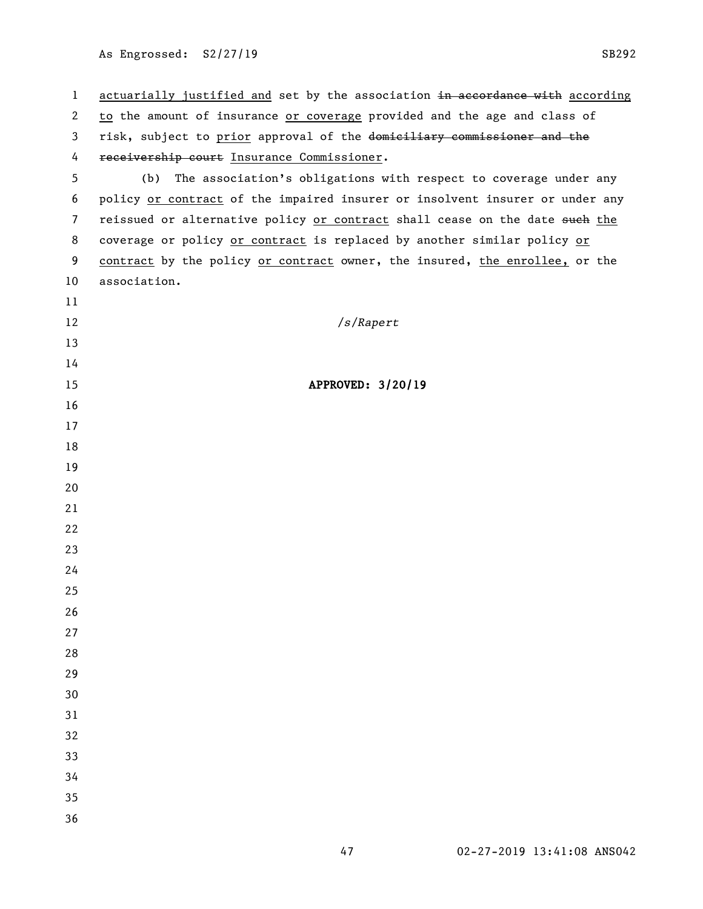actuarially justified and set by the association ~~in accordance with~~ according to the amount of insurance or coverage provided and the age and class of risk, subject to prior approval of the ~~domiciliary commissioner and the receivership court~~ Insurance Commissioner.

(b) The association's obligations with respect to coverage under any policy or contract of the impaired insurer or insolvent insurer or under any reissued or alternative policy or contract shall cease on the date ~~such~~ the coverage or policy or contract is replaced by another similar policy or contract by the policy or contract owner, the insured, the enrollee, or the association.

*/s/Rapert*

**APPROVED: 3/20/19**